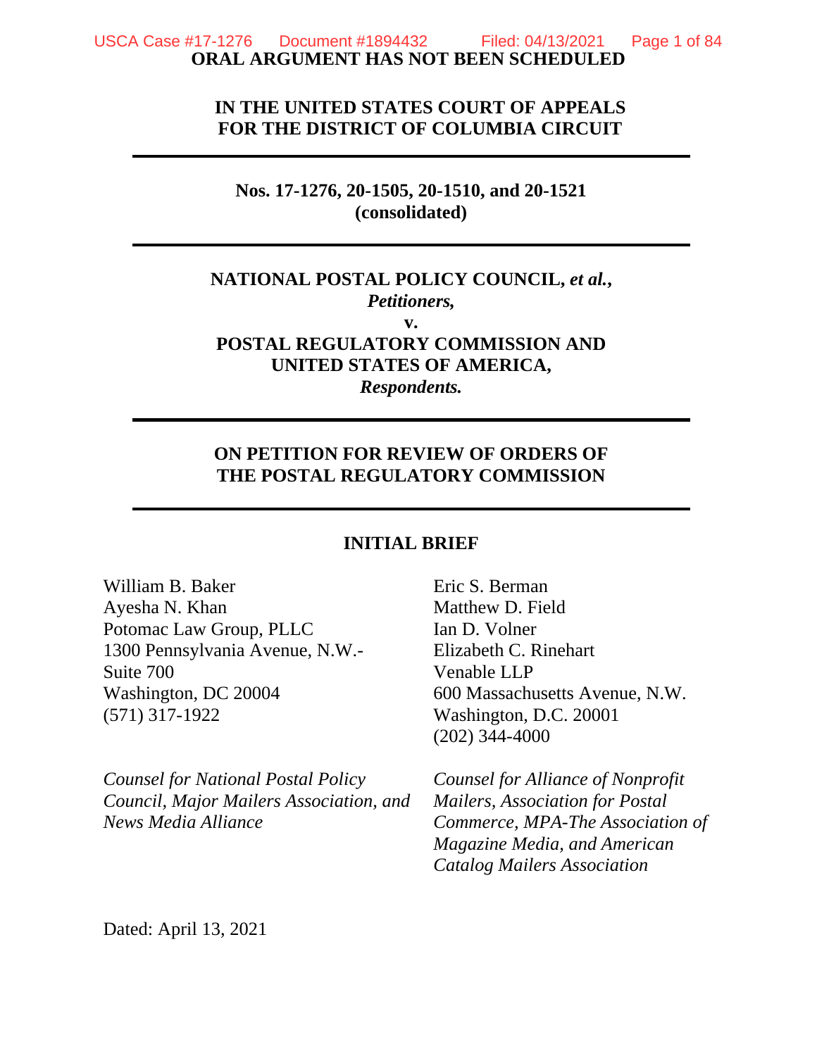**ORAL ARGUMENT HAS NOT BEEN SCHEDULED**

**IN THE UNITED STATES COURT OF APPEALS**
**FOR THE DISTRICT OF COLUMBIA CIRCUIT**

---

**Nos. 17-1276, 20-1505, 20-1510, and 20-1521**
**(consolidated)**

---

**NATIONAL POSTAL POLICY COUNCIL, *et al.*,**
***Petitioners,***
**v.**
**POSTAL REGULATORY COMMISSION AND**
**UNITED STATES OF AMERICA,**
***Respondents.***

---

**ON PETITION FOR REVIEW OF ORDERS OF**
**THE POSTAL REGULATORY COMMISSION**

---

**INITIAL BRIEF**

William B. Baker
Ayesha N. Khan
Potomac Law Group, PLLC
1300 Pennsylvania Avenue, N.W.-
Suite 700
Washington, DC 20004
(571) 317-1922

*Counsel for National Postal Policy Council, Major Mailers Association, and News Media Alliance*

Eric S. Berman
Matthew D. Field
Ian D. Volner
Elizabeth C. Rinehart
Venable LLP
600 Massachusetts Avenue, N.W.
Washington, D.C. 20001
(202) 344-4000

*Counsel for Alliance of Nonprofit Mailers, Association for Postal Commerce, MPA-The Association of Magazine Media, and American Catalog Mailers Association*

Dated: April 13, 2021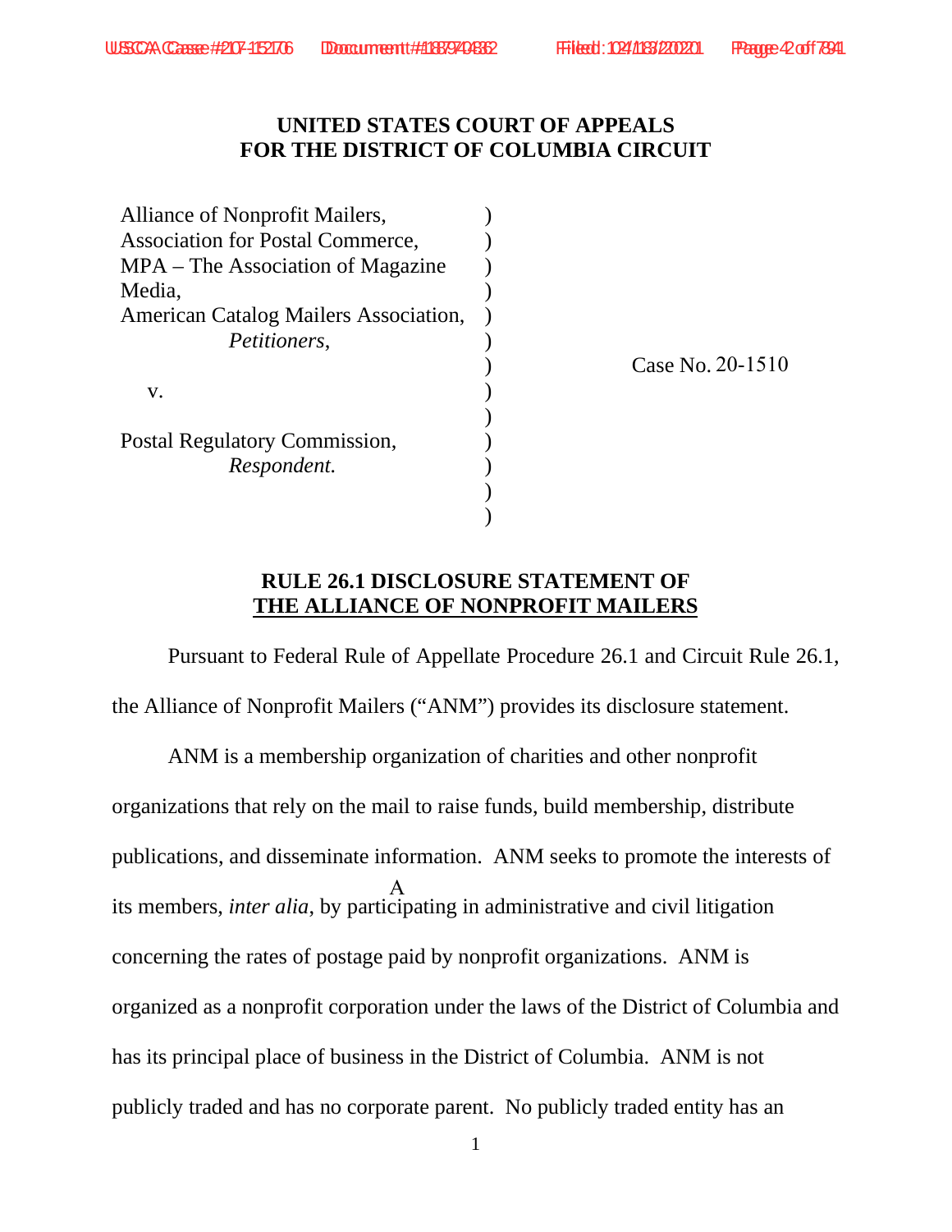**UNITED STATES COURT OF APPEALS**
**FOR THE DISTRICT OF COLUMBIA CIRCUIT**

| | | |
|---|---|---|
| Alliance of Nonprofit Mailers, Association for Postal Commerce, MPA – The Association of Magazine Media, American Catalog Mailers Association, *Petitioners*, | ) | |
| v. | ) | Case No. 20-1510 |
| Postal Regulatory Commission, *Respondent.* | ) | |

**RULE 26.1 DISCLOSURE STATEMENT OF**
**THE ALLIANCE OF NONPROFIT MAILERS**

Pursuant to Federal Rule of Appellate Procedure 26.1 and Circuit Rule 26.1, the Alliance of Nonprofit Mailers ("ANM") provides its disclosure statement.

ANM is a membership organization of charities and other nonprofit organizations that rely on the mail to raise funds, build membership, distribute publications, and disseminate information. ANM seeks to promote the interests of its members, *inter alia*, by participating in administrative and civil litigation concerning the rates of postage paid by nonprofit organizations. ANM is organized as a nonprofit corporation under the laws of the District of Columbia and has its principal place of business in the District of Columbia. ANM is not publicly traded and has no corporate parent. No publicly traded entity has an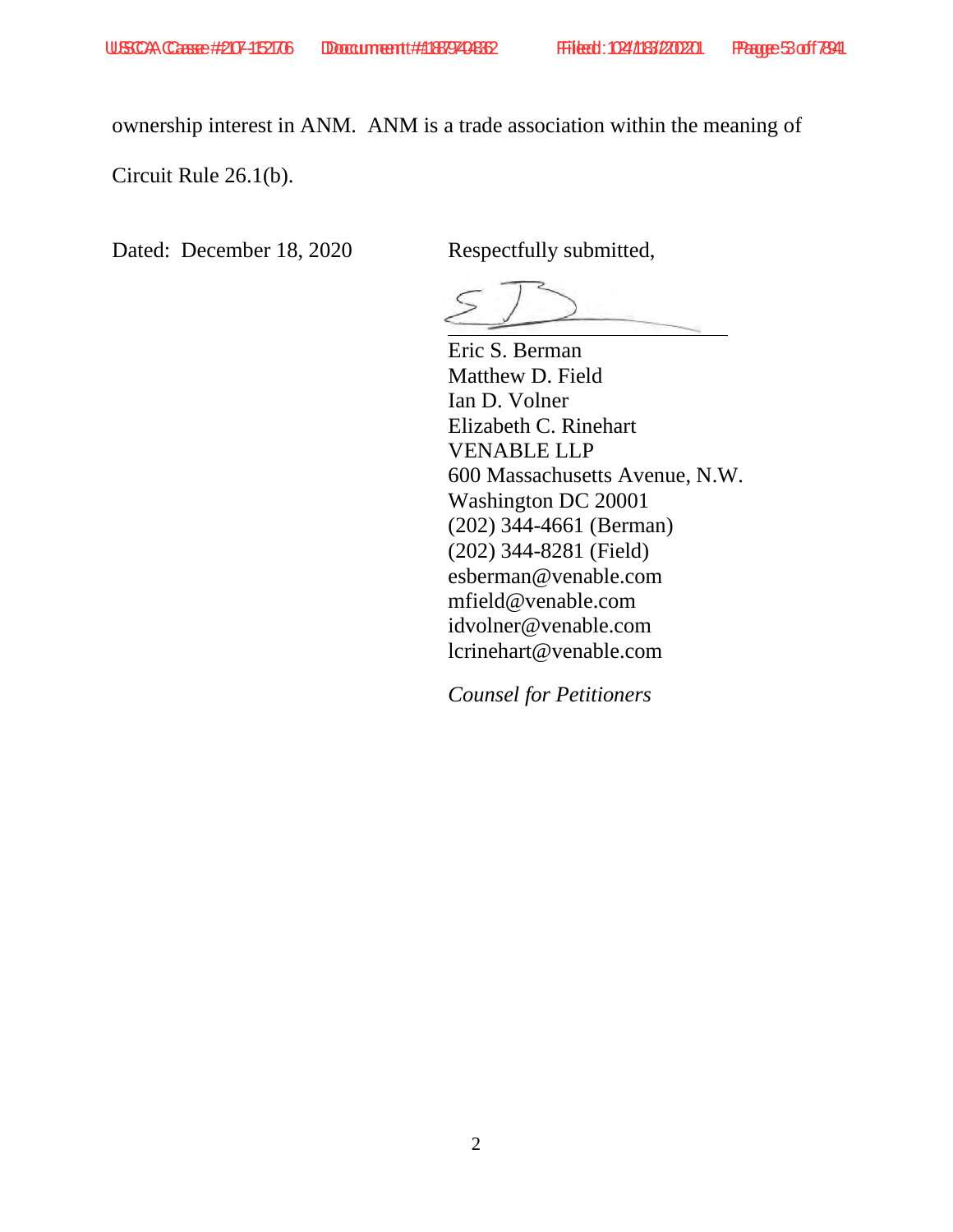ownership interest in ANM. ANM is a trade association within the meaning of Circuit Rule 26.1(b).

Dated: December 18, 2020

Respectfully submitted,

Eric S. Berman
Matthew D. Field
Ian D. Volner
Elizabeth C. Rinehart
VENABLE LLP
600 Massachusetts Avenue, N.W.
Washington DC 20001
(202) 344-4661 (Berman)
(202) 344-8281 (Field)
esberman@venable.com
mfield@venable.com
idvolner@venable.com
lcrinehart@venable.com

*Counsel for Petitioners*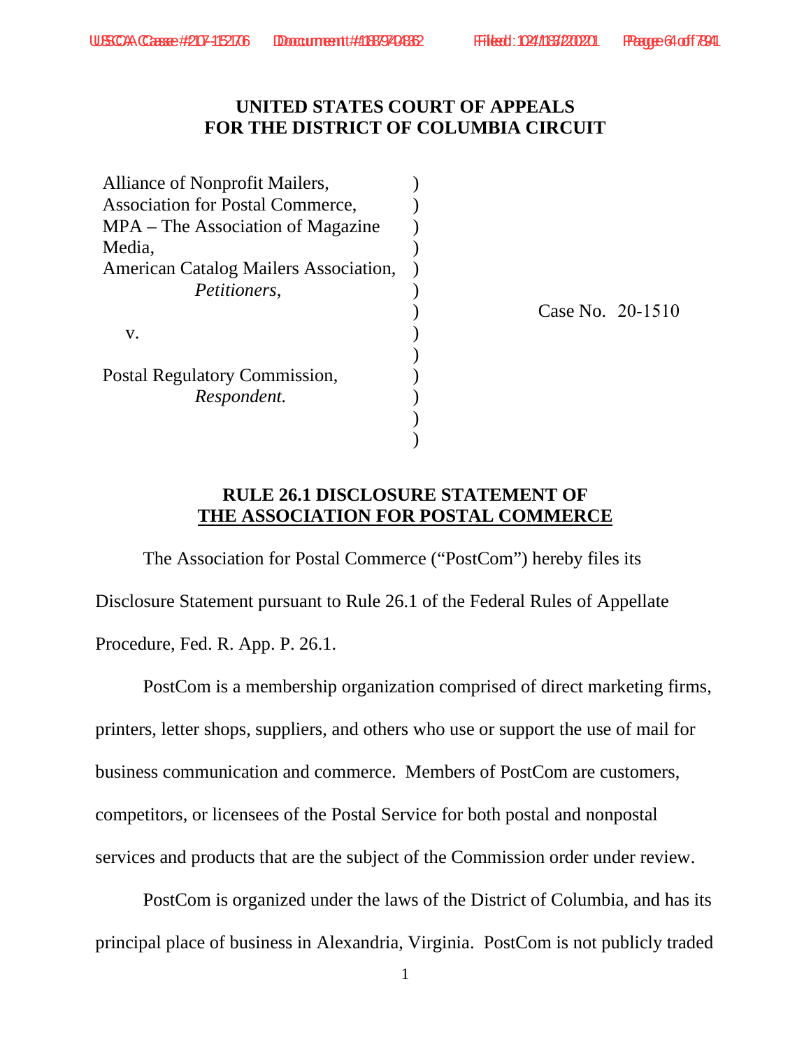**UNITED STATES COURT OF APPEALS**
**FOR THE DISTRICT OF COLUMBIA CIRCUIT**

| | | |
|---|---|---|
| Alliance of Nonprofit Mailers, | ) | |
| Association for Postal Commerce, | ) | |
| MPA – The Association of Magazine Media, | ) | |
| American Catalog Mailers Association, | ) | |
| *Petitioners*, | ) | |
| | ) | Case No. 20-1510 |
| v. | ) | |
| | ) | |
| Postal Regulatory Commission, | ) | |
| *Respondent.* | ) | |
| | ) | |
| | ) | |

**RULE 26.1 DISCLOSURE STATEMENT OF**
**THE ASSOCIATION FOR POSTAL COMMERCE**

The Association for Postal Commerce ("PostCom") hereby files its Disclosure Statement pursuant to Rule 26.1 of the Federal Rules of Appellate Procedure, Fed. R. App. P. 26.1.

PostCom is a membership organization comprised of direct marketing firms, printers, letter shops, suppliers, and others who use or support the use of mail for business communication and commerce. Members of PostCom are customers, competitors, or licensees of the Postal Service for both postal and nonpostal services and products that are the subject of the Commission order under review.

PostCom is organized under the laws of the District of Columbia, and has its principal place of business in Alexandria, Virginia. PostCom is not publicly traded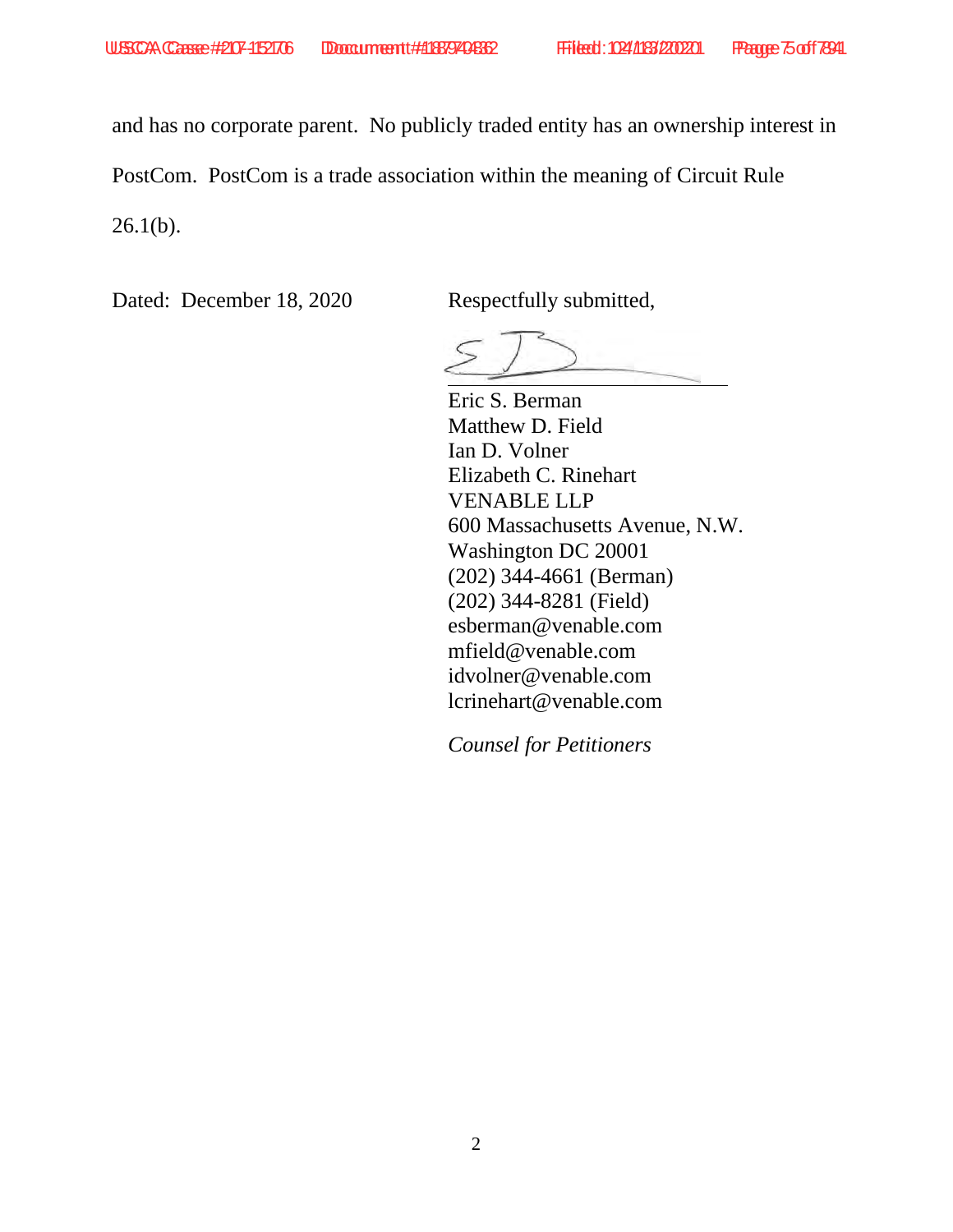and has no corporate parent. No publicly traded entity has an ownership interest in PostCom. PostCom is a trade association within the meaning of Circuit Rule 26.1(b).

Dated: December 18, 2020

Respectfully submitted,

Eric S. Berman
Matthew D. Field
Ian D. Volner
Elizabeth C. Rinehart
VENABLE LLP
600 Massachusetts Avenue, N.W.
Washington DC 20001
(202) 344-4661 (Berman)
(202) 344-8281 (Field)
esberman@venable.com
mfield@venable.com
idvolner@venable.com
lcrinehart@venable.com

*Counsel for Petitioners*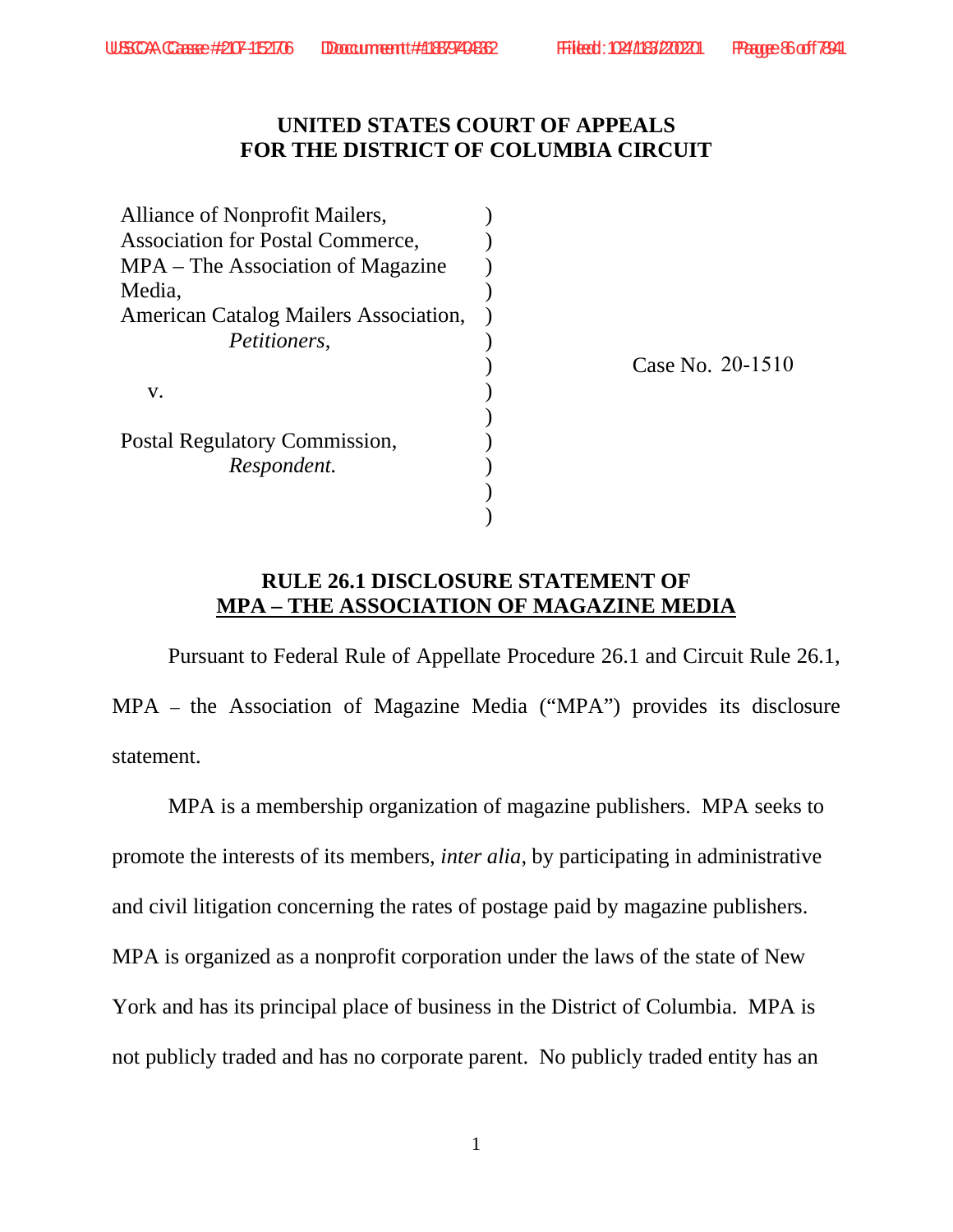# UNITED STATES COURT OF APPEALS
# FOR THE DISTRICT OF COLUMBIA CIRCUIT

| | | |
|---|---|---|
| Alliance of Nonprofit Mailers, Association for Postal Commerce, MPA – The Association of Magazine Media, American Catalog Mailers Association, *Petitioners*, | ) | |
| v. | ) | Case No. 20-1510 |
| Postal Regulatory Commission, *Respondent.* | ) | |

## RULE 26.1 DISCLOSURE STATEMENT OF MPA – THE ASSOCIATION OF MAGAZINE MEDIA

Pursuant to Federal Rule of Appellate Procedure 26.1 and Circuit Rule 26.1, MPA – the Association of Magazine Media ("MPA") provides its disclosure statement.

MPA is a membership organization of magazine publishers. MPA seeks to promote the interests of its members, *inter alia*, by participating in administrative and civil litigation concerning the rates of postage paid by magazine publishers. MPA is organized as a nonprofit corporation under the laws of the state of New York and has its principal place of business in the District of Columbia. MPA is not publicly traded and has no corporate parent. No publicly traded entity has an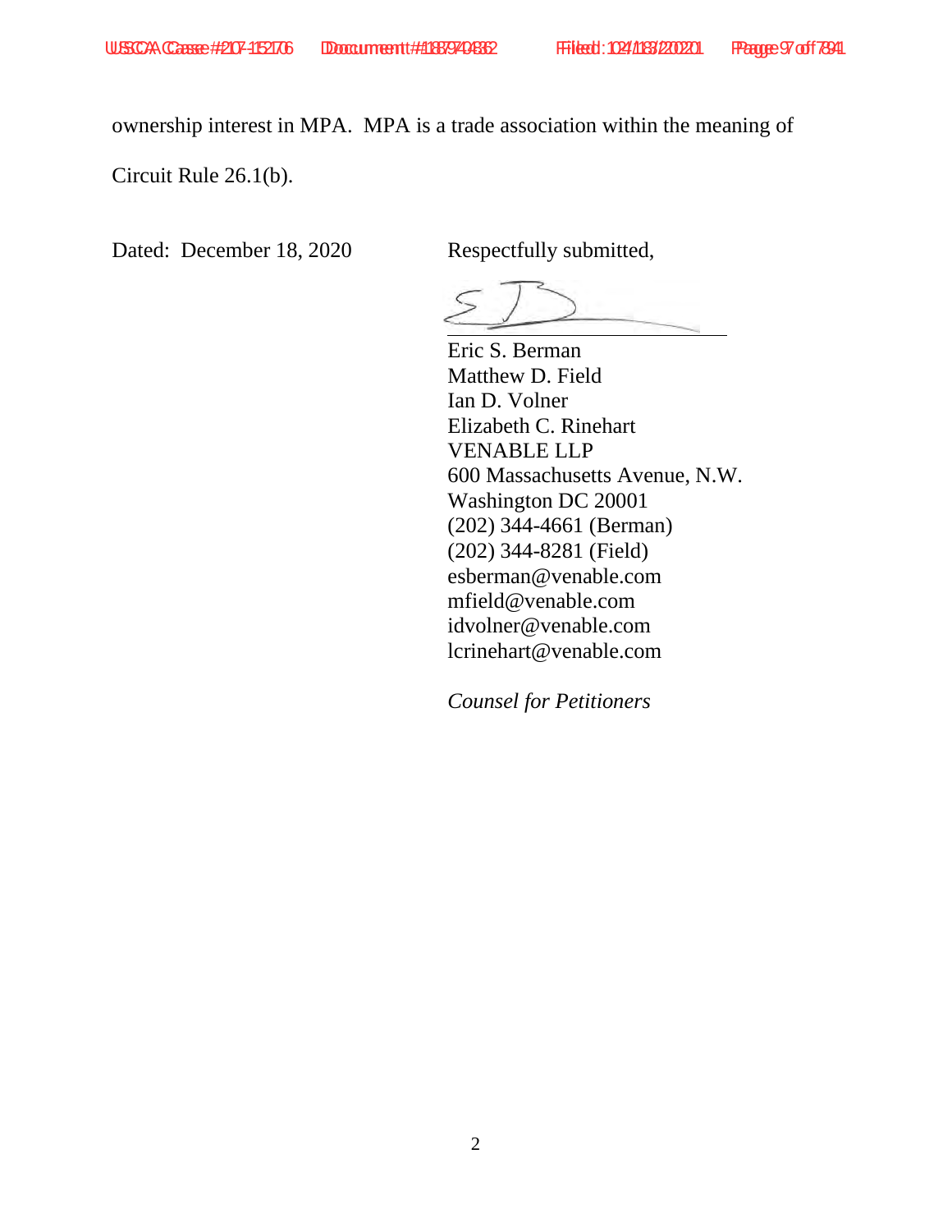ownership interest in MPA. MPA is a trade association within the meaning of Circuit Rule 26.1(b).

Dated: December 18, 2020

Respectfully submitted,

Eric S. Berman
Matthew D. Field
Ian D. Volner
Elizabeth C. Rinehart
VENABLE LLP
600 Massachusetts Avenue, N.W.
Washington DC 20001
(202) 344-4661 (Berman)
(202) 344-8281 (Field)
esberman@venable.com
mfield@venable.com
idvolner@venable.com
lcrinehart@venable.com

*Counsel for Petitioners*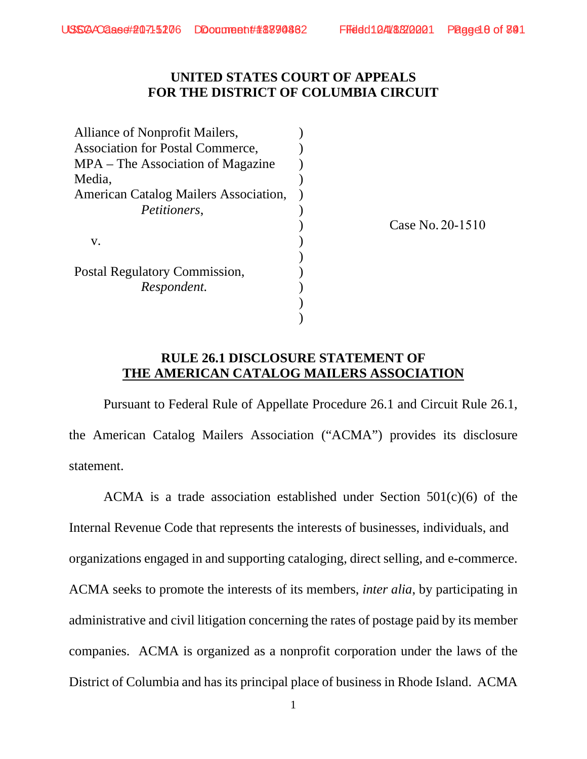**UNITED STATES COURT OF APPEALS**
**FOR THE DISTRICT OF COLUMBIA CIRCUIT**

| | | |
|---|---|---|
| Alliance of Nonprofit Mailers, | ) | |
| Association for Postal Commerce, | ) | |
| MPA – The Association of Magazine Media, | ) | |
| American Catalog Mailers Association, | ) | |
| *Petitioners*, | ) | |
| | ) | Case No. 20-1510 |
| v. | ) | |
| | ) | |
| Postal Regulatory Commission, | ) | |
| *Respondent.* | ) | |
| | ) | |
| | ) | |

**RULE 26.1 DISCLOSURE STATEMENT OF**
**THE AMERICAN CATALOG MAILERS ASSOCIATION**

Pursuant to Federal Rule of Appellate Procedure 26.1 and Circuit Rule 26.1, the American Catalog Mailers Association ("ACMA") provides its disclosure statement.

ACMA is a trade association established under Section 501(c)(6) of the Internal Revenue Code that represents the interests of businesses, individuals, and organizations engaged in and supporting cataloging, direct selling, and e-commerce. ACMA seeks to promote the interests of its members, *inter alia*, by participating in administrative and civil litigation concerning the rates of postage paid by its member companies. ACMA is organized as a nonprofit corporation under the laws of the District of Columbia and has its principal place of business in Rhode Island. ACMA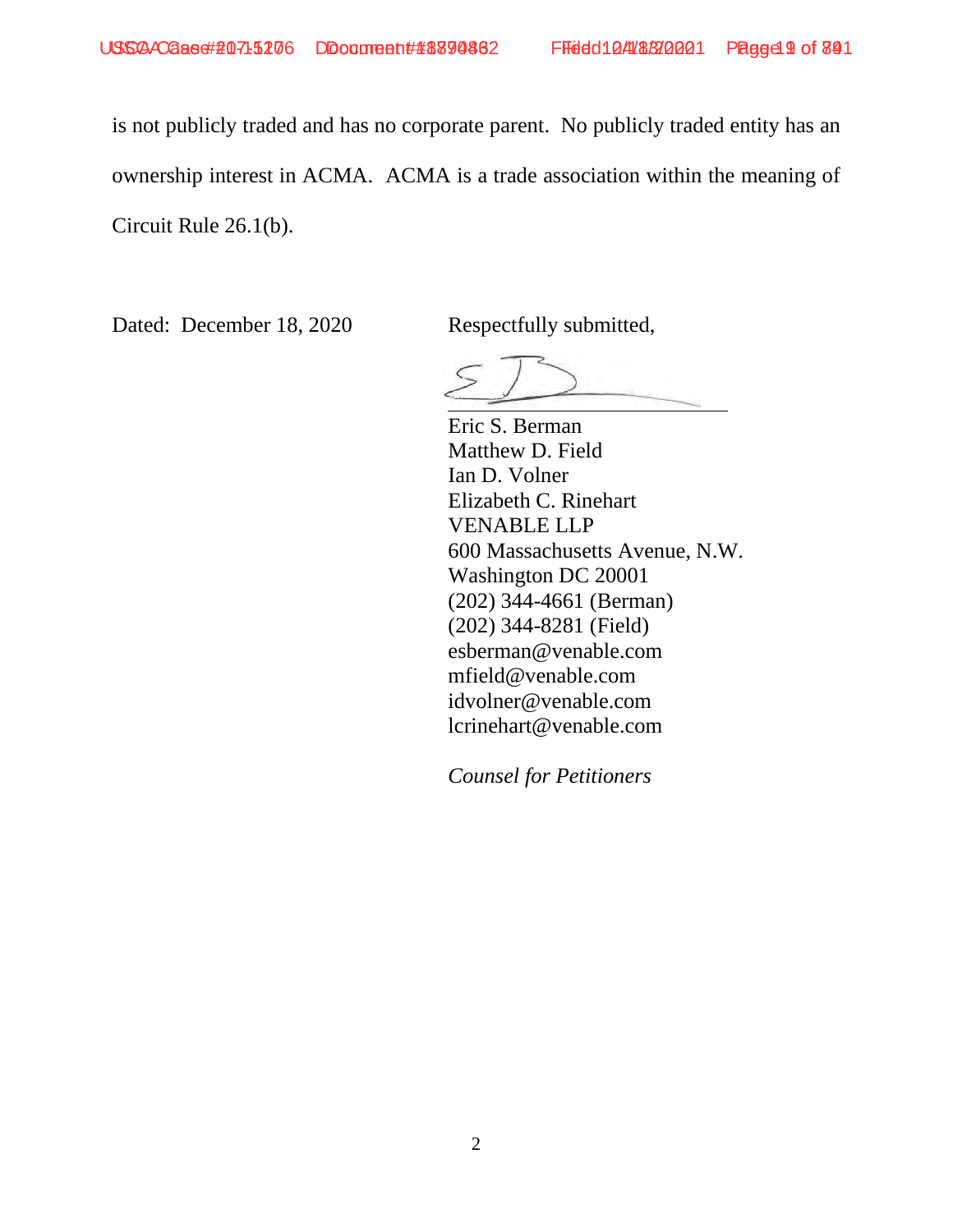is not publicly traded and has no corporate parent. No publicly traded entity has an ownership interest in ACMA. ACMA is a trade association within the meaning of Circuit Rule 26.1(b).

Dated: December 18, 2020

Respectfully submitted,

Eric S. Berman
Matthew D. Field
Ian D. Volner
Elizabeth C. Rinehart
VENABLE LLP
600 Massachusetts Avenue, N.W.
Washington DC 20001
(202) 344-4661 (Berman)
(202) 344-8281 (Field)
esberman@venable.com
mfield@venable.com
idvolner@venable.com
lcrinehart@venable.com

*Counsel for Petitioners*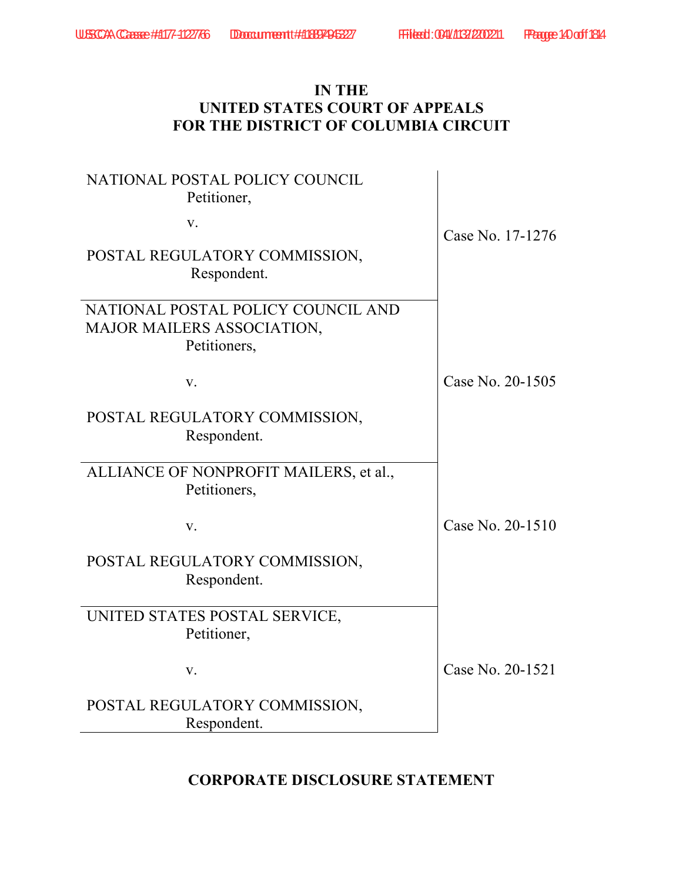# IN THE UNITED STATES COURT OF APPEALS FOR THE DISTRICT OF COLUMBIA CIRCUIT

| | |
|---|---|
| NATIONAL POSTAL POLICY COUNCIL<br>Petitioner,<br><br>v.<br><br>POSTAL REGULATORY COMMISSION,<br>Respondent. | Case No. 17-1276 |
| NATIONAL POSTAL POLICY COUNCIL AND MAJOR MAILERS ASSOCIATION,<br>Petitioners,<br><br>v.<br><br>POSTAL REGULATORY COMMISSION,<br>Respondent. | Case No. 20-1505 |
| ALLIANCE OF NONPROFIT MAILERS, et al.,<br>Petitioners,<br><br>v.<br><br>POSTAL REGULATORY COMMISSION,<br>Respondent. | Case No. 20-1510 |
| UNITED STATES POSTAL SERVICE,<br>Petitioner,<br><br>v.<br><br>POSTAL REGULATORY COMMISSION,<br>Respondent. | Case No. 20-1521 |

## CORPORATE DISCLOSURE STATEMENT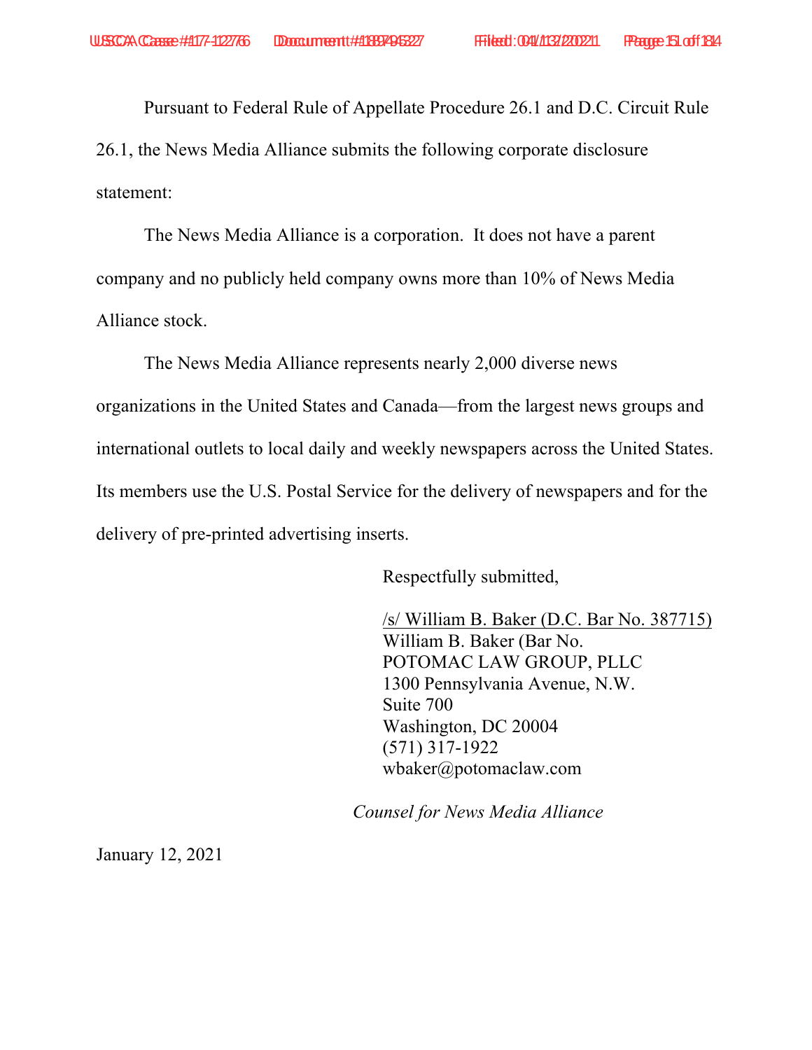Pursuant to Federal Rule of Appellate Procedure 26.1 and D.C. Circuit Rule 26.1, the News Media Alliance submits the following corporate disclosure statement:

The News Media Alliance is a corporation. It does not have a parent company and no publicly held company owns more than 10% of News Media Alliance stock.

The News Media Alliance represents nearly 2,000 diverse news organizations in the United States and Canada—from the largest news groups and international outlets to local daily and weekly newspapers across the United States. Its members use the U.S. Postal Service for the delivery of newspapers and for the delivery of pre-printed advertising inserts.

Respectfully submitted,

/s/ William B. Baker (D.C. Bar No. 387715)
William B. Baker (Bar No.
POTOMAC LAW GROUP, PLLC
1300 Pennsylvania Avenue, N.W.
Suite 700
Washington, DC 20004
(571) 317-1922
wbaker@potomaclaw.com

*Counsel for News Media Alliance*

January 12, 2021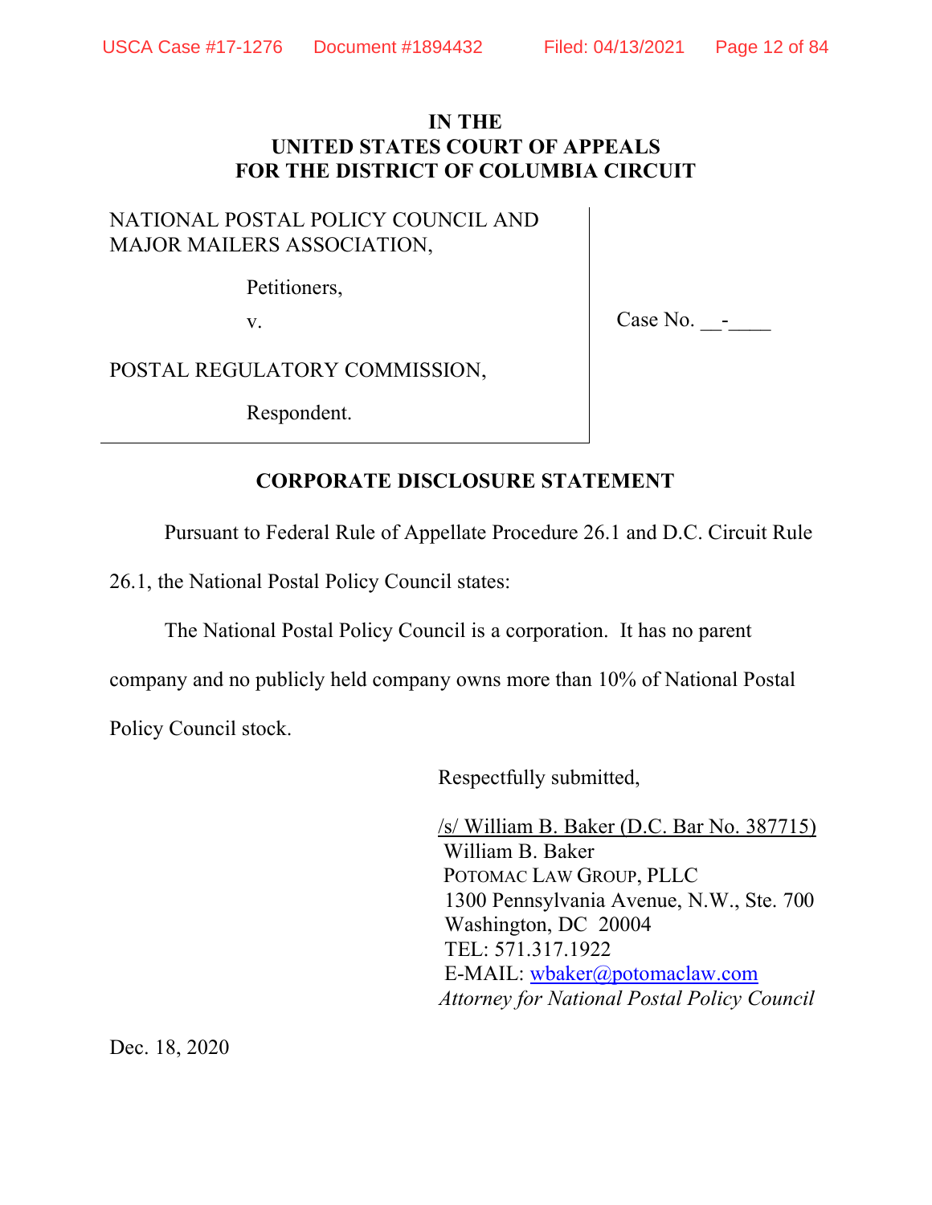**IN THE**
**UNITED STATES COURT OF APPEALS**
**FOR THE DISTRICT OF COLUMBIA CIRCUIT**

NATIONAL POSTAL POLICY COUNCIL AND MAJOR MAILERS ASSOCIATION,

Petitioners,

v.

POSTAL REGULATORY COMMISSION,

Respondent.

Case No. __-____

**CORPORATE DISCLOSURE STATEMENT**

Pursuant to Federal Rule of Appellate Procedure 26.1 and D.C. Circuit Rule 26.1, the National Postal Policy Council states:

The National Postal Policy Council is a corporation. It has no parent company and no publicly held company owns more than 10% of National Postal Policy Council stock.

Respectfully submitted,

/s/ William B. Baker (D.C. Bar No. 387715)
William B. Baker
POTOMAC LAW GROUP, PLLC
1300 Pennsylvania Avenue, N.W., Ste. 700
Washington, DC 20004
TEL: 571.317.1922
E-MAIL: wbaker@potomaclaw.com
*Attorney for National Postal Policy Council*

Dec. 18, 2020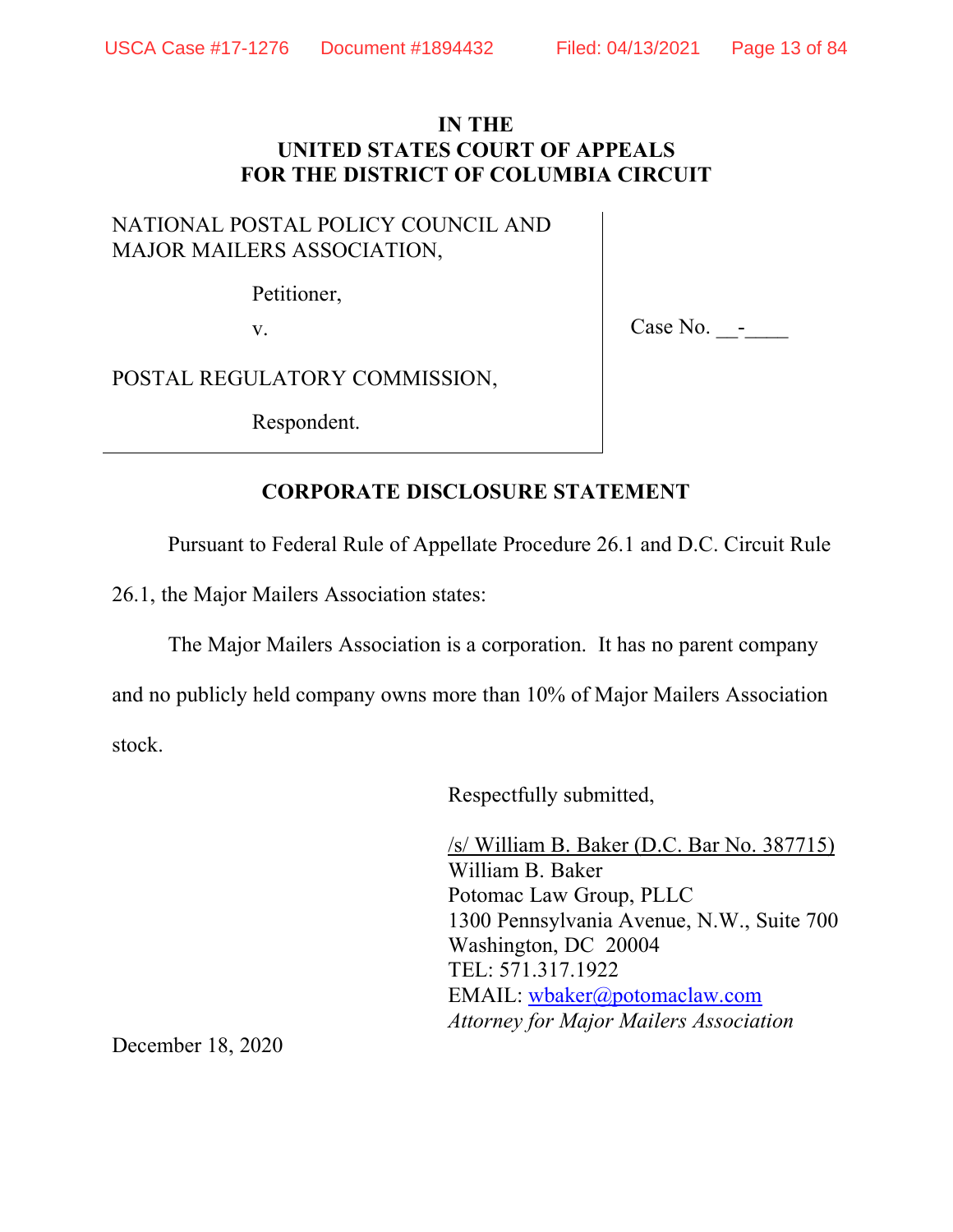**IN THE**
**UNITED STATES COURT OF APPEALS**
**FOR THE DISTRICT OF COLUMBIA CIRCUIT**

NATIONAL POSTAL POLICY COUNCIL AND MAJOR MAILERS ASSOCIATION,

Petitioner,

v.

POSTAL REGULATORY COMMISSION,

Respondent.

Case No. __-____

**CORPORATE DISCLOSURE STATEMENT**

Pursuant to Federal Rule of Appellate Procedure 26.1 and D.C. Circuit Rule 26.1, the Major Mailers Association states:

The Major Mailers Association is a corporation. It has no parent company and no publicly held company owns more than 10% of Major Mailers Association stock.

Respectfully submitted,

/s/ William B. Baker (D.C. Bar No. 387715)
William B. Baker
Potomac Law Group, PLLC
1300 Pennsylvania Avenue, N.W., Suite 700
Washington, DC 20004
TEL: 571.317.1922
EMAIL: wbaker@potomaclaw.com
*Attorney for Major Mailers Association*

December 18, 2020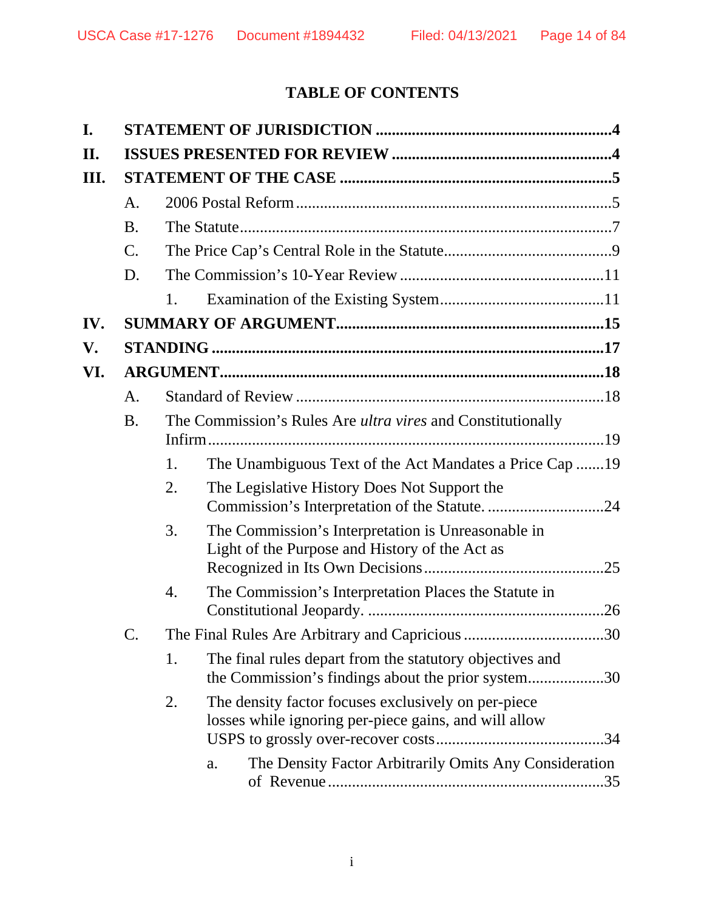# TABLE OF CONTENTS

**I. STATEMENT OF JURISDICTION .......................................................... 4**

**II. ISSUES PRESENTED FOR REVIEW ...................................................... 4**

**III. STATEMENT OF THE CASE ................................................................... 5**

- A. 2006 Postal Reform ............................................................................. 5
- B. The Statute ........................................................................................... 7
- C. The Price Cap's Central Role in the Statute .......................................... 9
- D. The Commission's 10-Year Review ................................................... 11
  - 1. Examination of the Existing System ......................................... 11

**IV. SUMMARY OF ARGUMENT ................................................................. 15**

**V. STANDING ............................................................................................... 17**

**VI. ARGUMENT ............................................................................................ 18**

- A. Standard of Review ............................................................................ 18
- B. The Commission's Rules Are *ultra vires* and Constitutionally Infirm ................................................................................................. 19
  - 1. The Unambiguous Text of the Act Mandates a Price Cap ....... 19
  - 2. The Legislative History Does Not Support the Commission's Interpretation of the Statute. ............................. 24
  - 3. The Commission's Interpretation is Unreasonable in Light of the Purpose and History of the Act as Recognized in Its Own Decisions ............................................ 25
  - 4. The Commission's Interpretation Places the Statute in Constitutional Jeopardy. .......................................................... 26
- C. The Final Rules Are Arbitrary and Capricious ................................... 30
  - 1. The final rules depart from the statutory objectives and the Commission's findings about the prior system .................. 30
  - 2. The density factor focuses exclusively on per-piece losses while ignoring per-piece gains, and will allow USPS to grossly over-recover costs .......................................... 34
    - a. The Density Factor Arbitrarily Omits Any Consideration of Revenue ................................................................... 35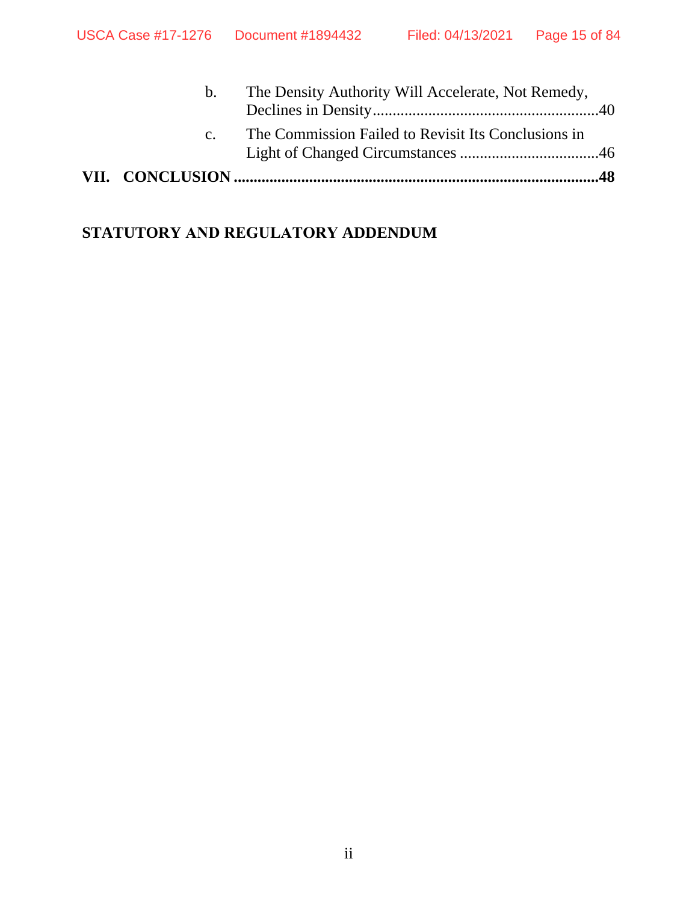b. The Density Authority Will Accelerate, Not Remedy, Declines in Density........................................................40

c. The Commission Failed to Revisit Its Conclusions in Light of Changed Circumstances ..................................46

**VII. CONCLUSION ..........................................................................................48**

**STATUTORY AND REGULATORY ADDENDUM**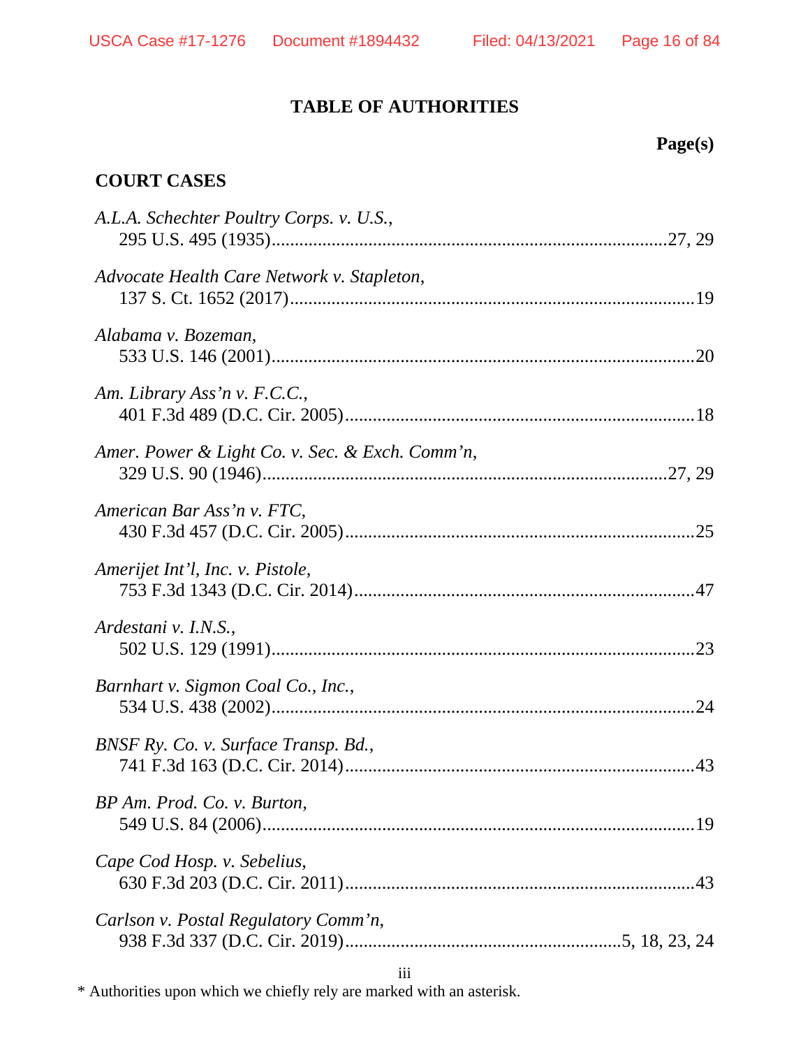# TABLE OF AUTHORITIES

**Page(s)**

## COURT CASES

*A.L.A. Schechter Poultry Corps. v. U.S.*,
295 U.S. 495 (1935)....................................................................................27, 29

*Advocate Health Care Network v. Stapleton*,
137 S. Ct. 1652 (2017).......................................................................................19

*Alabama v. Bozeman*,
533 U.S. 146 (2001)...........................................................................................20

*Am. Library Ass'n v. F.C.C.*,
401 F.3d 489 (D.C. Cir. 2005)...........................................................................18

*Amer. Power & Light Co. v. Sec. & Exch. Comm'n*,
329 U.S. 90 (1946).......................................................................................27, 29

*American Bar Ass'n v. FTC*,
430 F.3d 457 (D.C. Cir. 2005)...........................................................................25

*Amerijet Int'l, Inc. v. Pistole*,
753 F.3d 1343 (D.C. Cir. 2014).........................................................................47

*Ardestani v. I.N.S.*,
502 U.S. 129 (1991)...........................................................................................23

*Barnhart v. Sigmon Coal Co., Inc.*,
534 U.S. 438 (2002)...........................................................................................24

*BNSF Ry. Co. v. Surface Transp. Bd.*,
741 F.3d 163 (D.C. Cir. 2014)...........................................................................43

*BP Am. Prod. Co. v. Burton*,
549 U.S. 84 (2006).............................................................................................19

*Cape Cod Hosp. v. Sebelius*,
630 F.3d 203 (D.C. Cir. 2011)...........................................................................43

*Carlson v. Postal Regulatory Comm'n*,
938 F.3d 337 (D.C. Cir. 2019)...........................................................5, 18, 23, 24

\* Authorities upon which we chiefly rely are marked with an asterisk.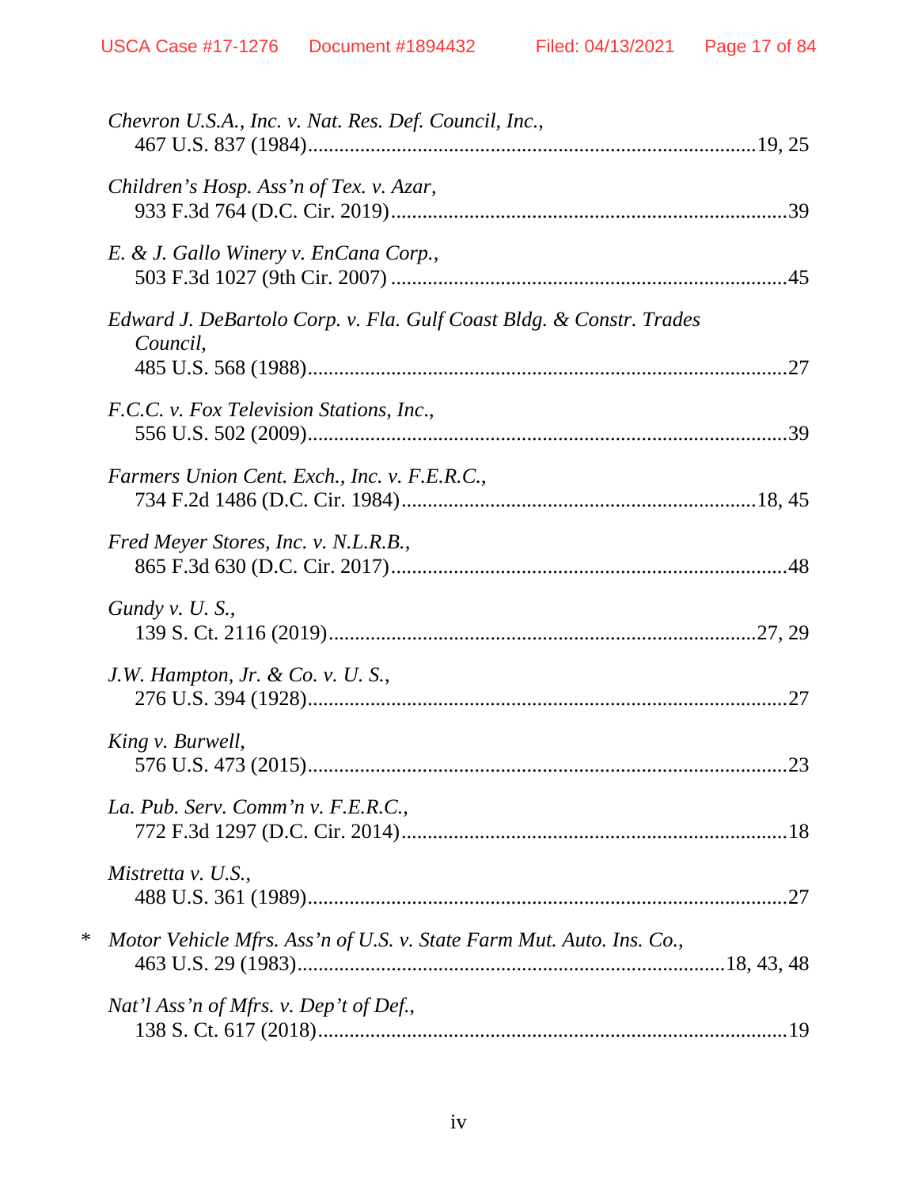*Chevron U.S.A., Inc. v. Nat. Res. Def. Council, Inc.*,
467 U.S. 837 (1984).....................................................................................19, 25

*Children's Hosp. Ass'n of Tex. v. Azar*,
933 F.3d 764 (D.C. Cir. 2019)...........................................................................39

*E. & J. Gallo Winery v. EnCana Corp.*,
503 F.3d 1027 (9th Cir. 2007) ...........................................................................45

*Edward J. DeBartolo Corp. v. Fla. Gulf Coast Bldg. & Constr. Trades Council*,
485 U.S. 568 (1988)...........................................................................................27

*F.C.C. v. Fox Television Stations, Inc.*,
556 U.S. 502 (2009)...........................................................................................39

*Farmers Union Cent. Exch., Inc. v. F.E.R.C.*,
734 F.2d 1486 (D.C. Cir. 1984)...................................................................18, 45

*Fred Meyer Stores, Inc. v. N.L.R.B.*,
865 F.3d 630 (D.C. Cir. 2017)...........................................................................48

*Gundy v. U. S.*,
139 S. Ct. 2116 (2019).................................................................................27, 29

*J.W. Hampton, Jr. & Co. v. U. S.*,
276 U.S. 394 (1928)...........................................................................................27

*King v. Burwell*,
576 U.S. 473 (2015)...........................................................................................23

*La. Pub. Serv. Comm'n v. F.E.R.C.*,
772 F.3d 1297 (D.C. Cir. 2014).........................................................................18

*Mistretta v. U.S.*,
488 U.S. 361 (1989)...........................................................................................27

\* *Motor Vehicle Mfrs. Ass'n of U.S. v. State Farm Mut. Auto. Ins. Co.*,
463 U.S. 29 (1983)...............................................................................18, 43, 48

*Nat'l Ass'n of Mfrs. v. Dep't of Def.*,
138 S. Ct. 617 (2018).........................................................................................19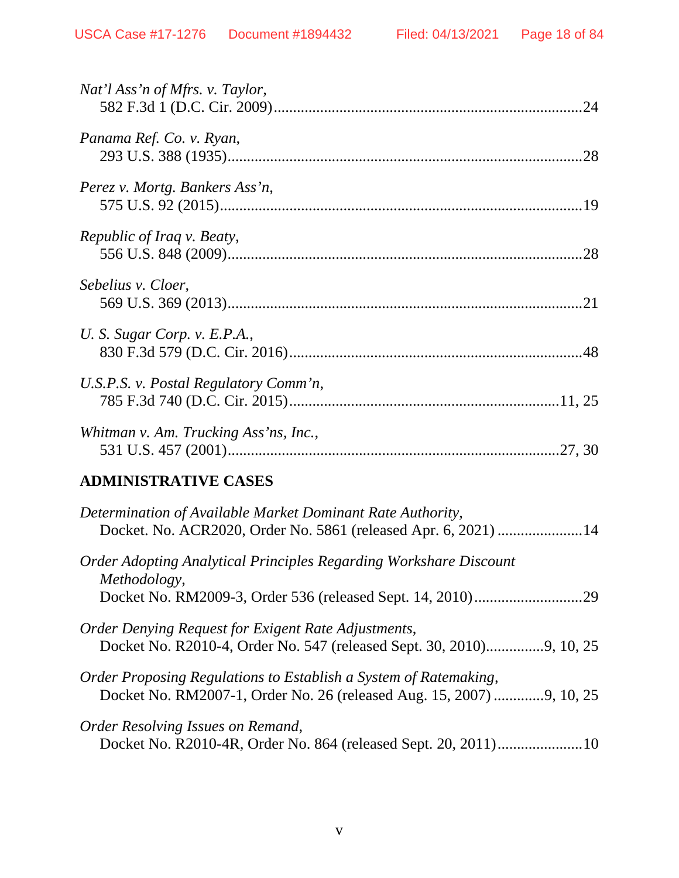*Nat'l Ass'n of Mfrs. v. Taylor*,
582 F.3d 1 (D.C. Cir. 2009)........................................................................................24

*Panama Ref. Co. v. Ryan*,
293 U.S. 388 (1935)..................................................................................................28

*Perez v. Mortg. Bankers Ass'n*,
575 U.S. 92 (2015)....................................................................................................19

*Republic of Iraq v. Beaty*,
556 U.S. 848 (2009)..................................................................................................28

*Sebelius v. Cloer*,
569 U.S. 369 (2013)..................................................................................................21

*U. S. Sugar Corp. v. E.P.A.*,
830 F.3d 579 (D.C. Cir. 2016)..................................................................................48

*U.S.P.S. v. Postal Regulatory Comm'n*,
785 F.3d 740 (D.C. Cir. 2015)...........................................................................11, 25

*Whitman v. Am. Trucking Ass'ns, Inc.*,
531 U.S. 457 (2001)............................................................................................27, 30

## ADMINISTRATIVE CASES

*Determination of Available Market Dominant Rate Authority*,
Docket. No. ACR2020, Order No. 5861 (released Apr. 6, 2021) ......................14

*Order Adopting Analytical Principles Regarding Workshare Discount Methodology*,
Docket No. RM2009-3, Order 536 (released Sept. 14, 2010)............................29

*Order Denying Request for Exigent Rate Adjustments*,
Docket No. R2010-4, Order No. 547 (released Sept. 30, 2010)...............9, 10, 25

*Order Proposing Regulations to Establish a System of Ratemaking*,
Docket No. RM2007-1, Order No. 26 (released Aug. 15, 2007) .............9, 10, 25

*Order Resolving Issues on Remand*,
Docket No. R2010-4R, Order No. 864 (released Sept. 20, 2011)......................10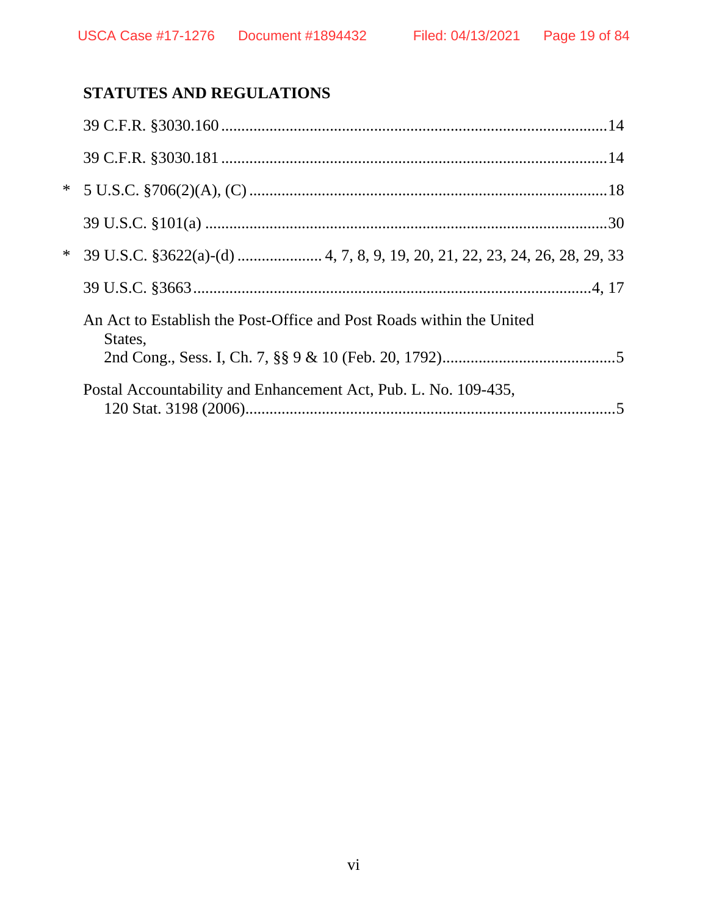## STATUTES AND REGULATIONS

39 C.F.R. §3030.160 ............................................................................................14

39 C.F.R. §3030.181 ............................................................................................14

\* 5 U.S.C. §706(2)(A), (C) ......................................................................................18

39 U.S.C. §101(a) .................................................................................................30

\* 39 U.S.C. §3622(a)-(d) .................... 4, 7, 8, 9, 19, 20, 21, 22, 23, 24, 26, 28, 29, 33

39 U.S.C. §3663 ..................................................................................................4, 17

An Act to Establish the Post-Office and Post Roads within the United States,
2nd Cong., Sess. I, Ch. 7, §§ 9 & 10 (Feb. 20, 1792)..........................................5

Postal Accountability and Enhancement Act, Pub. L. No. 109-435,
120 Stat. 3198 (2006)...........................................................................................5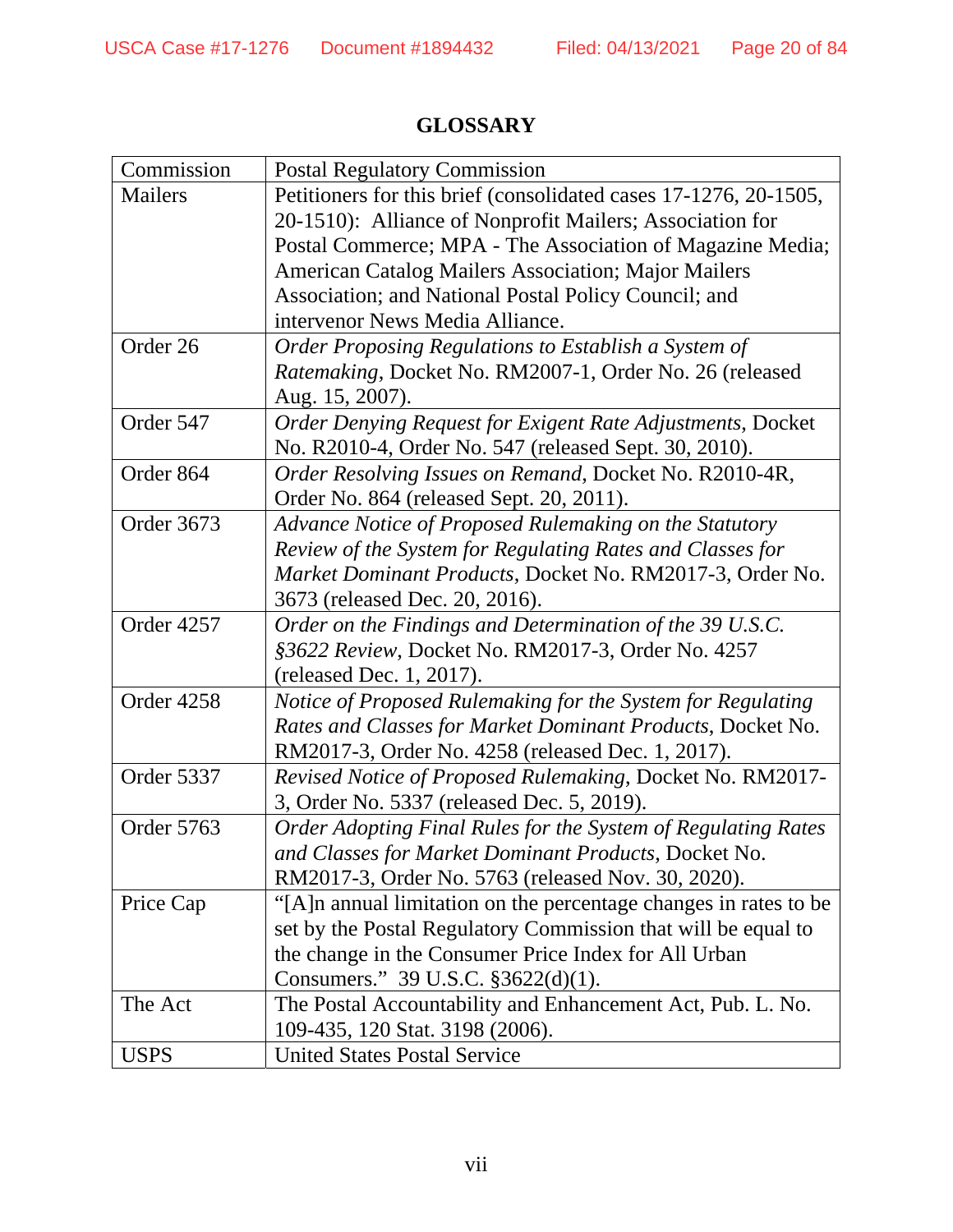# GLOSSARY

| | |
|---|---|
| Commission | Postal Regulatory Commission |
| Mailers | Petitioners for this brief (consolidated cases 17-1276, 20-1505, 20-1510): Alliance of Nonprofit Mailers; Association for Postal Commerce; MPA - The Association of Magazine Media; American Catalog Mailers Association; Major Mailers Association; and National Postal Policy Council; and intervenor News Media Alliance. |
| Order 26 | *Order Proposing Regulations to Establish a System of Ratemaking*, Docket No. RM2007-1, Order No. 26 (released Aug. 15, 2007). |
| Order 547 | *Order Denying Request for Exigent Rate Adjustments,* Docket No. R2010-4, Order No. 547 (released Sept. 30, 2010). |
| Order 864 | *Order Resolving Issues on Remand*, Docket No. R2010-4R, Order No. 864 (released Sept. 20, 2011). |
| Order 3673 | *Advance Notice of Proposed Rulemaking on the Statutory Review of the System for Regulating Rates and Classes for Market Dominant Products*, Docket No. RM2017-3, Order No. 3673 (released Dec. 20, 2016). |
| Order 4257 | *Order on the Findings and Determination of the 39 U.S.C. §3622 Review*, Docket No. RM2017-3, Order No. 4257 (released Dec. 1, 2017). |
| Order 4258 | *Notice of Proposed Rulemaking for the System for Regulating Rates and Classes for Market Dominant Products*, Docket No. RM2017-3, Order No. 4258 (released Dec. 1, 2017). |
| Order 5337 | *Revised Notice of Proposed Rulemaking*, Docket No. RM2017-3, Order No. 5337 (released Dec. 5, 2019). |
| Order 5763 | *Order Adopting Final Rules for the System of Regulating Rates and Classes for Market Dominant Products*, Docket No. RM2017-3, Order No. 5763 (released Nov. 30, 2020). |
| Price Cap | "[A]n annual limitation on the percentage changes in rates to be set by the Postal Regulatory Commission that will be equal to the change in the Consumer Price Index for All Urban Consumers." 39 U.S.C. §3622(d)(1). |
| The Act | The Postal Accountability and Enhancement Act, Pub. L. No. 109-435, 120 Stat. 3198 (2006). |
| USPS | United States Postal Service |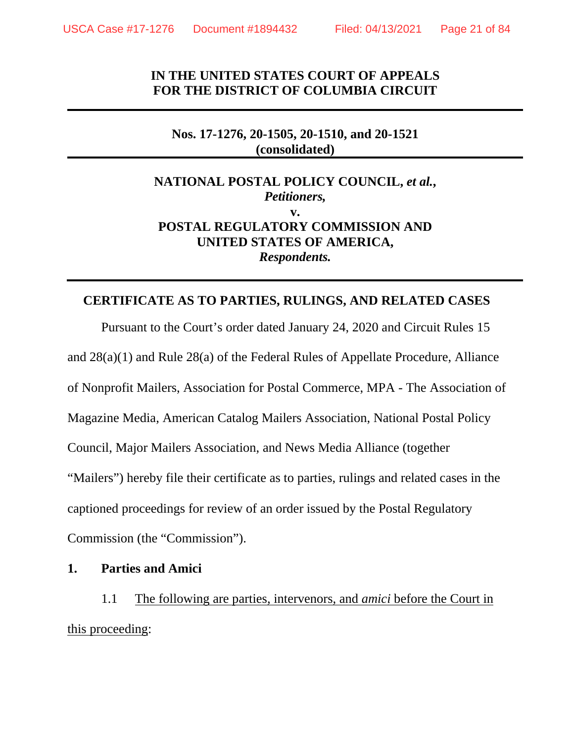**IN THE UNITED STATES COURT OF APPEALS**
**FOR THE DISTRICT OF COLUMBIA CIRCUIT**

---

**Nos. 17-1276, 20-1505, 20-1510, and 20-1521**
**(consolidated)**

---

**NATIONAL POSTAL POLICY COUNCIL, *et al.*,**
***Petitioners,***
**v.**
**POSTAL REGULATORY COMMISSION AND**
**UNITED STATES OF AMERICA,**
***Respondents.***

---

**CERTIFICATE AS TO PARTIES, RULINGS, AND RELATED CASES**

Pursuant to the Court's order dated January 24, 2020 and Circuit Rules 15 and 28(a)(1) and Rule 28(a) of the Federal Rules of Appellate Procedure, Alliance of Nonprofit Mailers, Association for Postal Commerce, MPA - The Association of Magazine Media, American Catalog Mailers Association, National Postal Policy Council, Major Mailers Association, and News Media Alliance (together "Mailers") hereby file their certificate as to parties, rulings and related cases in the captioned proceedings for review of an order issued by the Postal Regulatory Commission (the "Commission").

**1. Parties and Amici**

1.1 The following are parties, intervenors, and *amici* before the Court in this proceeding: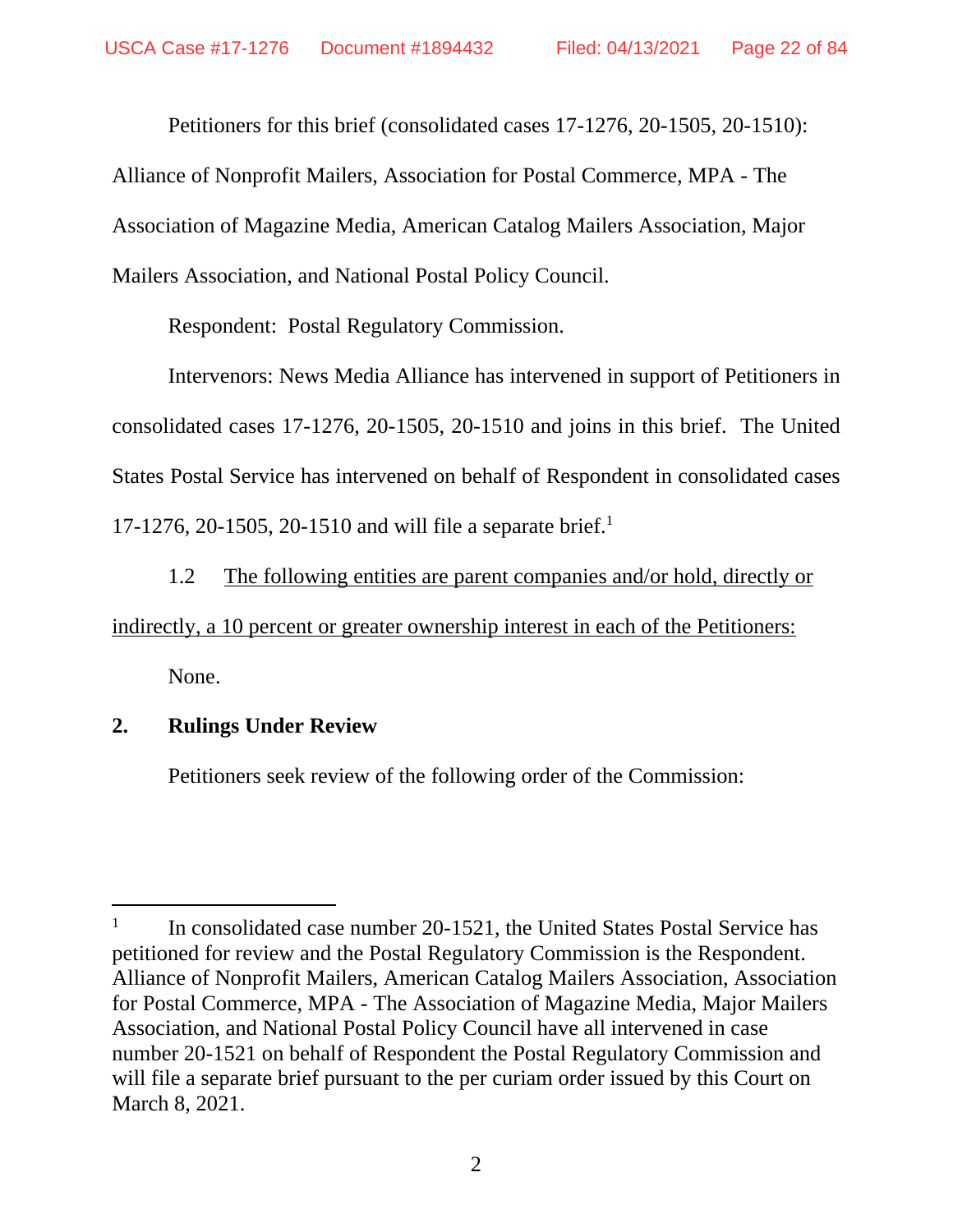Petitioners for this brief (consolidated cases 17-1276, 20-1505, 20-1510): Alliance of Nonprofit Mailers, Association for Postal Commerce, MPA - The Association of Magazine Media, American Catalog Mailers Association, Major Mailers Association, and National Postal Policy Council.

Respondent: Postal Regulatory Commission.

Intervenors: News Media Alliance has intervened in support of Petitioners in consolidated cases 17-1276, 20-1505, 20-1510 and joins in this brief. The United States Postal Service has intervened on behalf of Respondent in consolidated cases 17-1276, 20-1505, 20-1510 and will file a separate brief.[1]

1.2 The following entities are parent companies and/or hold, directly or indirectly, a 10 percent or greater ownership interest in each of the Petitioners:

None.

**2. Rulings Under Review**

Petitioners seek review of the following order of the Commission:

---

[1] In consolidated case number 20-1521, the United States Postal Service has petitioned for review and the Postal Regulatory Commission is the Respondent. Alliance of Nonprofit Mailers, American Catalog Mailers Association, Association for Postal Commerce, MPA - The Association of Magazine Media, Major Mailers Association, and National Postal Policy Council have all intervened in case number 20-1521 on behalf of Respondent the Postal Regulatory Commission and will file a separate brief pursuant to the per curiam order issued by this Court on March 8, 2021.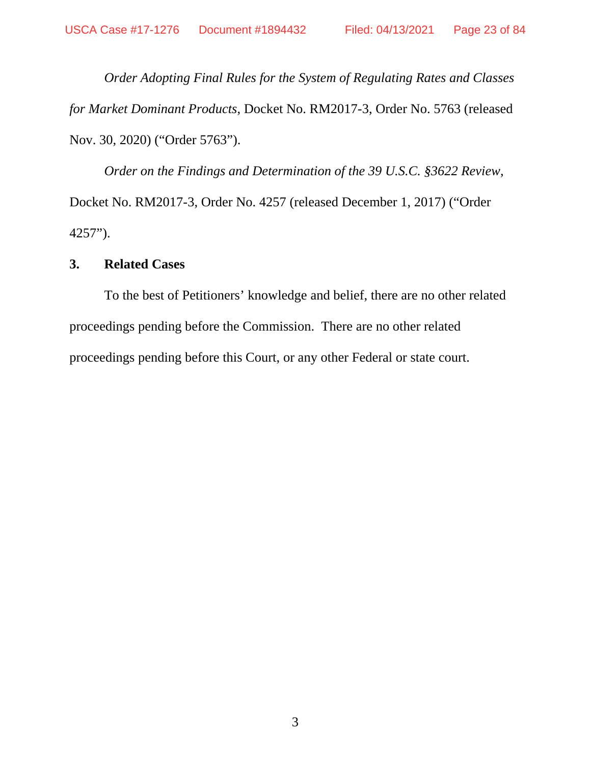*Order Adopting Final Rules for the System of Regulating Rates and Classes for Market Dominant Products*, Docket No. RM2017-3, Order No. 5763 (released Nov. 30, 2020) ("Order 5763").

*Order on the Findings and Determination of the 39 U.S.C. §3622 Review*, Docket No. RM2017-3, Order No. 4257 (released December 1, 2017) ("Order 4257").

### 3. Related Cases

To the best of Petitioners' knowledge and belief, there are no other related proceedings pending before the Commission. There are no other related proceedings pending before this Court, or any other Federal or state court.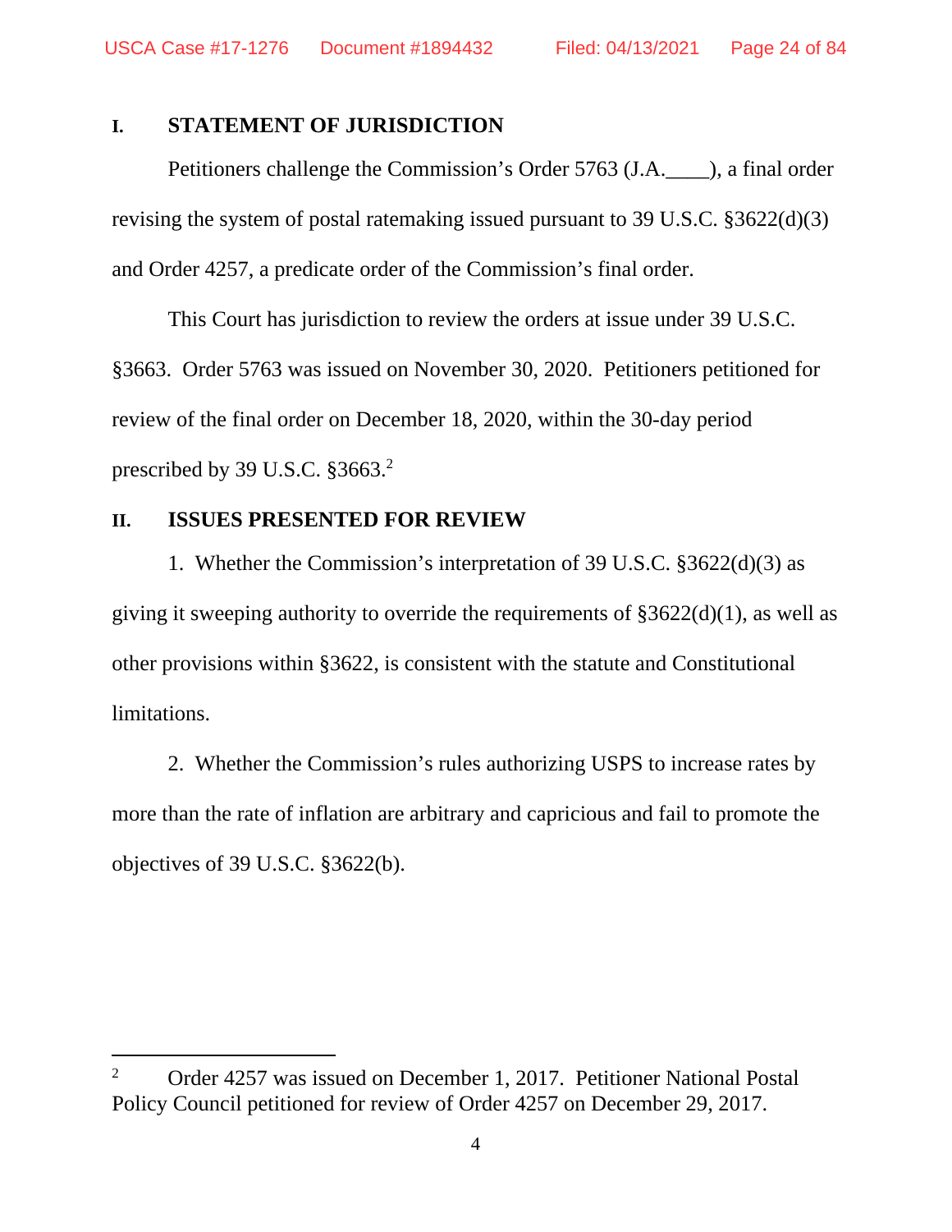## I. STATEMENT OF JURISDICTION

Petitioners challenge the Commission's Order 5763 (J.A.____), a final order revising the system of postal ratemaking issued pursuant to 39 U.S.C. §3622(d)(3) and Order 4257, a predicate order of the Commission's final order.

This Court has jurisdiction to review the orders at issue under 39 U.S.C. §3663. Order 5763 was issued on November 30, 2020. Petitioners petitioned for review of the final order on December 18, 2020, within the 30-day period prescribed by 39 U.S.C. §3663.[2]

## II. ISSUES PRESENTED FOR REVIEW

1. Whether the Commission's interpretation of 39 U.S.C. §3622(d)(3) as giving it sweeping authority to override the requirements of §3622(d)(1), as well as other provisions within §3622, is consistent with the statute and Constitutional limitations.

2. Whether the Commission's rules authorizing USPS to increase rates by more than the rate of inflation are arbitrary and capricious and fail to promote the objectives of 39 U.S.C. §3622(b).

---

[2] Order 4257 was issued on December 1, 2017. Petitioner National Postal Policy Council petitioned for review of Order 4257 on December 29, 2017.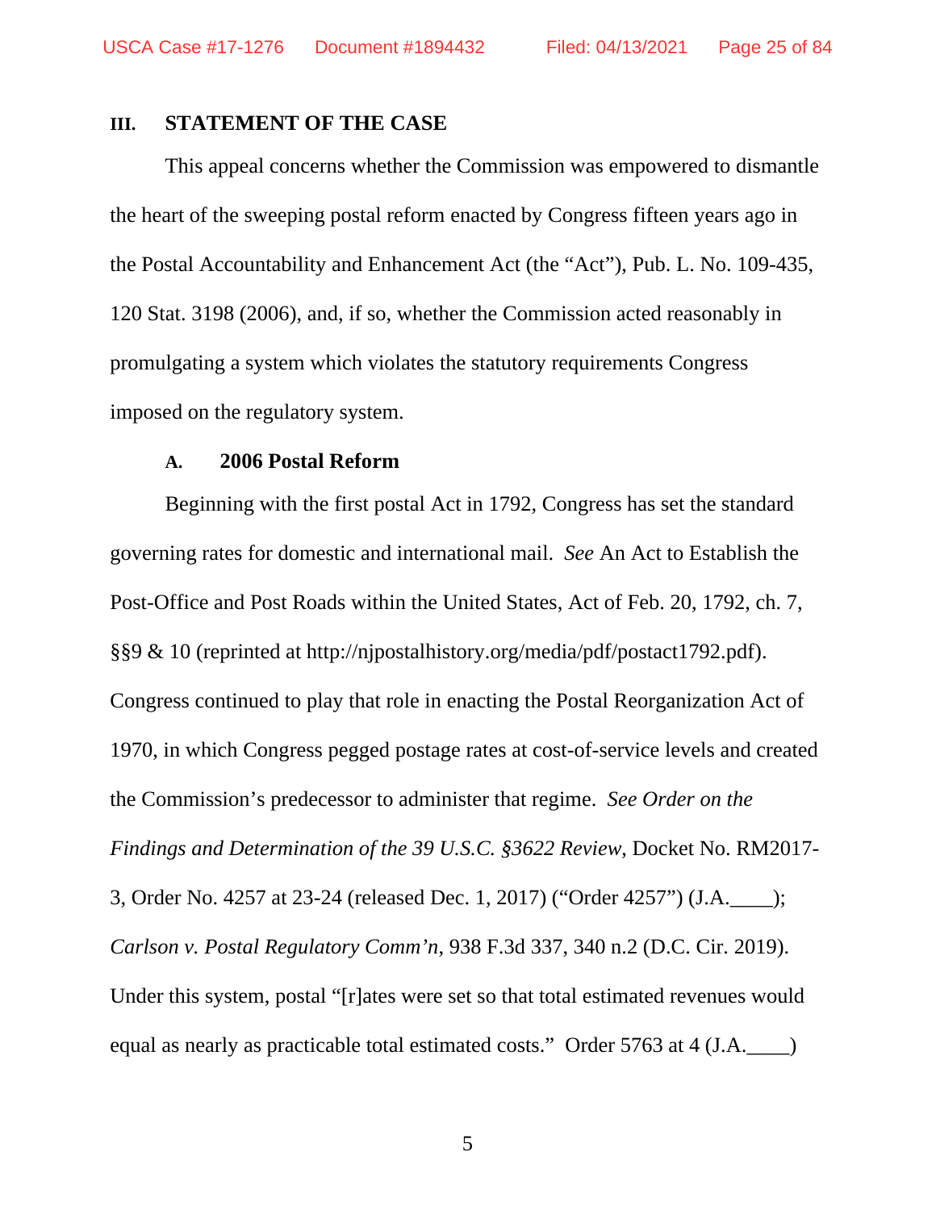## III. STATEMENT OF THE CASE

This appeal concerns whether the Commission was empowered to dismantle the heart of the sweeping postal reform enacted by Congress fifteen years ago in the Postal Accountability and Enhancement Act (the "Act"), Pub. L. No. 109-435, 120 Stat. 3198 (2006), and, if so, whether the Commission acted reasonably in promulgating a system which violates the statutory requirements Congress imposed on the regulatory system.

### A. 2006 Postal Reform

Beginning with the first postal Act in 1792, Congress has set the standard governing rates for domestic and international mail. *See* An Act to Establish the Post-Office and Post Roads within the United States, Act of Feb. 20, 1792, ch. 7, §§9 & 10 (reprinted at http://njpostalhistory.org/media/pdf/postact1792.pdf). Congress continued to play that role in enacting the Postal Reorganization Act of 1970, in which Congress pegged postage rates at cost-of-service levels and created the Commission's predecessor to administer that regime. *See Order on the Findings and Determination of the 39 U.S.C. §3622 Review*, Docket No. RM2017-3, Order No. 4257 at 23-24 (released Dec. 1, 2017) ("Order 4257") (J.A.____); *Carlson v. Postal Regulatory Comm'n*, 938 F.3d 337, 340 n.2 (D.C. Cir. 2019). Under this system, postal "[r]ates were set so that total estimated revenues would equal as nearly as practicable total estimated costs." Order 5763 at 4 (J.A.____)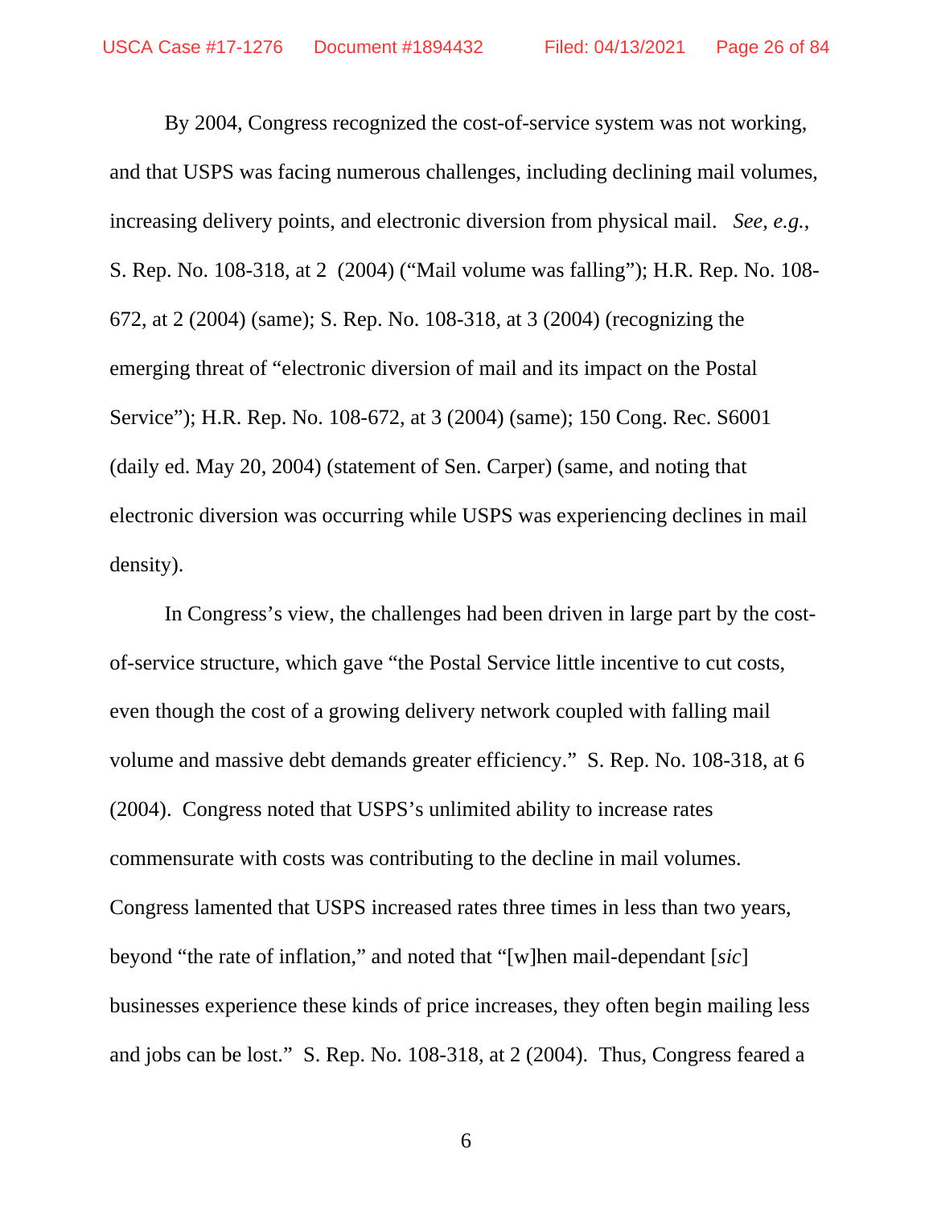By 2004, Congress recognized the cost-of-service system was not working, and that USPS was facing numerous challenges, including declining mail volumes, increasing delivery points, and electronic diversion from physical mail. *See, e.g.*, S. Rep. No. 108-318, at 2 (2004) ("Mail volume was falling"); H.R. Rep. No. 108-672, at 2 (2004) (same); S. Rep. No. 108-318, at 3 (2004) (recognizing the emerging threat of "electronic diversion of mail and its impact on the Postal Service"); H.R. Rep. No. 108-672, at 3 (2004) (same); 150 Cong. Rec. S6001 (daily ed. May 20, 2004) (statement of Sen. Carper) (same, and noting that electronic diversion was occurring while USPS was experiencing declines in mail density).

In Congress's view, the challenges had been driven in large part by the cost-of-service structure, which gave "the Postal Service little incentive to cut costs, even though the cost of a growing delivery network coupled with falling mail volume and massive debt demands greater efficiency." S. Rep. No. 108-318, at 6 (2004). Congress noted that USPS's unlimited ability to increase rates commensurate with costs was contributing to the decline in mail volumes. Congress lamented that USPS increased rates three times in less than two years, beyond "the rate of inflation," and noted that "[w]hen mail-dependant [*sic*] businesses experience these kinds of price increases, they often begin mailing less and jobs can be lost." S. Rep. No. 108-318, at 2 (2004). Thus, Congress feared a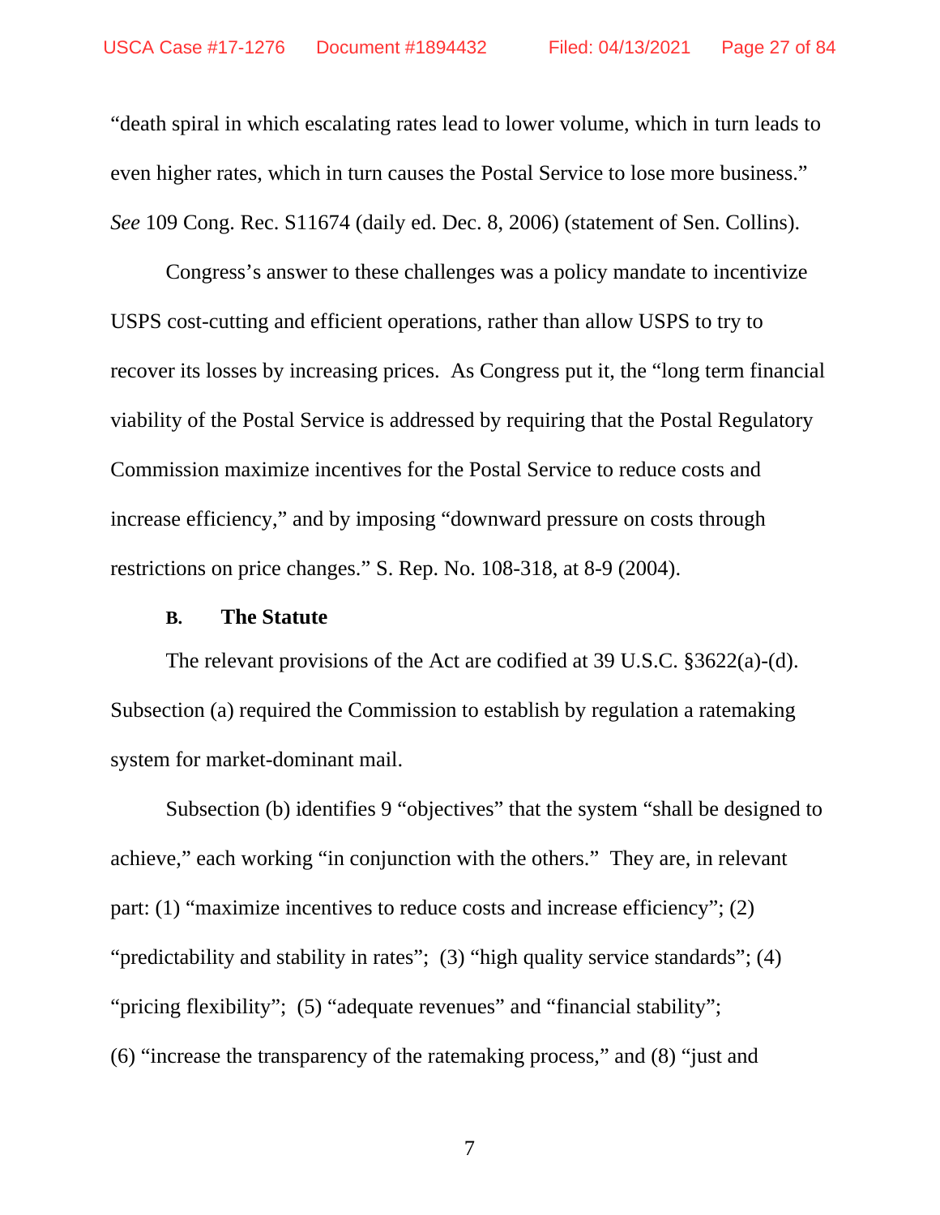"death spiral in which escalating rates lead to lower volume, which in turn leads to even higher rates, which in turn causes the Postal Service to lose more business." *See* 109 Cong. Rec. S11674 (daily ed. Dec. 8, 2006) (statement of Sen. Collins).

Congress's answer to these challenges was a policy mandate to incentivize USPS cost-cutting and efficient operations, rather than allow USPS to try to recover its losses by increasing prices. As Congress put it, the "long term financial viability of the Postal Service is addressed by requiring that the Postal Regulatory Commission maximize incentives for the Postal Service to reduce costs and increase efficiency," and by imposing "downward pressure on costs through restrictions on price changes." S. Rep. No. 108-318, at 8-9 (2004).

### B. The Statute

The relevant provisions of the Act are codified at 39 U.S.C. §3622(a)-(d). Subsection (a) required the Commission to establish by regulation a ratemaking system for market-dominant mail.

Subsection (b) identifies 9 "objectives" that the system "shall be designed to achieve," each working "in conjunction with the others." They are, in relevant part: (1) "maximize incentives to reduce costs and increase efficiency"; (2) "predictability and stability in rates"; (3) "high quality service standards"; (4) "pricing flexibility"; (5) "adequate revenues" and "financial stability"; (6) "increase the transparency of the ratemaking process," and (8) "just and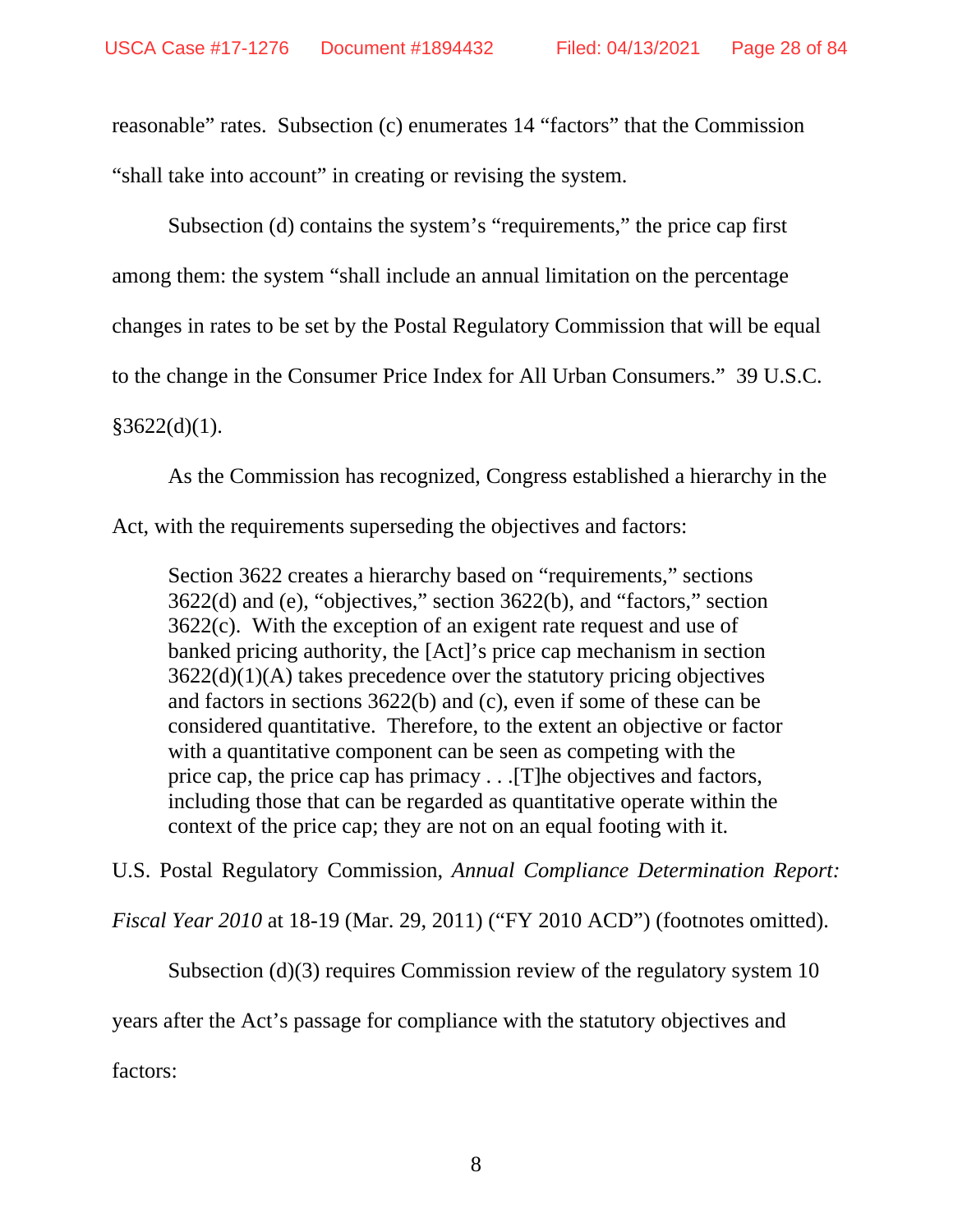reasonable" rates. Subsection (c) enumerates 14 "factors" that the Commission "shall take into account" in creating or revising the system.

Subsection (d) contains the system's "requirements," the price cap first among them: the system "shall include an annual limitation on the percentage changes in rates to be set by the Postal Regulatory Commission that will be equal to the change in the Consumer Price Index for All Urban Consumers." 39 U.S.C. §3622(d)(1).

As the Commission has recognized, Congress established a hierarchy in the Act, with the requirements superseding the objectives and factors:

> Section 3622 creates a hierarchy based on "requirements," sections 3622(d) and (e), "objectives," section 3622(b), and "factors," section 3622(c). With the exception of an exigent rate request and use of banked pricing authority, the [Act]'s price cap mechanism in section 3622(d)(1)(A) takes precedence over the statutory pricing objectives and factors in sections 3622(b) and (c), even if some of these can be considered quantitative. Therefore, to the extent an objective or factor with a quantitative component can be seen as competing with the price cap, the price cap has primacy . . .[T]he objectives and factors, including those that can be regarded as quantitative operate within the context of the price cap; they are not on an equal footing with it.

U.S. Postal Regulatory Commission, *Annual Compliance Determination Report: Fiscal Year 2010* at 18-19 (Mar. 29, 2011) ("FY 2010 ACD") (footnotes omitted).

Subsection (d)(3) requires Commission review of the regulatory system 10 years after the Act's passage for compliance with the statutory objectives and factors: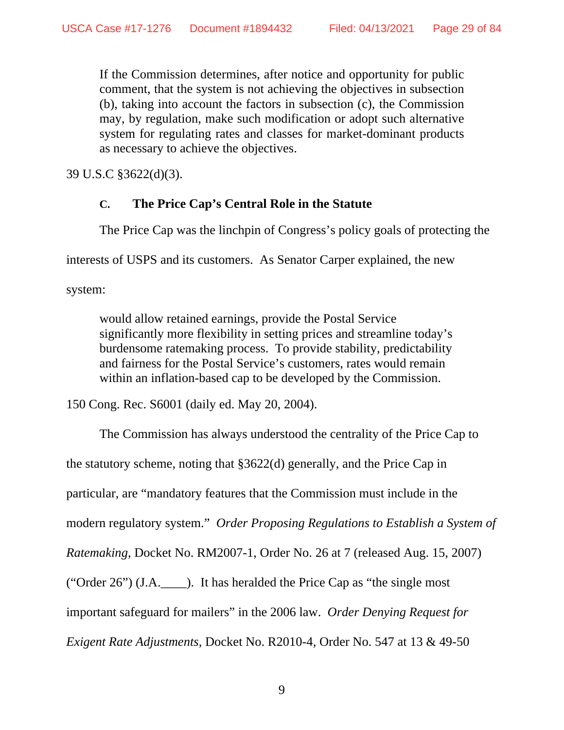> If the Commission determines, after notice and opportunity for public comment, that the system is not achieving the objectives in subsection (b), taking into account the factors in subsection (c), the Commission may, by regulation, make such modification or adopt such alternative system for regulating rates and classes for market-dominant products as necessary to achieve the objectives.

39 U.S.C §3622(d)(3).

### C. The Price Cap's Central Role in the Statute

The Price Cap was the linchpin of Congress's policy goals of protecting the interests of USPS and its customers. As Senator Carper explained, the new system:

> would allow retained earnings, provide the Postal Service significantly more flexibility in setting prices and streamline today's burdensome ratemaking process. To provide stability, predictability and fairness for the Postal Service's customers, rates would remain within an inflation-based cap to be developed by the Commission.

150 Cong. Rec. S6001 (daily ed. May 20, 2004).

The Commission has always understood the centrality of the Price Cap to the statute scheme, noting that §3622(d) generally, and the Price Cap in particular, are "mandatory features that the Commission must include in the modern regulatory system." *Order Proposing Regulations to Establish a System of Ratemaking*, Docket No. RM2007-1, Order No. 26 at 7 (released Aug. 15, 2007) ("Order 26") (J.A.____). It has heralded the Price Cap as "the single most important safeguard for mailers" in the 2006 law. *Order Denying Request for Exigent Rate Adjustments*, Docket No. R2010-4, Order No. 547 at 13 & 49-50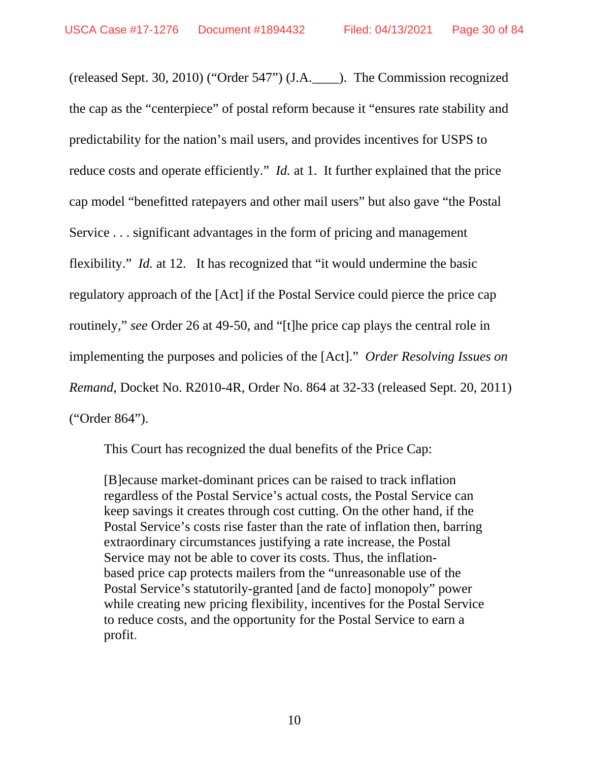(released Sept. 30, 2010) ("Order 547") (J.A.____). The Commission recognized the cap as the "centerpiece" of postal reform because it "ensures rate stability and predictability for the nation's mail users, and provides incentives for USPS to reduce costs and operate efficiently." *Id.* at 1. It further explained that the price cap model "benefitted ratepayers and other mail users" but also gave "the Postal Service . . . significant advantages in the form of pricing and management flexibility." *Id.* at 12. It has recognized that "it would undermine the basic regulatory approach of the [Act] if the Postal Service could pierce the price cap routinely," *see* Order 26 at 49-50, and "[t]he price cap plays the central role in implementing the purposes and policies of the [Act]." *Order Resolving Issues on Remand*, Docket No. R2010-4R, Order No. 864 at 32-33 (released Sept. 20, 2011) ("Order 864").

This Court has recognized the dual benefits of the Price Cap:

> [B]ecause market-dominant prices can be raised to track inflation regardless of the Postal Service's actual costs, the Postal Service can keep savings it creates through cost cutting. On the other hand, if the Postal Service's costs rise faster than the rate of inflation then, barring extraordinary circumstances justifying a rate increase, the Postal Service may not be able to cover its costs. Thus, the inflation-based price cap protects mailers from the "unreasonable use of the Postal Service's statutorily-granted [and de facto] monopoly" power while creating new pricing flexibility, incentives for the Postal Service to reduce costs, and the opportunity for the Postal Service to earn a profit.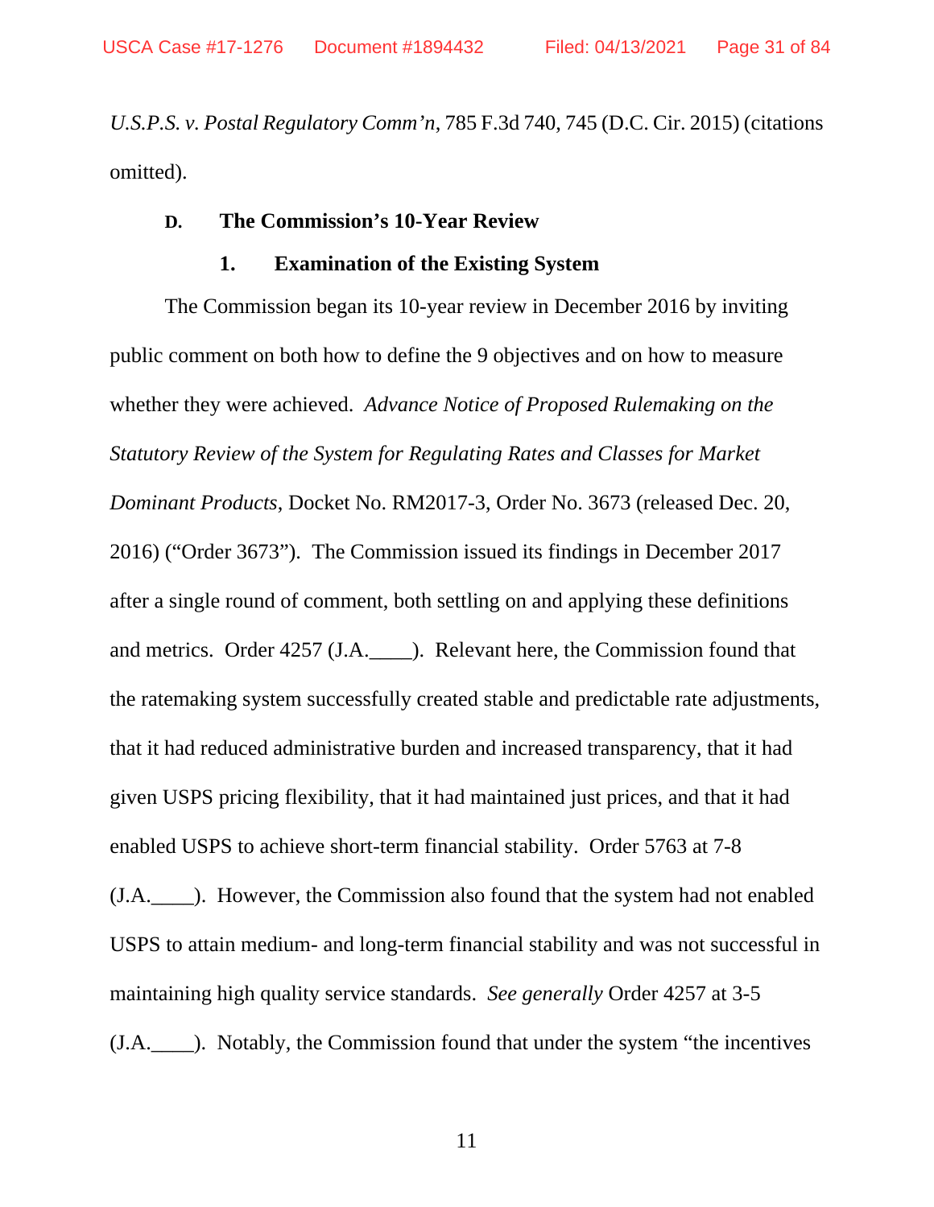*U.S.P.S. v. Postal Regulatory Comm'n*, 785 F.3d 740, 745 (D.C. Cir. 2015) (citations omitted).

### D. The Commission's 10-Year Review

#### 1. Examination of the Existing System

The Commission began its 10-year review in December 2016 by inviting public comment on both how to define the 9 objectives and on how to measure whether they were achieved. *Advance Notice of Proposed Rulemaking on the Statutory Review of the System for Regulating Rates and Classes for Market Dominant Products*, Docket No. RM2017-3, Order No. 3673 (released Dec. 20, 2016) ("Order 3673"). The Commission issued its findings in December 2017 after a single round of comment, both settling on and applying these definitions and metrics. Order 4257 (J.A.____). Relevant here, the Commission found that the ratemaking system successfully created stable and predictable rate adjustments, that it had reduced administrative burden and increased transparency, that it had given USPS pricing flexibility, that it had maintained just prices, and that it had enabled USPS to achieve short-term financial stability. Order 5763 at 7-8 (J.A.____). However, the Commission also found that the system had not enabled USPS to attain medium- and long-term financial stability and was not successful in maintaining high quality service standards. *See generally* Order 4257 at 3-5 (J.A.____). Notably, the Commission found that under the system "the incentives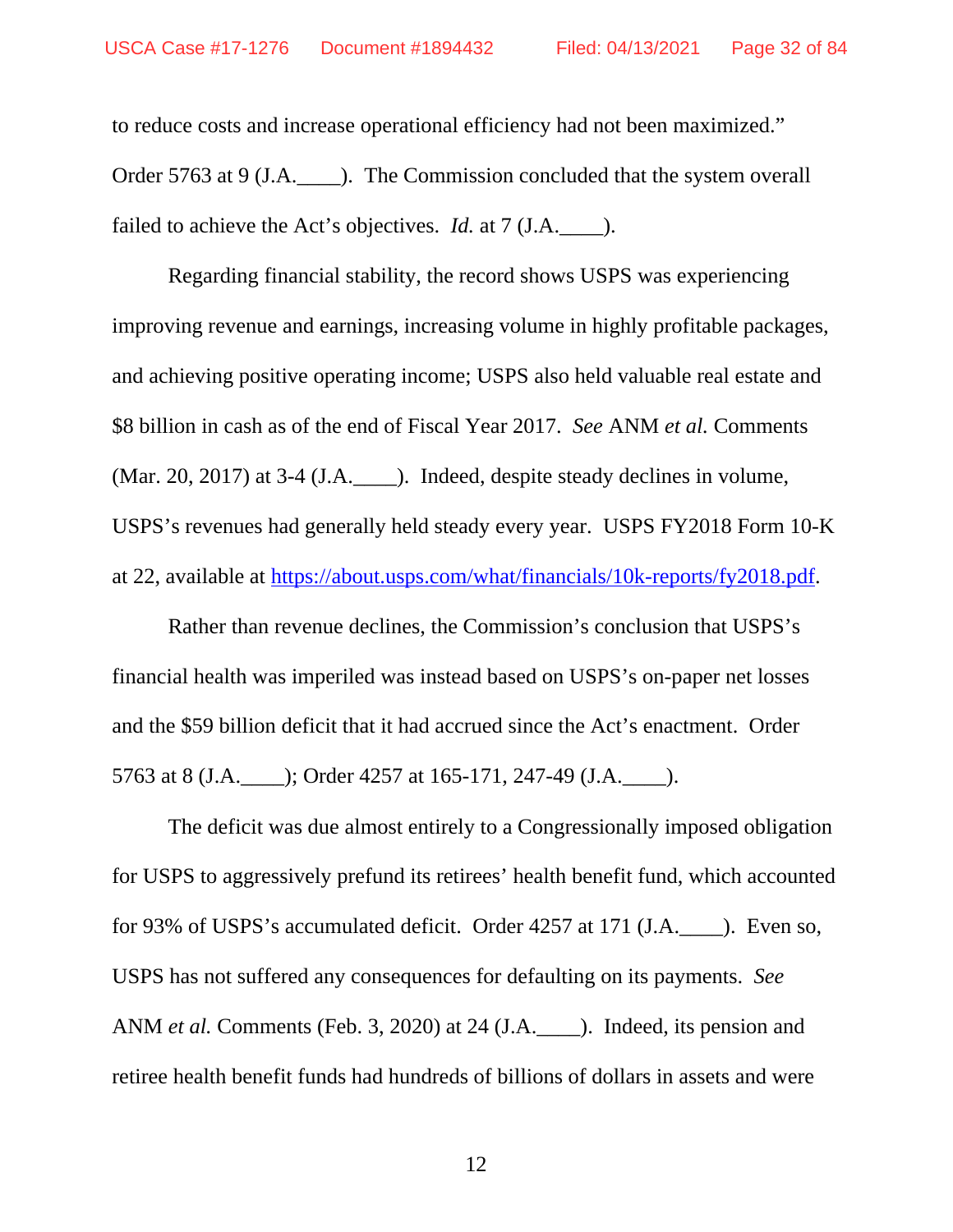to reduce costs and increase operational efficiency had not been maximized." Order 5763 at 9 (J.A.____). The Commission concluded that the system overall failed to achieve the Act's objectives. *Id.* at 7 (J.A.____).

Regarding financial stability, the record shows USPS was experiencing improving revenue and earnings, increasing volume in highly profitable packages, and achieving positive operating income; USPS also held valuable real estate and $8 billion in cash as of the end of Fiscal Year 2017. *See* ANM *et al.* Comments (Mar. 20, 2017) at 3-4 (J.A.____). Indeed, despite steady declines in volume, USPS's revenues had generally held steady every year. USPS FY2018 Form 10-K at 22, available at [https://about.usps.com/what/financials/10k-reports/fy2018.pdf](https://about.usps.com/what/financials/10k-reports/fy2018.pdf).

Rather than revenue declines, the Commission's conclusion that USPS's financial health was imperiled was instead based on USPS's on-paper net losses and the $59 billion deficit that it had accrued since the Act's enactment. Order 5763 at 8 (J.A.____); Order 4257 at 165-171, 247-49 (J.A.____).

The deficit was due almost entirely to a Congressionally imposed obligation for USPS to aggressively prefund its retirees' health benefit fund, which accounted for 93% of USPS's accumulated deficit. Order 4257 at 171 (J.A.____). Even so, USPS has not suffered any consequences for defaulting on its payments. *See* ANM *et al.* Comments (Feb. 3, 2020) at 24 (J.A.____). Indeed, its pension and retiree health benefit funds had hundreds of billions of dollars in assets and were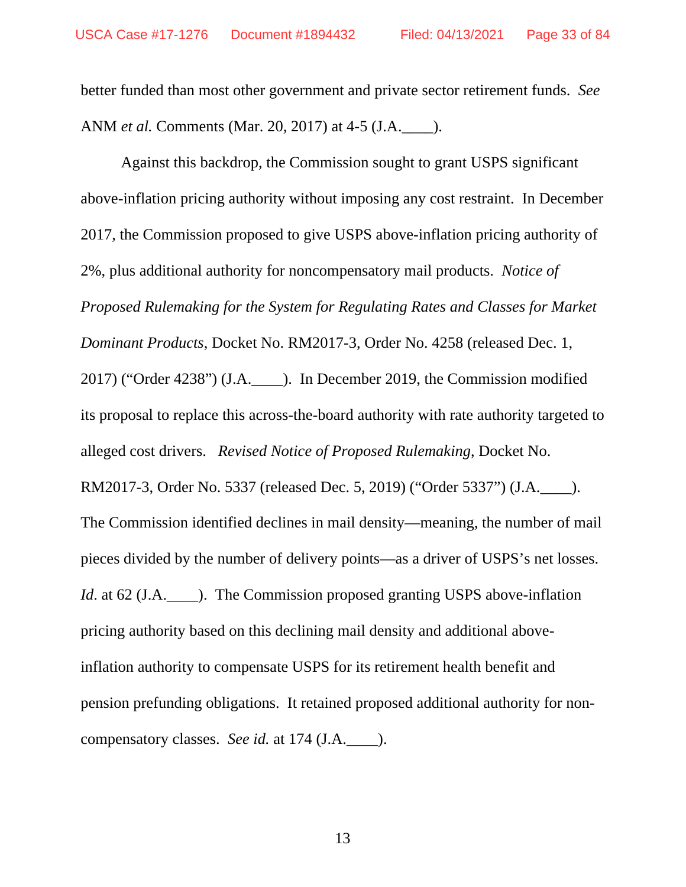better funded than most other government and private sector retirement funds. *See* ANM *et al.* Comments (Mar. 20, 2017) at 4-5 (J.A.____).

Against this backdrop, the Commission sought to grant USPS significant above-inflation pricing authority without imposing any cost restraint. In December 2017, the Commission proposed to give USPS above-inflation pricing authority of 2%, plus additional authority for noncompensatory mail products. *Notice of Proposed Rulemaking for the System for Regulating Rates and Classes for Market Dominant Products*, Docket No. RM2017-3, Order No. 4258 (released Dec. 1, 2017) ("Order 4238") (J.A.____). In December 2019, the Commission modified its proposal to replace this across-the-board authority with rate authority targeted to alleged cost drivers. *Revised Notice of Proposed Rulemaking*, Docket No. RM2017-3, Order No. 5337 (released Dec. 5, 2019) ("Order 5337") (J.A.____). The Commission identified declines in mail density—meaning, the number of mail pieces divided by the number of delivery points—as a driver of USPS's net losses. *Id*. at 62 (J.A.____). The Commission proposed granting USPS above-inflation pricing authority based on this declining mail density and additional above-inflation authority to compensate USPS for its retirement health benefit and pension prefunding obligations. It retained proposed additional authority for non-compensatory classes. *See id.* at 174 (J.A.____).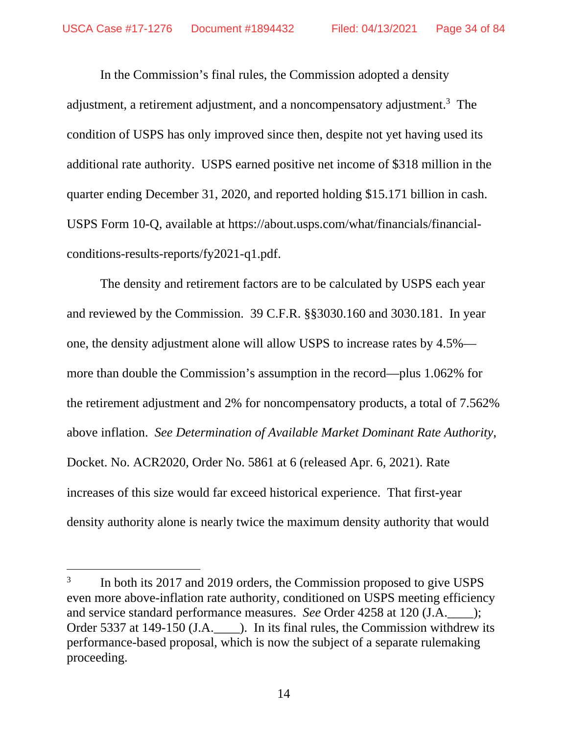In the Commission's final rules, the Commission adopted a density adjustment, a retirement adjustment, and a noncompensatory adjustment.[3] The condition of USPS has only improved since then, despite not yet having used its additional rate authority. USPS earned positive net income of $318 million in the quarter ending December 31, 2020, and reported holding $15.171 billion in cash. USPS Form 10-Q, available at https://about.usps.com/what/financials/financial-conditions-results-reports/fy2021-q1.pdf.

The density and retirement factors are to be calculated by USPS each year and reviewed by the Commission. 39 C.F.R. §§3030.160 and 3030.181. In year one, the density adjustment alone will allow USPS to increase rates by 4.5%—more than double the Commission's assumption in the record—plus 1.062% for the retirement adjustment and 2% for noncompensatory products, a total of 7.562% above inflation. *See Determination of Available Market Dominant Rate Authority*, Docket. No. ACR2020, Order No. 5861 at 6 (released Apr. 6, 2021). Rate increases of this size would far exceed historical experience. That first-year density authority alone is nearly twice the maximum density authority that would

---

[3] In both its 2017 and 2019 orders, the Commission proposed to give USPS even more above-inflation rate authority, conditioned on USPS meeting efficiency and service standard performance measures. *See* Order 4258 at 120 (J.A.____); Order 5337 at 149-150 (J.A.____). In its final rules, the Commission withdrew its performance-based proposal, which is now the subject of a separate rulemaking proceeding.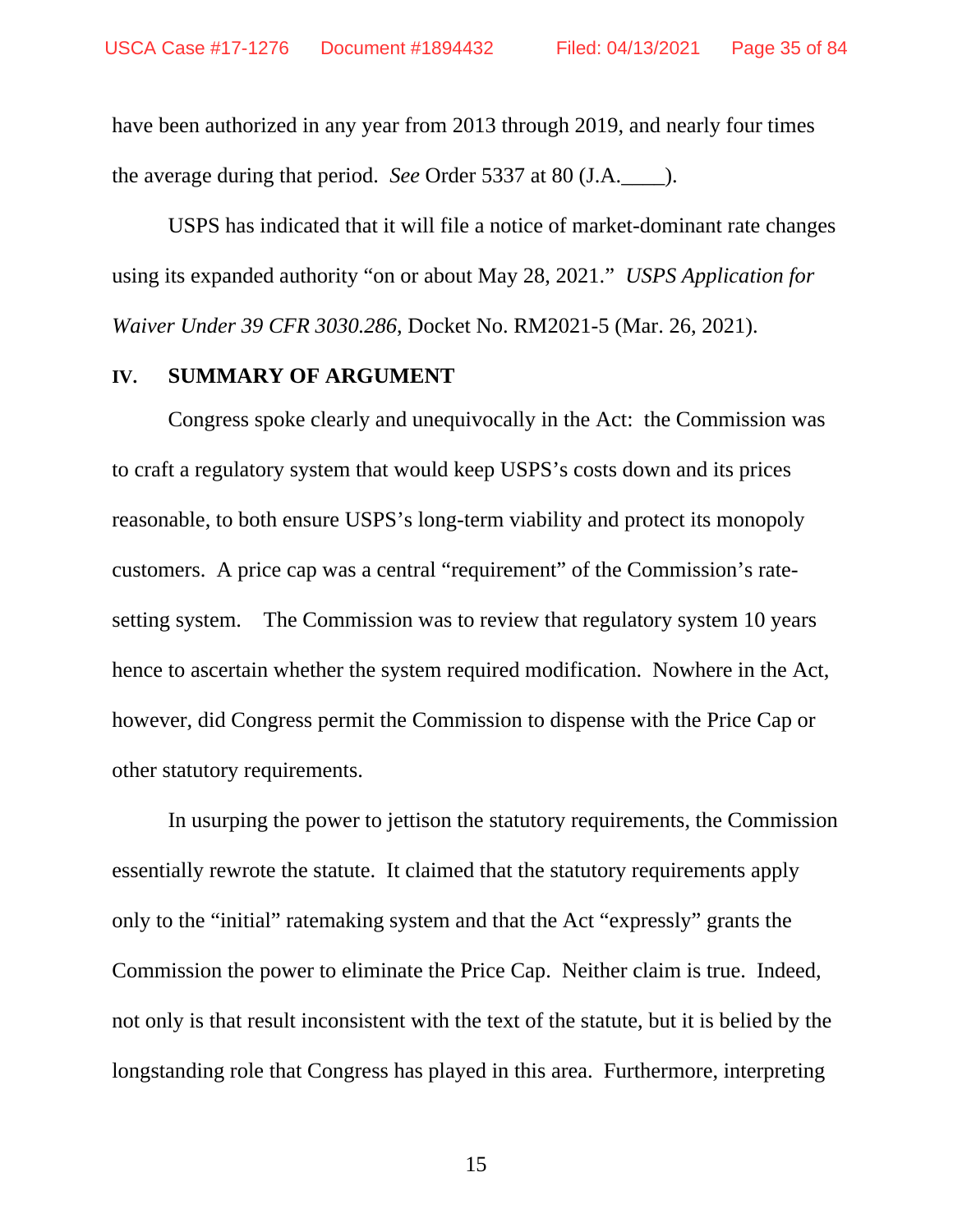have been authorized in any year from 2013 through 2019, and nearly four times the average during that period. *See* Order 5337 at 80 (J.A.____).

USPS has indicated that it will file a notice of market-dominant rate changes using its expanded authority "on or about May 28, 2021." *USPS Application for Waiver Under 39 CFR 3030.286*, Docket No. RM2021-5 (Mar. 26, 2021).

## IV. SUMMARY OF ARGUMENT

Congress spoke clearly and unequivocally in the Act: the Commission was to craft a regulatory system that would keep USPS's costs down and its prices reasonable, to both ensure USPS's long-term viability and protect its monopoly customers. A price cap was a central "requirement" of the Commission's rate-setting system. The Commission was to review that regulatory system 10 years hence to ascertain whether the system required modification. Nowhere in the Act, however, did Congress permit the Commission to dispense with the Price Cap or other statutory requirements.

In usurping the power to jettison the statutory requirements, the Commission essentially rewrote the statute. It claimed that the statutory requirements apply only to the "initial" ratemaking system and that the Act "expressly" grants the Commission the power to eliminate the Price Cap. Neither claim is true. Indeed, not only is that result inconsistent with the text of the statute, but it is belied by the longstanding role that Congress has played in this area. Furthermore, interpreting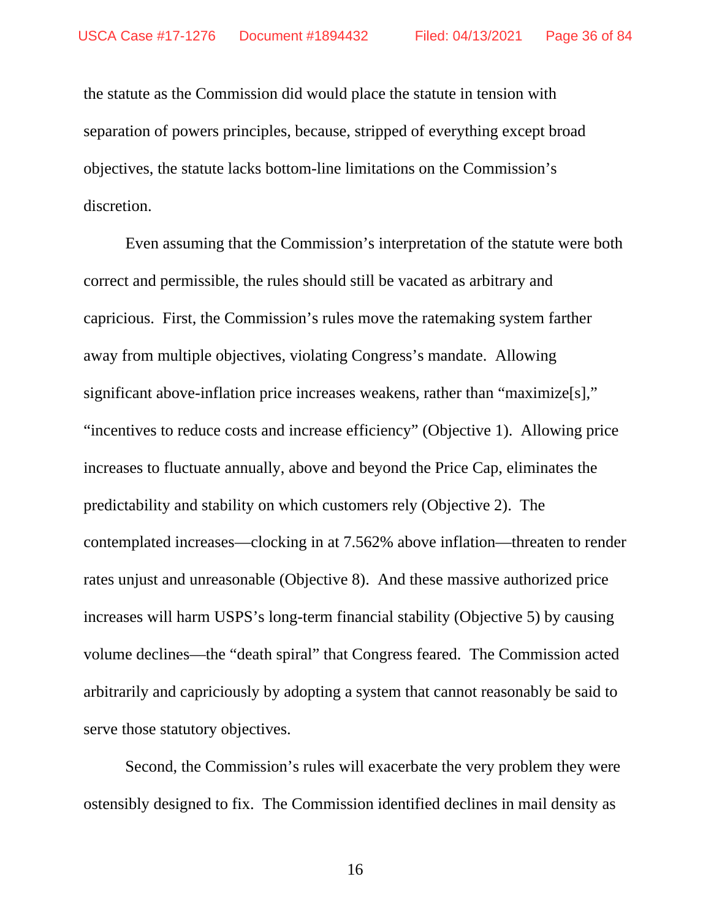the statute as the Commission did would place the statute in tension with separation of powers principles, because, stripped of everything except broad objectives, the statute lacks bottom-line limitations on the Commission's discretion.

Even assuming that the Commission's interpretation of the statute were both correct and permissible, the rules should still be vacated as arbitrary and capricious. First, the Commission's rules move the ratemaking system farther away from multiple objectives, violating Congress's mandate. Allowing significant above-inflation price increases weakens, rather than "maximize[s]," "incentives to reduce costs and increase efficiency" (Objective 1). Allowing price increases to fluctuate annually, above and beyond the Price Cap, eliminates the predictability and stability on which customers rely (Objective 2). The contemplated increases—clocking in at 7.562% above inflation—threaten to render rates unjust and unreasonable (Objective 8). And these massive authorized price increases will harm USPS's long-term financial stability (Objective 5) by causing volume declines—the "death spiral" that Congress feared. The Commission acted arbitrarily and capriciously by adopting a system that cannot reasonably be said to serve those statutory objectives.

Second, the Commission's rules will exacerbate the very problem they were ostensibly designed to fix. The Commission identified declines in mail density as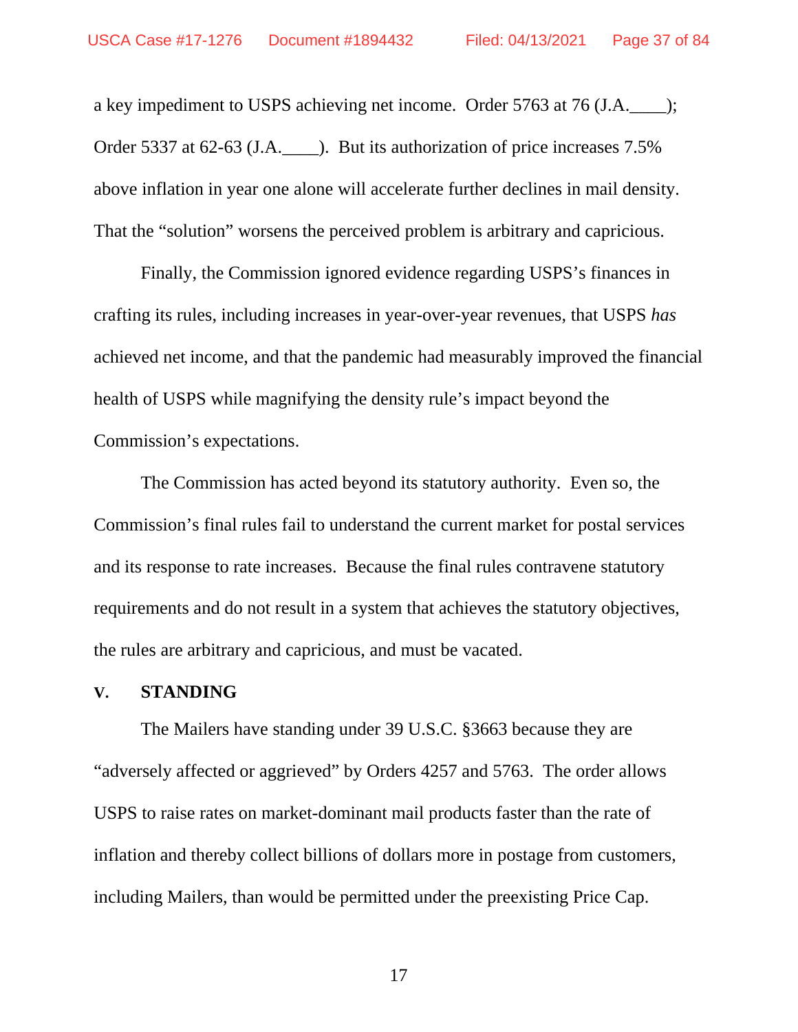a key impediment to USPS achieving net income. Order 5763 at 76 (J.A.____); Order 5337 at 62-63 (J.A.____). But its authorization of price increases 7.5% above inflation in year one alone will accelerate further declines in mail density. That the "solution" worsens the perceived problem is arbitrary and capricious.

Finally, the Commission ignored evidence regarding USPS's finances in crafting its rules, including increases in year-over-year revenues, that USPS *has* achieved net income, and that the pandemic had measurably improved the financial health of USPS while magnifying the density rule's impact beyond the Commission's expectations.

The Commission has acted beyond its statutory authority. Even so, the Commission's final rules fail to understand the current market for postal services and its response to rate increases. Because the final rules contravene statutory requirements and do not result in a system that achieves the statutory objectives, the rules are arbitrary and capricious, and must be vacated.

## V. STANDING

The Mailers have standing under 39 U.S.C. §3663 because they are "adversely affected or aggrieved" by Orders 4257 and 5763. The order allows USPS to raise rates on market-dominant mail products faster than the rate of inflation and thereby collect billions of dollars more in postage from customers, including Mailers, than would be permitted under the preexisting Price Cap.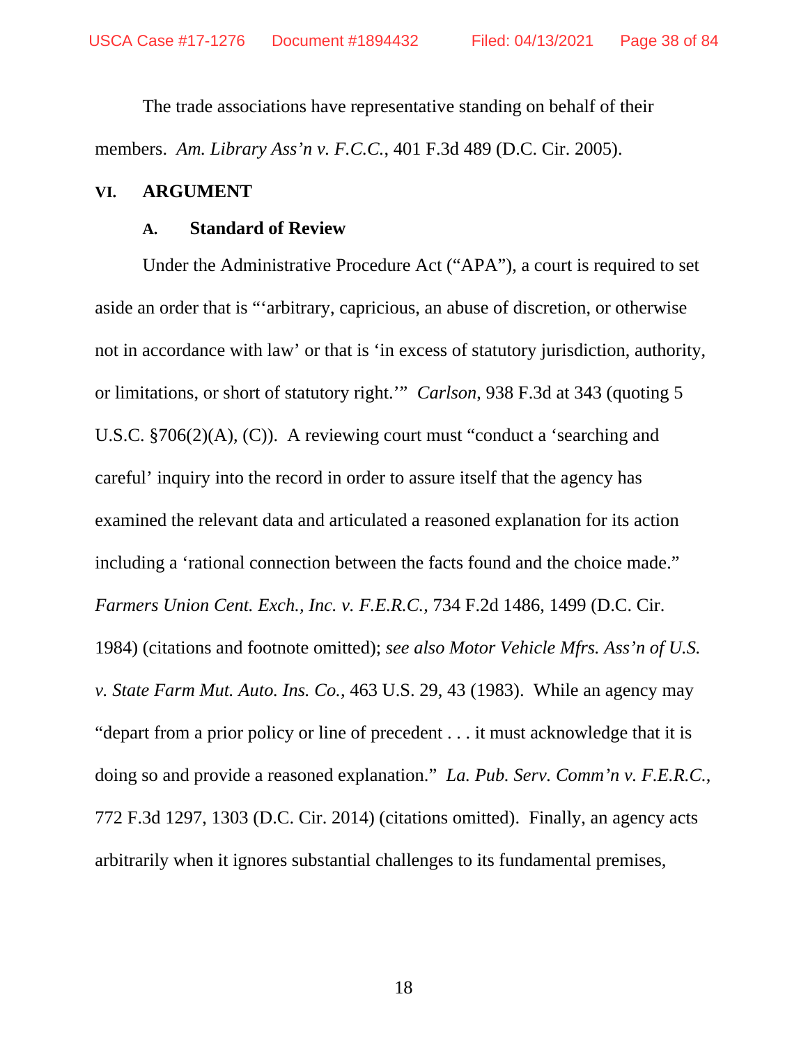The trade associations have representative standing on behalf of their members. *Am. Library Ass'n v. F.C.C.*, 401 F.3d 489 (D.C. Cir. 2005).

## VI. ARGUMENT

### A. Standard of Review

Under the Administrative Procedure Act ("APA"), a court is required to set aside an order that is "'arbitrary, capricious, an abuse of discretion, or otherwise not in accordance with law' or that is 'in excess of statutory jurisdiction, authority, or limitations, or short of statutory right.'" *Carlson*, 938 F.3d at 343 (quoting 5 U.S.C. §706(2)(A), (C)). A reviewing court must "conduct a 'searching and careful' inquiry into the record in order to assure itself that the agency has examined the relevant data and articulated a reasoned explanation for its action including a 'rational connection between the facts found and the choice made." *Farmers Union Cent. Exch., Inc. v. F.E.R.C.*, 734 F.2d 1486, 1499 (D.C. Cir. 1984) (citations and footnote omitted); *see also Motor Vehicle Mfrs. Ass'n of U.S. v. State Farm Mut. Auto. Ins. Co.*, 463 U.S. 29, 43 (1983). While an agency may "depart from a prior policy or line of precedent . . . it must acknowledge that it is doing so and provide a reasoned explanation." *La. Pub. Serv. Comm'n v. F.E.R.C.*, 772 F.3d 1297, 1303 (D.C. Cir. 2014) (citations omitted). Finally, an agency acts arbitrarily when it ignores substantial challenges to its fundamental premises,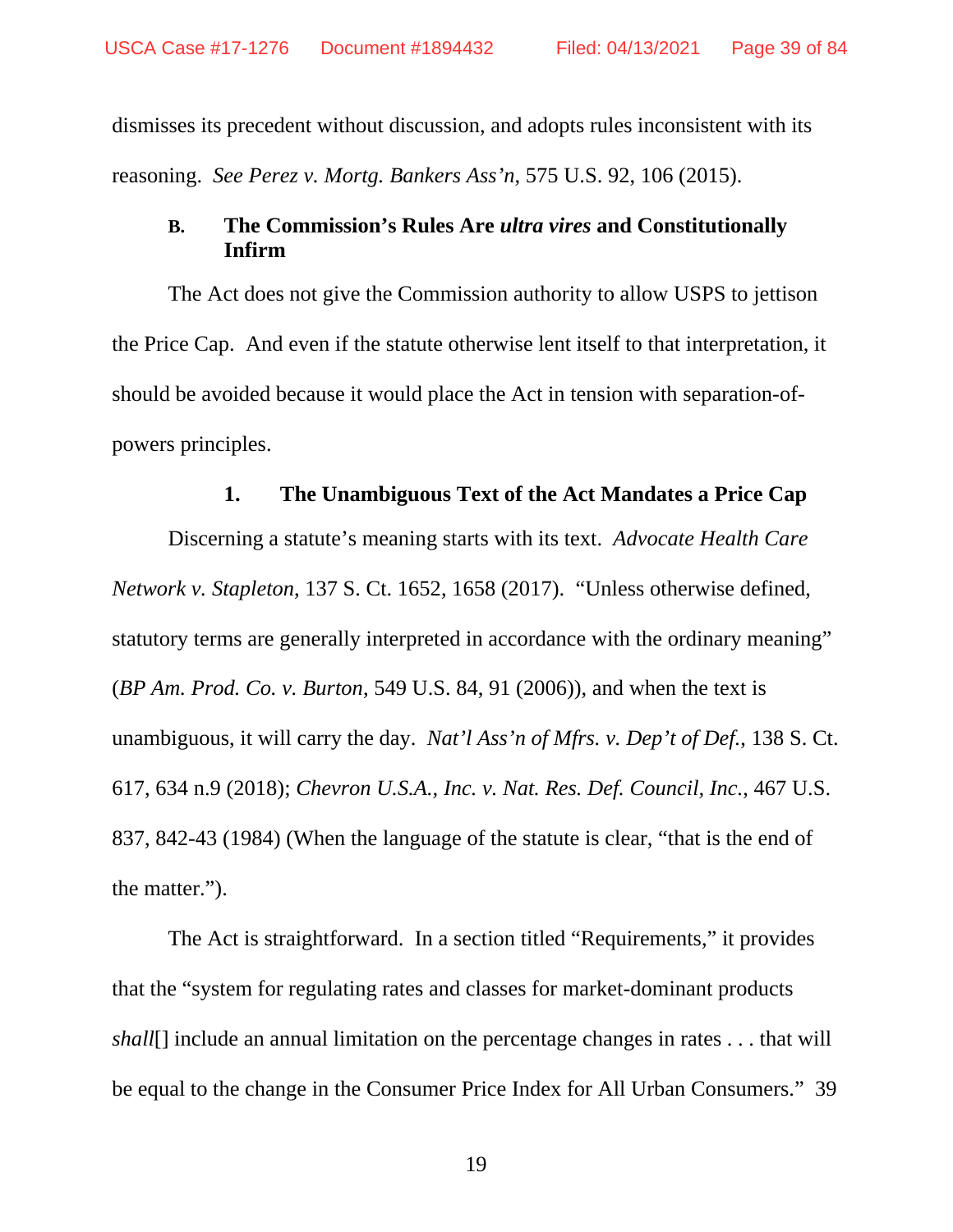dismisses its precedent without discussion, and adopts rules inconsistent with its reasoning. *See Perez v. Mortg. Bankers Ass'n*, 575 U.S. 92, 106 (2015).

### B. The Commission's Rules Are *ultra vires* and Constitutionally Infirm

The Act does not give the Commission authority to allow USPS to jettison the Price Cap. And even if the statute otherwise lent itself to that interpretation, it should be avoided because it would place the Act in tension with separation-of-powers principles.

#### 1. The Unambiguous Text of the Act Mandates a Price Cap

Discerning a statute's meaning starts with its text. *Advocate Health Care Network v. Stapleton*, 137 S. Ct. 1652, 1658 (2017). "Unless otherwise defined, statutory terms are generally interpreted in accordance with the ordinary meaning" (*BP Am. Prod. Co. v. Burton*, 549 U.S. 84, 91 (2006)), and when the text is unambiguous, it will carry the day. *Nat'l Ass'n of Mfrs. v. Dep't of Def.*, 138 S. Ct. 617, 634 n.9 (2018); *Chevron U.S.A., Inc. v. Nat. Res. Def. Council, Inc.*, 467 U.S. 837, 842-43 (1984) (When the language of the statute is clear, "that is the end of the matter.").

The Act is straightforward. In a section titled "Requirements," it provides that the "system for regulating rates and classes for market-dominant products *shall*[] include an annual limitation on the percentage changes in rates . . . that will be equal to the change in the Consumer Price Index for All Urban Consumers." 39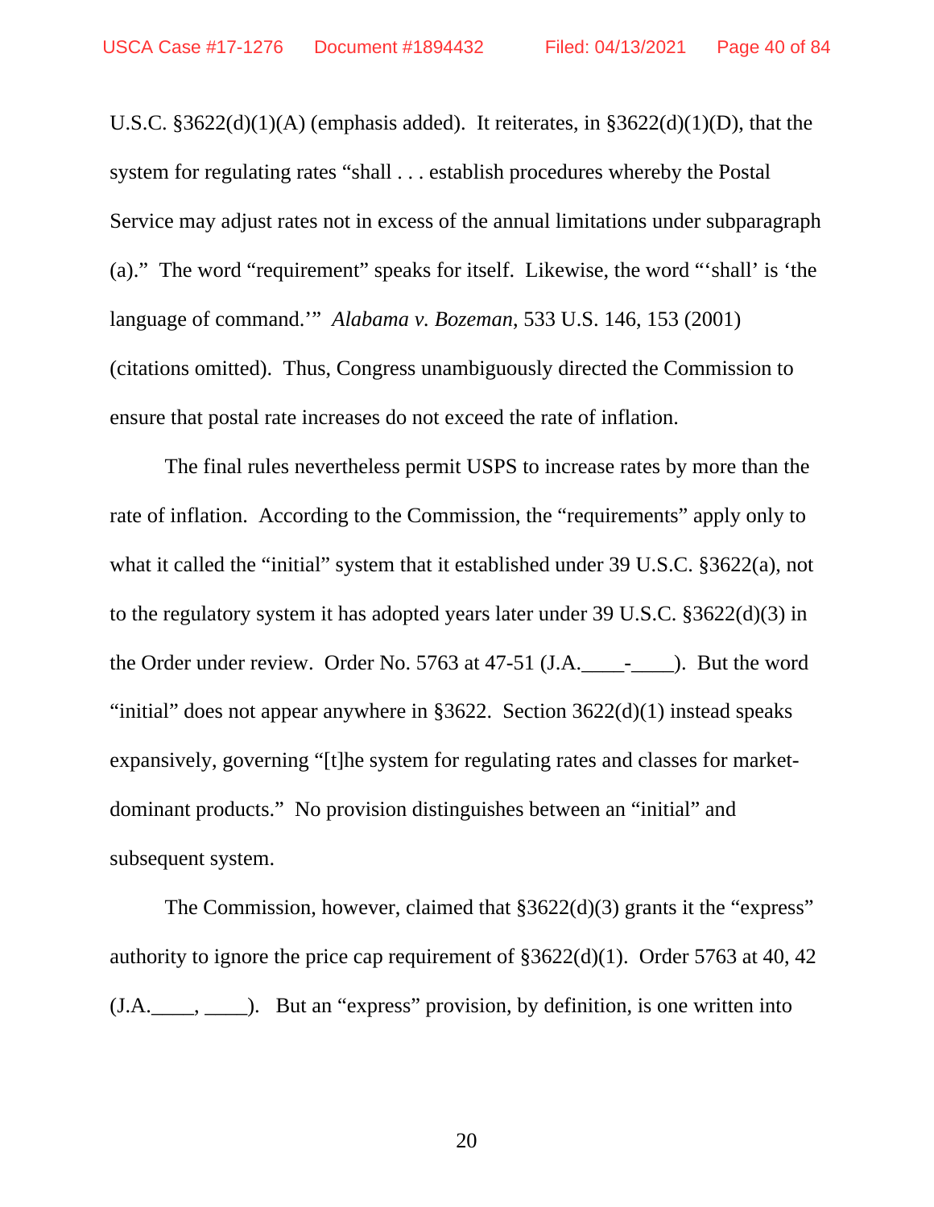U.S.C. §3622(d)(1)(A) (emphasis added). It reiterates, in §3622(d)(1)(D), that the system for regulating rates "shall . . . establish procedures whereby the Postal Service may adjust rates not in excess of the annual limitations under subparagraph (a)." The word "requirement" speaks for itself. Likewise, the word "'shall' is 'the language of command.'" *Alabama v. Bozeman*, 533 U.S. 146, 153 (2001) (citations omitted). Thus, Congress unambiguously directed the Commission to ensure that postal rate increases do not exceed the rate of inflation.

The final rules nevertheless permit USPS to increase rates by more than the rate of inflation. According to the Commission, the "requirements" apply only to what it called the "initial" system that it established under 39 U.S.C. §3622(a), not to the regulatory system it has adopted years later under 39 U.S.C. §3622(d)(3) in the Order under review. Order No. 5763 at 47-51 (J.A.____-____). But the word "initial" does not appear anywhere in §3622. Section 3622(d)(1) instead speaks expansively, governing "[t]he system for regulating rates and classes for market-dominant products." No provision distinguishes between an "initial" and subsequent system.

The Commission, however, claimed that §3622(d)(3) grants it the "express" authority to ignore the price cap requirement of §3622(d)(1). Order 5763 at 40, 42 (J.A.____, ____). But an "express" provision, by definition, is one written into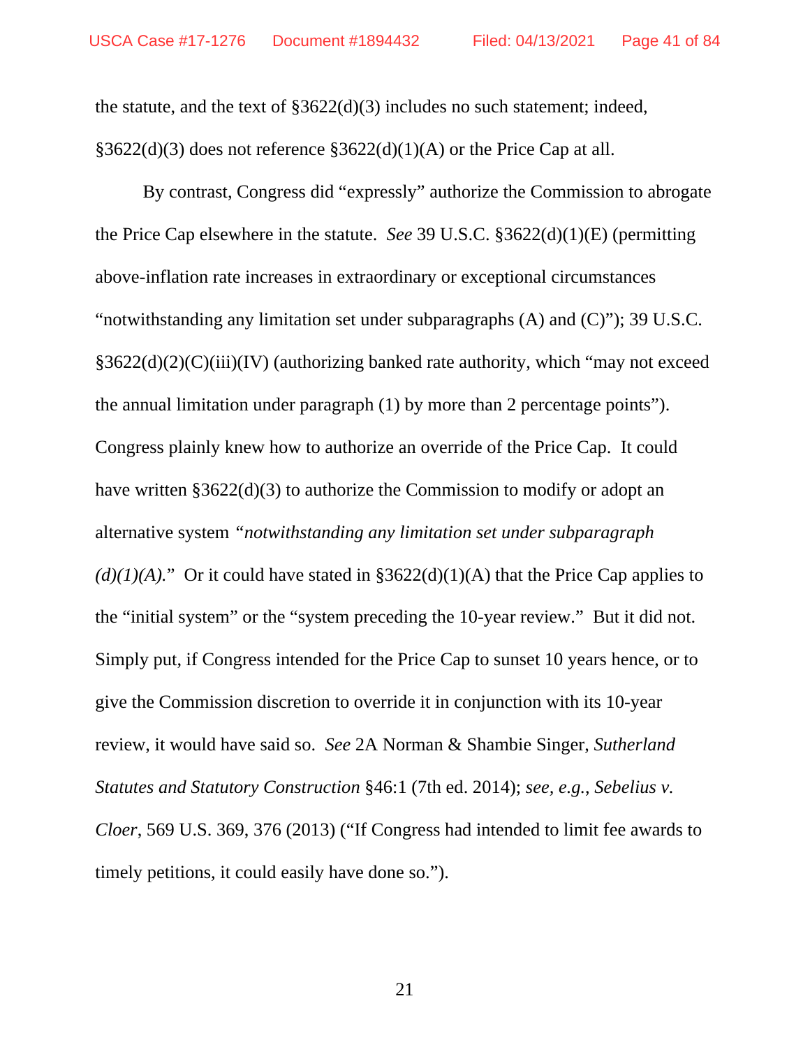the statute, and the text of §3622(d)(3) includes no such statement; indeed, §3622(d)(3) does not reference §3622(d)(1)(A) or the Price Cap at all.

By contrast, Congress did "expressly" authorize the Commission to abrogate the Price Cap elsewhere in the statute. *See* 39 U.S.C. §3622(d)(1)(E) (permitting above-inflation rate increases in extraordinary or exceptional circumstances "notwithstanding any limitation set under subparagraphs (A) and (C)"); 39 U.S.C. §3622(d)(2)(C)(iii)(IV) (authorizing banked rate authority, which "may not exceed the annual limitation under paragraph (1) by more than 2 percentage points"). Congress plainly knew how to authorize an override of the Price Cap. It could have written §3622(d)(3) to authorize the Commission to modify or adopt an alternative system *"notwithstanding any limitation set under subparagraph (d)(1)(A)."* Or it could have stated in §3622(d)(1)(A) that the Price Cap applies to the "initial system" or the "system preceding the 10-year review." But it did not. Simply put, if Congress intended for the Price Cap to sunset 10 years hence, or to give the Commission discretion to override it in conjunction with its 10-year review, it would have said so. *See* 2A Norman & Shambie Singer, *Sutherland Statutes and Statutory Construction* §46:1 (7th ed. 2014); *see, e.g.*, *Sebelius v. Cloer*, 569 U.S. 369, 376 (2013) ("If Congress had intended to limit fee awards to timely petitions, it could easily have done so.").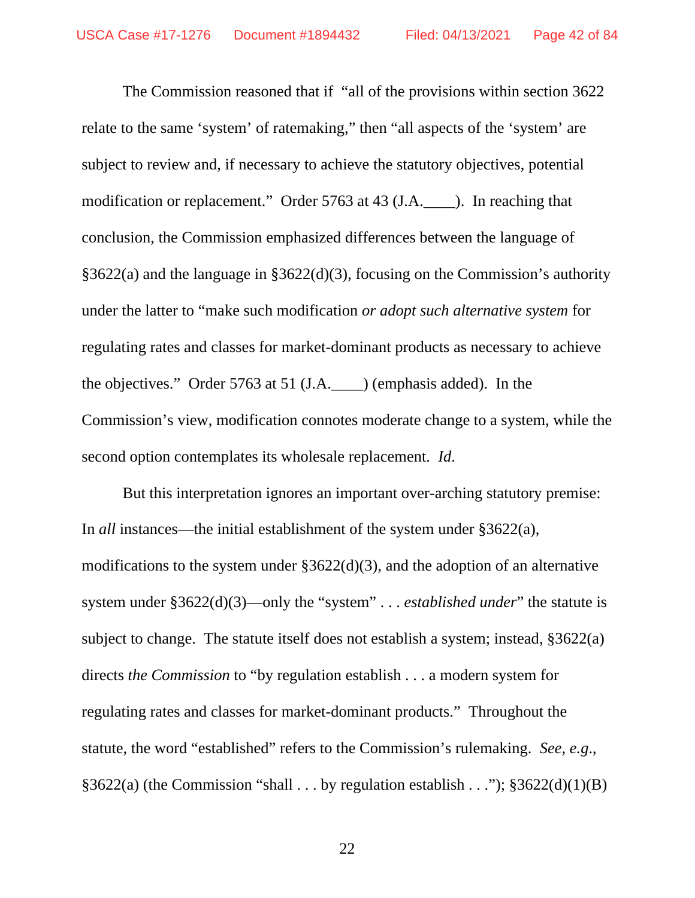The Commission reasoned that if "all of the provisions within section 3622 relate to the same 'system' of ratemaking," then "all aspects of the 'system' are subject to review and, if necessary to achieve the statutory objectives, potential modification or replacement." Order 5763 at 43 (J.A.____). In reaching that conclusion, the Commission emphasized differences between the language of §3622(a) and the language in §3622(d)(3), focusing on the Commission's authority under the latter to "make such modification *or adopt such alternative system* for regulating rates and classes for market-dominant products as necessary to achieve the objectives." Order 5763 at 51 (J.A.____) (emphasis added). In the Commission's view, modification connotes moderate change to a system, while the second option contemplates its wholesale replacement. *Id*.

But this interpretation ignores an important over-arching statutory premise: In *all* instances—the initial establishment of the system under §3622(a), modifications to the system under §3622(d)(3), and the adoption of an alternative system under §3622(d)(3)—only the "system" . . . *established under*" the statute is subject to change. The statute itself does not establish a system; instead, §3622(a) directs *the Commission* to "by regulation establish . . . a modern system for regulating rates and classes for market-dominant products." Throughout the statute, the word "established" refers to the Commission's rulemaking. *See, e.g.*, §3622(a) (the Commission "shall . . . by regulation establish . . ."); §3622(d)(1)(B)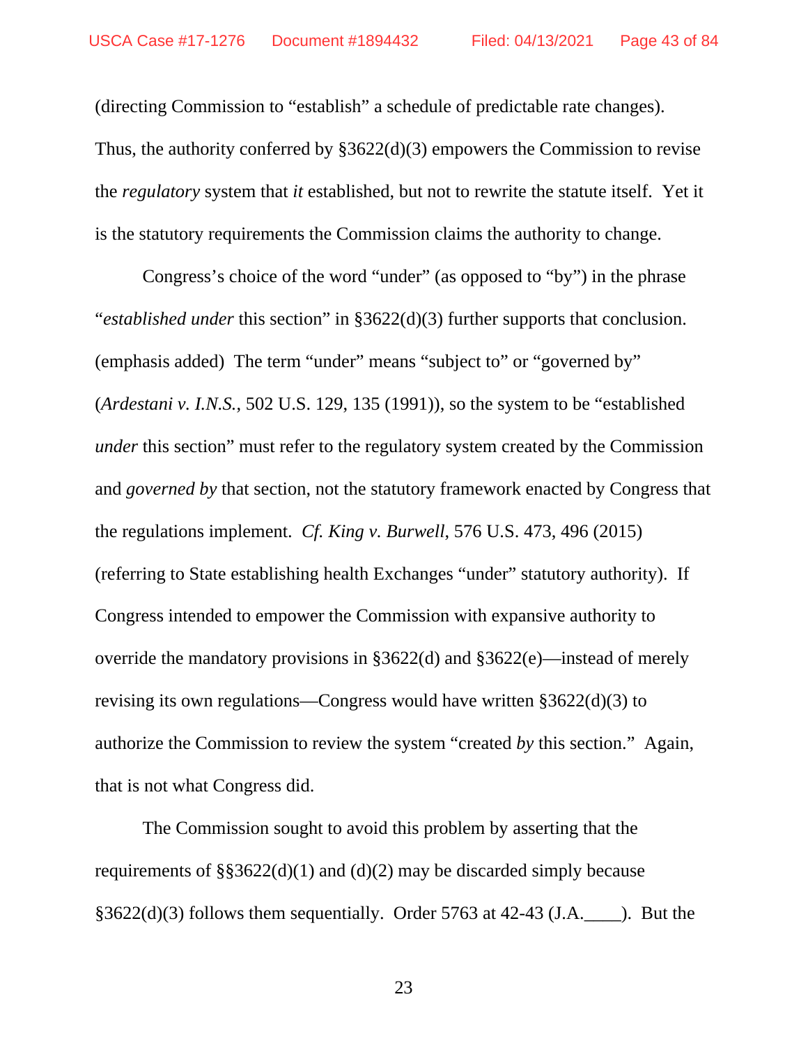(directing Commission to "establish" a schedule of predictable rate changes). Thus, the authority conferred by §3622(d)(3) empowers the Commission to revise the *regulatory* system that *it* established, but not to rewrite the statute itself. Yet it is the statutory requirements the Commission claims the authority to change.

Congress's choice of the word "under" (as opposed to "by") in the phrase "*established under* this section" in §3622(d)(3) further supports that conclusion. (emphasis added) The term "under" means "subject to" or "governed by" (*Ardestani v. I.N.S.*, 502 U.S. 129, 135 (1991)), so the system to be "established *under* this section" must refer to the regulatory system created by the Commission and *governed by* that section, not the statutory framework enacted by Congress that the regulations implement. *Cf. King v. Burwell*, 576 U.S. 473, 496 (2015) (referring to State establishing health Exchanges "under" statutory authority). If Congress intended to empower the Commission with expansive authority to override the mandatory provisions in §3622(d) and §3622(e)—instead of merely revising its own regulations—Congress would have written §3622(d)(3) to authorize the Commission to review the system "created *by* this section." Again, that is not what Congress did.

The Commission sought to avoid this problem by asserting that the requirements of §§3622(d)(1) and (d)(2) may be discarded simply because §3622(d)(3) follows them sequentially. Order 5763 at 42-43 (J.A.\_\_\_\_). But the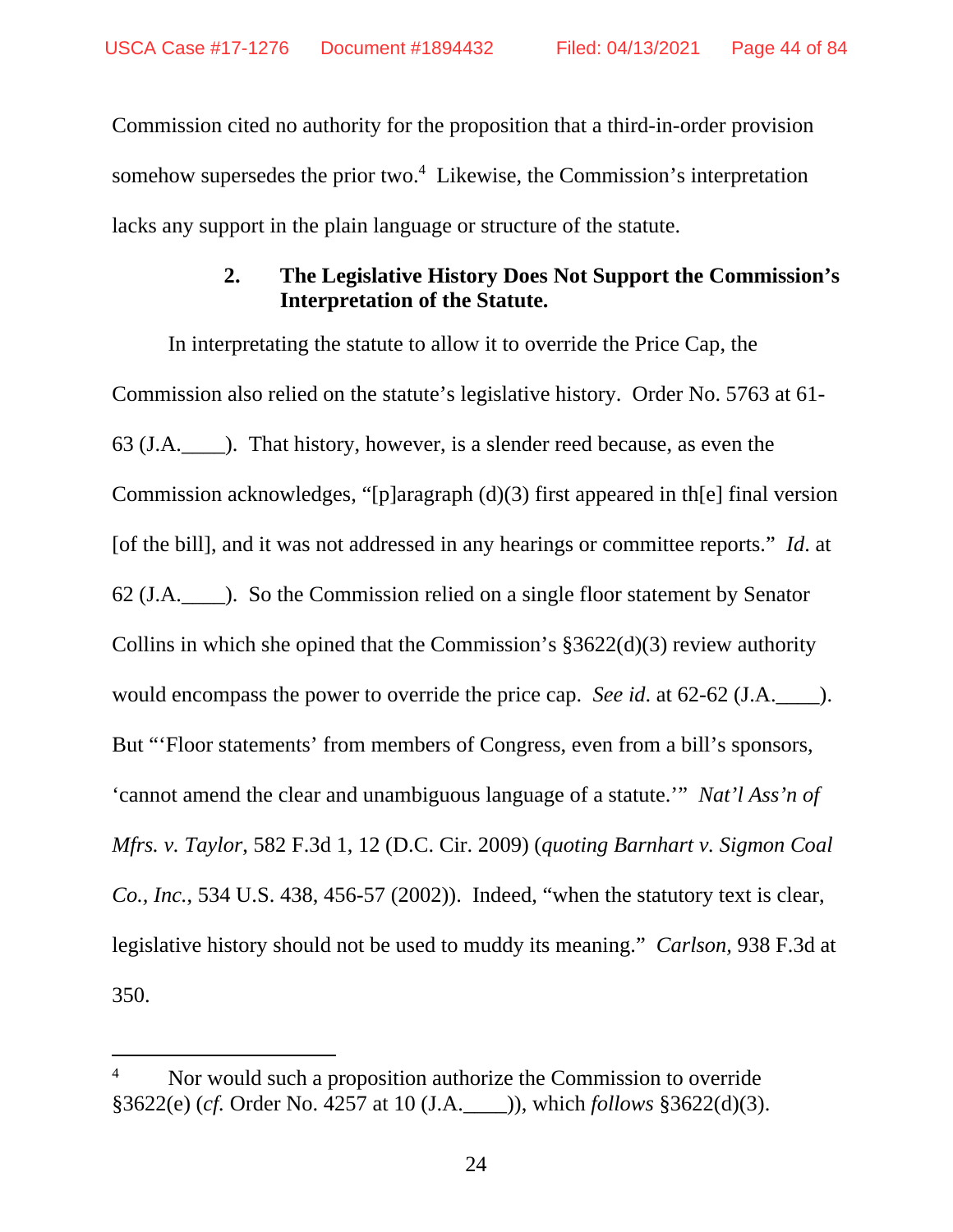Commission cited no authority for the proposition that a third-in-order provision somehow supersedes the prior two.[4] Likewise, the Commission's interpretation lacks any support in the plain language or structure of the statute.

### 2. The Legislative History Does Not Support the Commission's Interpretation of the Statute.

In interpretating the statute to allow it to override the Price Cap, the Commission also relied on the statute's legislative history. Order No. 5763 at 61-63 (J.A.____). That history, however, is a slender reed because, as even the Commission acknowledges, "[p]aragraph (d)(3) first appeared in th[e] final version [of the bill], and it was not addressed in any hearings or committee reports." *Id*. at 62 (J.A.____). So the Commission relied on a single floor statement by Senator Collins in which she opined that the Commission's §3622(d)(3) review authority would encompass the power to override the price cap. *See id*. at 62-62 (J.A.____). But "'Floor statements' from members of Congress, even from a bill's sponsors, 'cannot amend the clear and unambiguous language of a statute.'" *Nat'l Ass'n of Mfrs. v. Taylor*, 582 F.3d 1, 12 (D.C. Cir. 2009) (*quoting Barnhart v. Sigmon Coal Co., Inc.*, 534 U.S. 438, 456-57 (2002)). Indeed, "when the statutory text is clear, legislative history should not be used to muddy its meaning." *Carlson*, 938 F.3d at 350.

---

[4] Nor would such a proposition authorize the Commission to override §3622(e) (*cf.* Order No. 4257 at 10 (J.A.____)), which *follows* §3622(d)(3).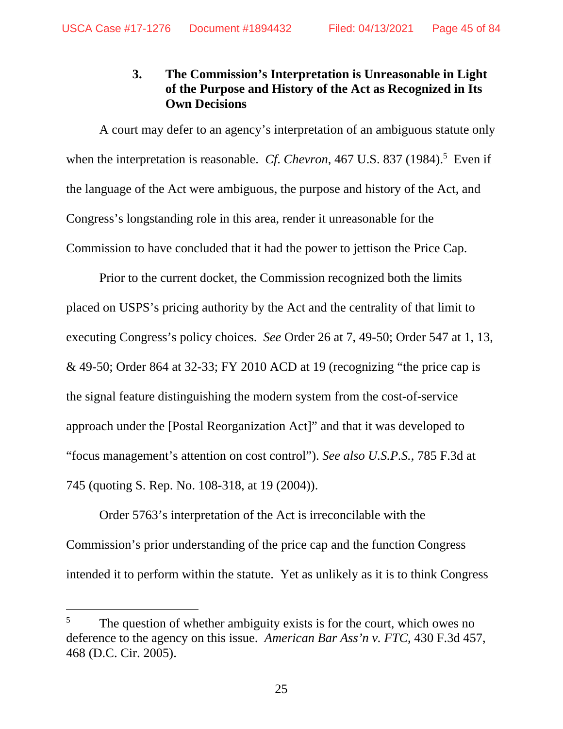### 3. The Commission's Interpretation is Unreasonable in Light of the Purpose and History of the Act as Recognized in Its Own Decisions

A court may defer to an agency's interpretation of an ambiguous statute only when the interpretation is reasonable. *Cf. Chevron*, 467 U.S. 837 (1984).[5] Even if the language of the Act were ambiguous, the purpose and history of the Act, and Congress's longstanding role in this area, render it unreasonable for the Commission to have concluded that it had the power to jettison the Price Cap.

Prior to the current docket, the Commission recognized both the limits placed on USPS's pricing authority by the Act and the centrality of that limit to executing Congress's policy choices. *See* Order 26 at 7, 49-50; Order 547 at 1, 13, & 49-50; Order 864 at 32-33; FY 2010 ACD at 19 (recognizing "the price cap is the signal feature distinguishing the modern system from the cost-of-service approach under the [Postal Reorganization Act]" and that it was developed to "focus management's attention on cost control"). *See also U.S.P.S.*, 785 F.3d at 745 (quoting S. Rep. No. 108-318, at 19 (2004)).

Order 5763's interpretation of the Act is irreconcilable with the Commission's prior understanding of the price cap and the function Congress intended it to perform within the statute. Yet as unlikely as it is to think Congress

---

[5] The question of whether ambiguity exists is for the court, which owes no deference to the agency on this issue. *American Bar Ass'n v. FTC*, 430 F.3d 457, 468 (D.C. Cir. 2005).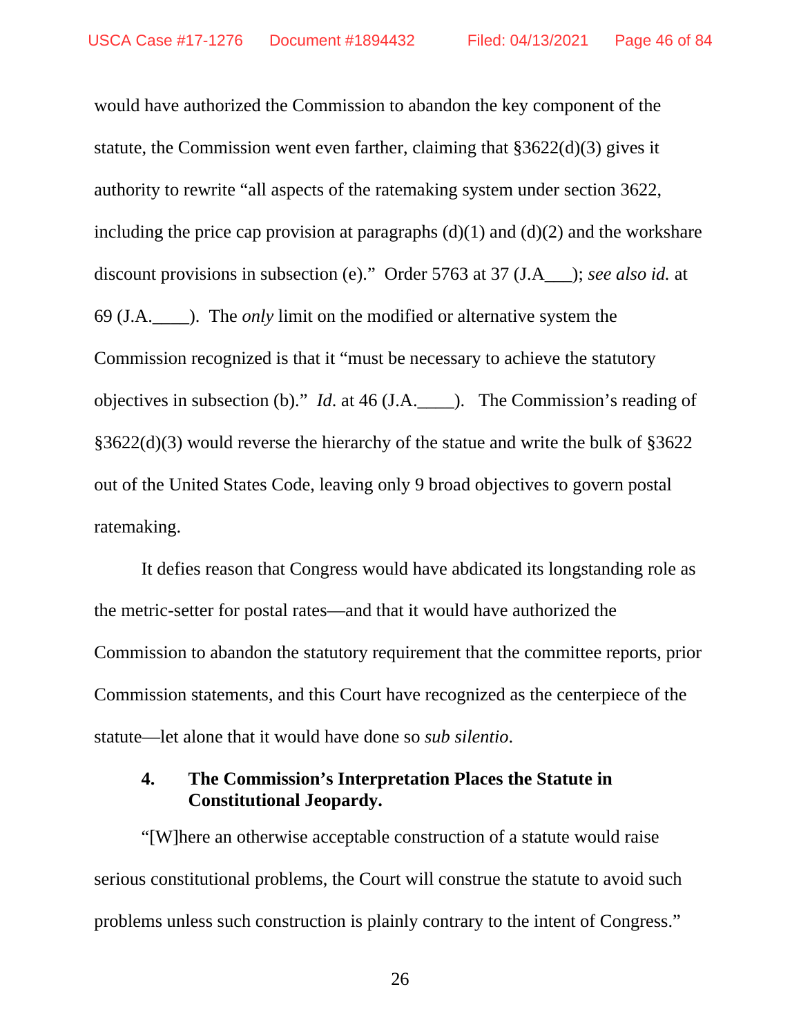would have authorized the Commission to abandon the key component of the statute, the Commission went even farther, claiming that §3622(d)(3) gives it authority to rewrite "all aspects of the ratemaking system under section 3622, including the price cap provision at paragraphs (d)(1) and (d)(2) and the workshare discount provisions in subsection (e)." Order 5763 at 37 (J.A___); *see also id.* at 69 (J.A.____). The *only* limit on the modified or alternative system the Commission recognized is that it "must be necessary to achieve the statutory objectives in subsection (b)." *Id*. at 46 (J.A.____). The Commission's reading of §3622(d)(3) would reverse the hierarchy of the statue and write the bulk of §3622 out of the United States Code, leaving only 9 broad objectives to govern postal ratemaking.

It defies reason that Congress would have abdicated its longstanding role as the metric-setter for postal rates—and that it would have authorized the Commission to abandon the statutory requirement that the committee reports, prior Commission statements, and this Court have recognized as the centerpiece of the statute—let alone that it would have done so *sub silentio*.

#### 4. The Commission's Interpretation Places the Statute in Constitutional Jeopardy.

"[W]here an otherwise acceptable construction of a statute would raise serious constitutional problems, the Court will construe the statute to avoid such problems unless such construction is plainly contrary to the intent of Congress."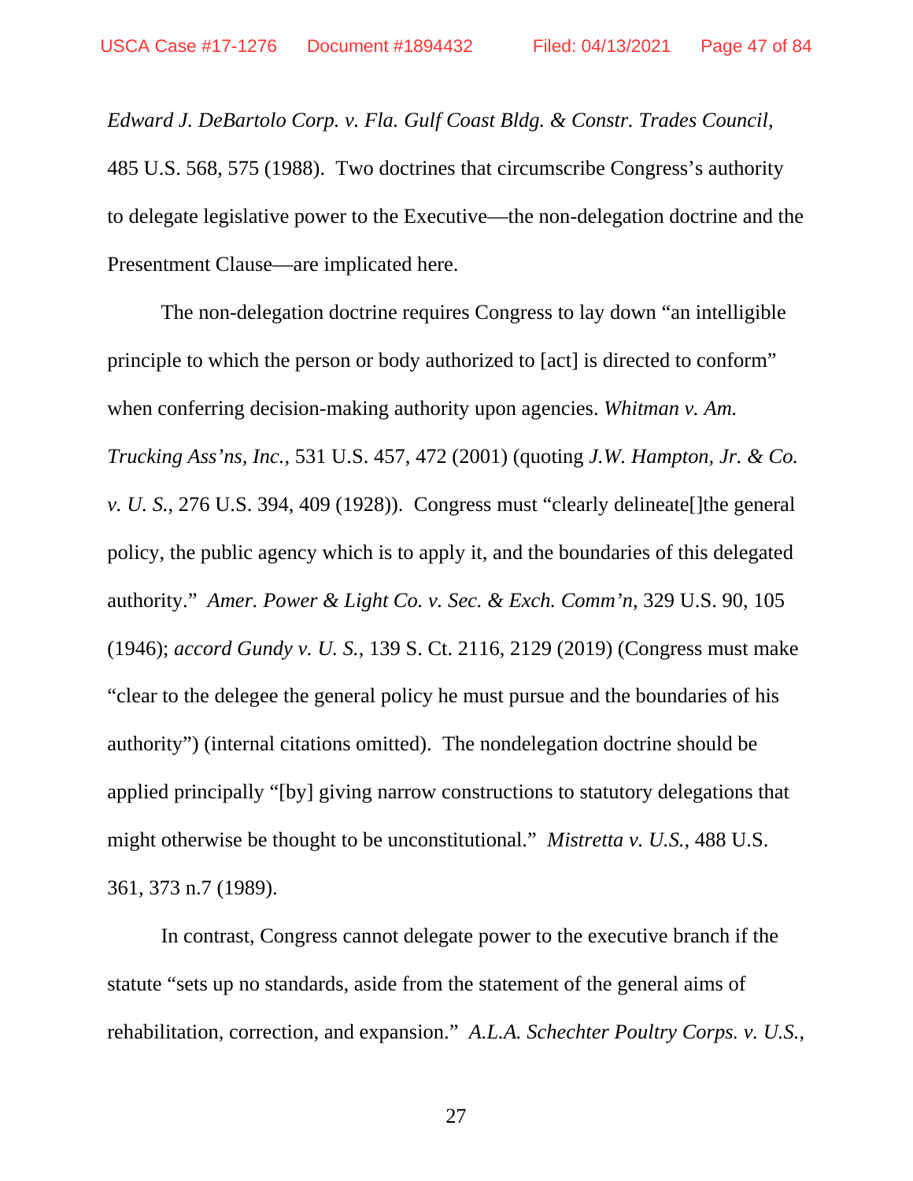*Edward J. DeBartolo Corp. v. Fla. Gulf Coast Bldg. & Constr. Trades Council*, 485 U.S. 568, 575 (1988). Two doctrines that circumscribe Congress's authority to delegate legislative power to the Executive—the non-delegation doctrine and the Presentment Clause—are implicated here.

The non-delegation doctrine requires Congress to lay down "an intelligible principle to which the person or body authorized to [act] is directed to conform" when conferring decision-making authority upon agencies. *Whitman v. Am. Trucking Ass'ns, Inc.*, 531 U.S. 457, 472 (2001) (quoting *J.W. Hampton, Jr. & Co. v. U. S.*, 276 U.S. 394, 409 (1928)). Congress must "clearly delineate[]the general policy, the public agency which is to apply it, and the boundaries of this delegated authority." *Amer. Power & Light Co. v. Sec. & Exch. Comm'n*, 329 U.S. 90, 105 (1946); *accord Gundy v. U. S.*, 139 S. Ct. 2116, 2129 (2019) (Congress must make "clear to the delegee the general policy he must pursue and the boundaries of his authority") (internal citations omitted). The nondelegation doctrine should be applied principally "[by] giving narrow constructions to statutory delegations that might otherwise be thought to be unconstitutional." *Mistretta v. U.S.*, 488 U.S. 361, 373 n.7 (1989).

In contrast, Congress cannot delegate power to the executive branch if the statute "sets up no standards, aside from the statement of the general aims of rehabilitation, correction, and expansion." *A.L.A. Schechter Poultry Corps. v. U.S.*,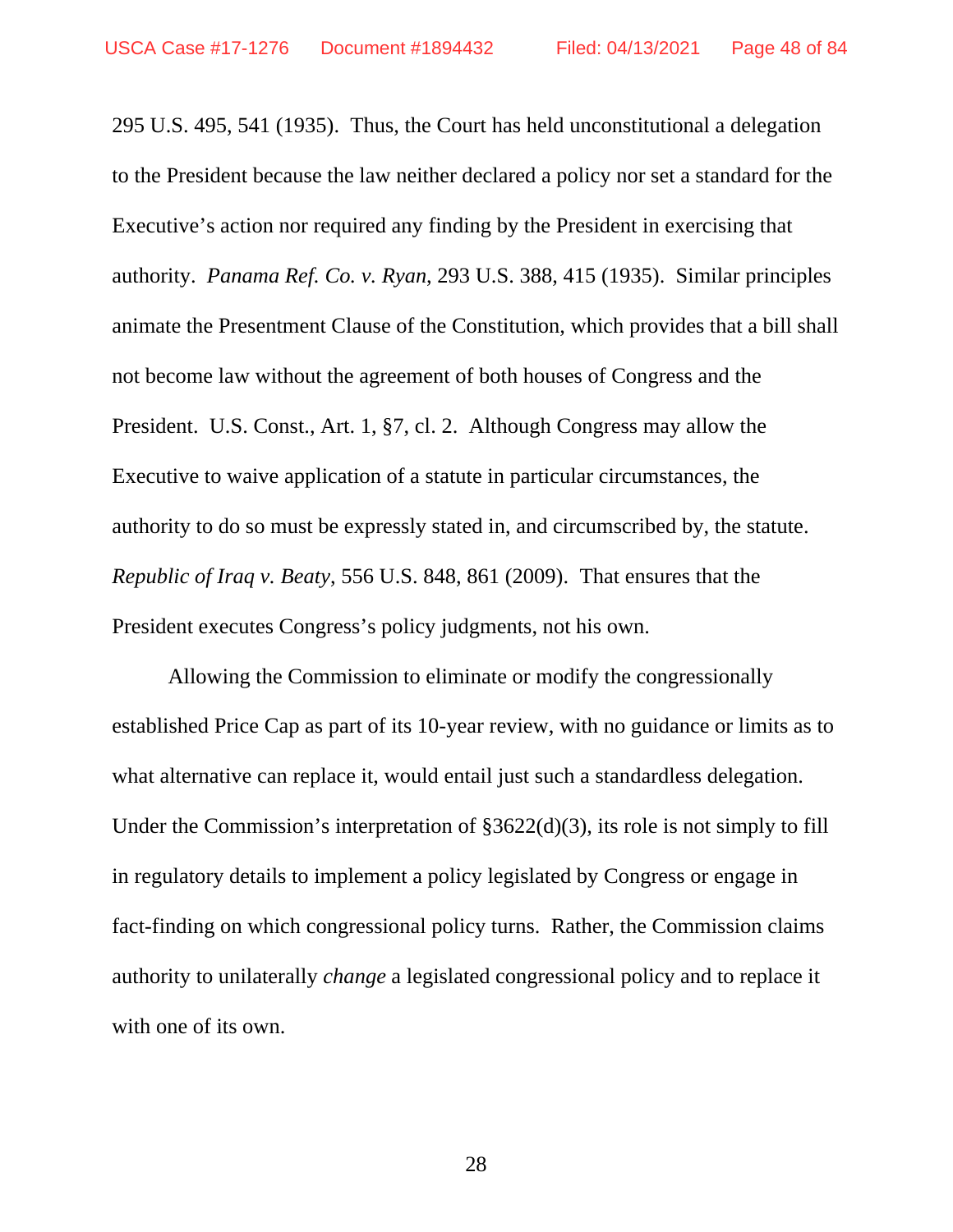295 U.S. 495, 541 (1935). Thus, the Court has held unconstitutional a delegation to the President because the law neither declared a policy nor set a standard for the Executive's action nor required any finding by the President in exercising that authority. *Panama Ref. Co. v. Ryan*, 293 U.S. 388, 415 (1935). Similar principles animate the Presentment Clause of the Constitution, which provides that a bill shall not become law without the agreement of both houses of Congress and the President. U.S. Const., Art. 1, §7, cl. 2. Although Congress may allow the Executive to waive application of a statute in particular circumstances, the authority to do so must be expressly stated in, and circumscribed by, the statute. *Republic of Iraq v. Beaty*, 556 U.S. 848, 861 (2009). That ensures that the President executes Congress's policy judgments, not his own.

Allowing the Commission to eliminate or modify the congressionally established Price Cap as part of its 10-year review, with no guidance or limits as to what alternative can replace it, would entail just such a standardless delegation. Under the Commission's interpretation of §3622(d)(3), its role is not simply to fill in regulatory details to implement a policy legislated by Congress or engage in fact-finding on which congressional policy turns. Rather, the Commission claims authority to unilaterally *change* a legislated congressional policy and to replace it with one of its own.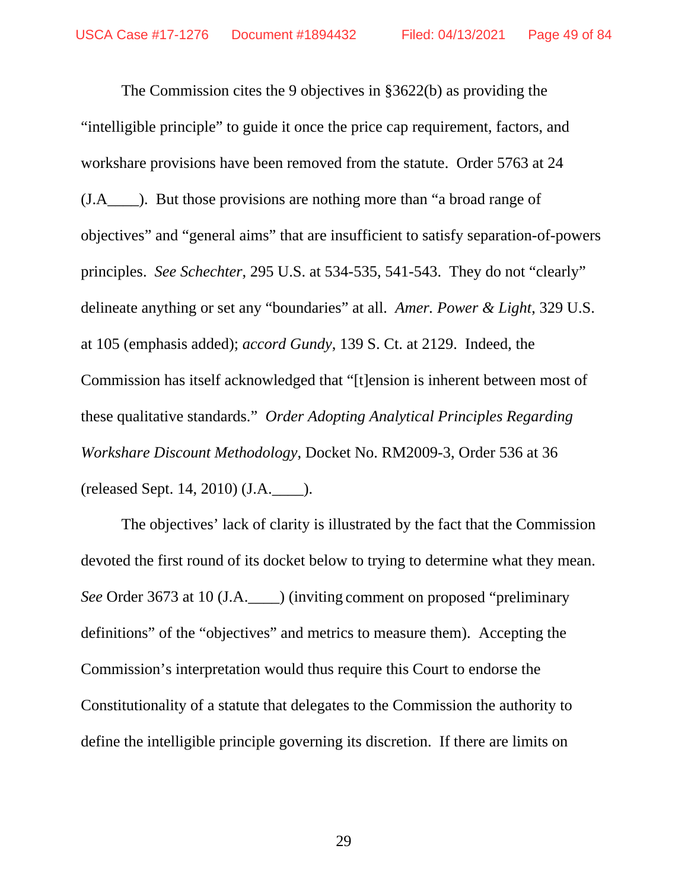The Commission cites the 9 objectives in §3622(b) as providing the "intelligible principle" to guide it once the price cap requirement, factors, and workshare provisions have been removed from the statute. Order 5763 at 24 (J.A____). But those provisions are nothing more than "a broad range of objectives" and "general aims" that are insufficient to satisfy separation-of-powers principles. *See Schechter*, 295 U.S. at 534-535, 541-543. They do not "clearly" delineate anything or set any "boundaries" at all. *Amer. Power & Light*, 329 U.S. at 105 (emphasis added); *accord Gundy*, 139 S. Ct. at 2129. Indeed, the Commission has itself acknowledged that "[t]ension is inherent between most of these qualitative standards." *Order Adopting Analytical Principles Regarding Workshare Discount Methodology*, Docket No. RM2009-3, Order 536 at 36 (released Sept. 14, 2010) (J.A.____).

The objectives' lack of clarity is illustrated by the fact that the Commission devoted the first round of its docket below to trying to determine what they mean. *See* Order 3673 at 10 (J.A.____) (inviting comment on proposed "preliminary definitions" of the "objectives" and metrics to measure them). Accepting the Commission's interpretation would thus require this Court to endorse the Constitutionality of a statute that delegates to the Commission the authority to define the intelligible principle governing its discretion. If there are limits on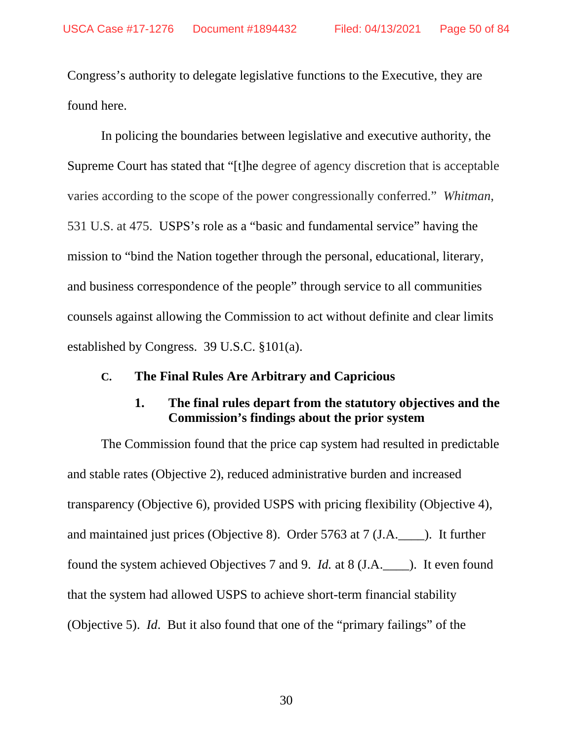Congress's authority to delegate legislative functions to the Executive, they are found here.

In policing the boundaries between legislative and executive authority, the Supreme Court has stated that "[t]he degree of agency discretion that is acceptable varies according to the scope of the power congressionally conferred." *Whitman*, 531 U.S. at 475. USPS's role as a "basic and fundamental service" having the mission to "bind the Nation together through the personal, educational, literary, and business correspondence of the people" through service to all communities counsels against allowing the Commission to act without definite and clear limits established by Congress. 39 U.S.C. §101(a).

### C. The Final Rules Are Arbitrary and Capricious

#### 1. The final rules depart from the statutory objectives and the Commission's findings about the prior system

The Commission found that the price cap system had resulted in predictable and stable rates (Objective 2), reduced administrative burden and increased transparency (Objective 6), provided USPS with pricing flexibility (Objective 4), and maintained just prices (Objective 8). Order 5763 at 7 (J.A.____). It further found the system achieved Objectives 7 and 9. *Id.* at 8 (J.A.____). It even found that the system had allowed USPS to achieve short-term financial stability (Objective 5). *Id*. But it also found that one of the "primary failings" of the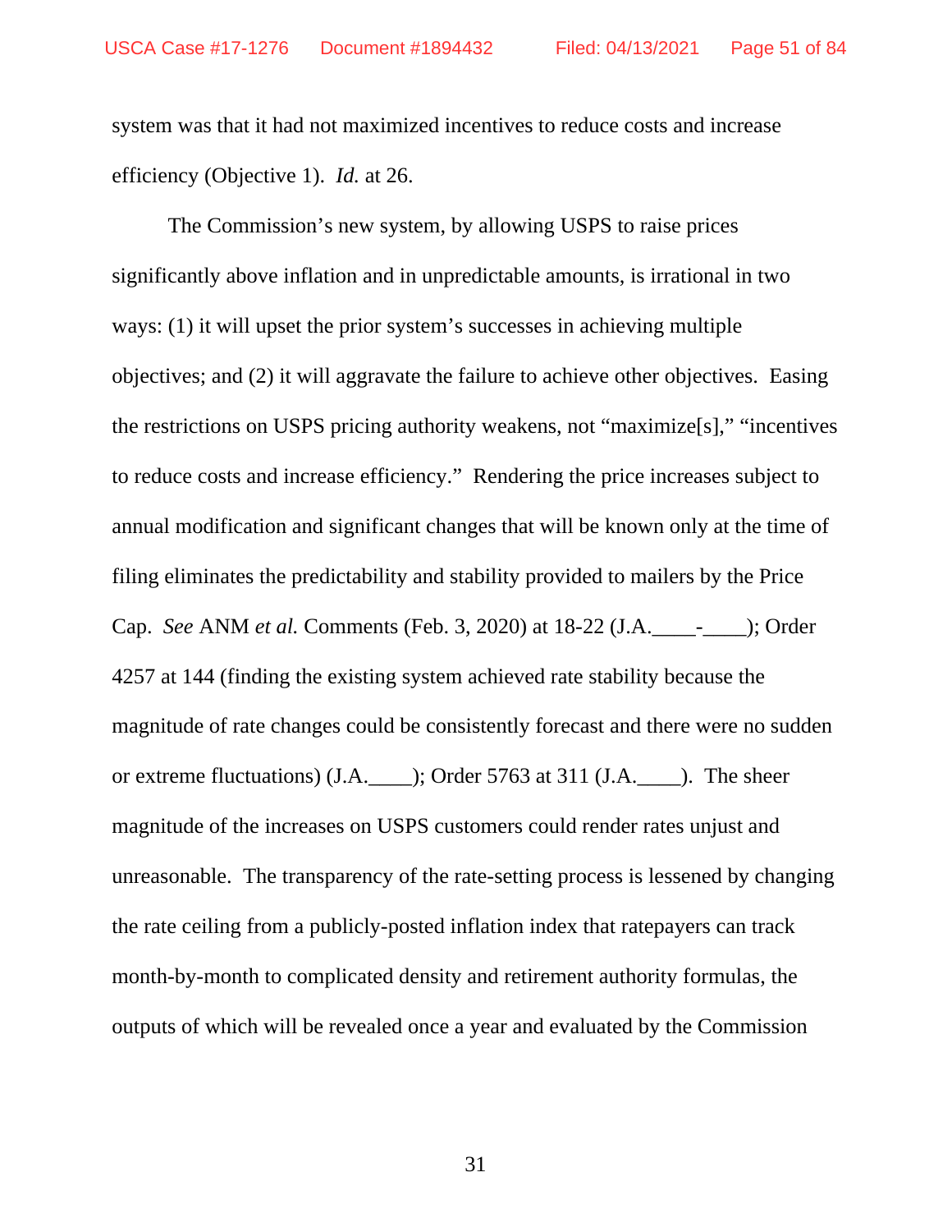system was that it had not maximized incentives to reduce costs and increase efficiency (Objective 1). *Id.* at 26.

The Commission's new system, by allowing USPS to raise prices significantly above inflation and in unpredictable amounts, is irrational in two ways: (1) it will upset the prior system's successes in achieving multiple objectives; and (2) it will aggravate the failure to achieve other objectives. Easing the restrictions on USPS pricing authority weakens, not "maximize[s]," "incentives to reduce costs and increase efficiency." Rendering the price increases subject to annual modification and significant changes that will be known only at the time of filing eliminates the predictability and stability provided to mailers by the Price Cap. *See* ANM *et al.* Comments (Feb. 3, 2020) at 18-22 (J.A.____-____); Order 4257 at 144 (finding the existing system achieved rate stability because the magnitude of rate changes could be consistently forecast and there were no sudden or extreme fluctuations) (J.A.____); Order 5763 at 311 (J.A.____). The sheer magnitude of the increases on USPS customers could render rates unjust and unreasonable. The transparency of the rate-setting process is lessened by changing the rate ceiling from a publicly-posted inflation index that ratepayers can track month-by-month to complicated density and retirement authority formulas, the outputs of which will be revealed once a year and evaluated by the Commission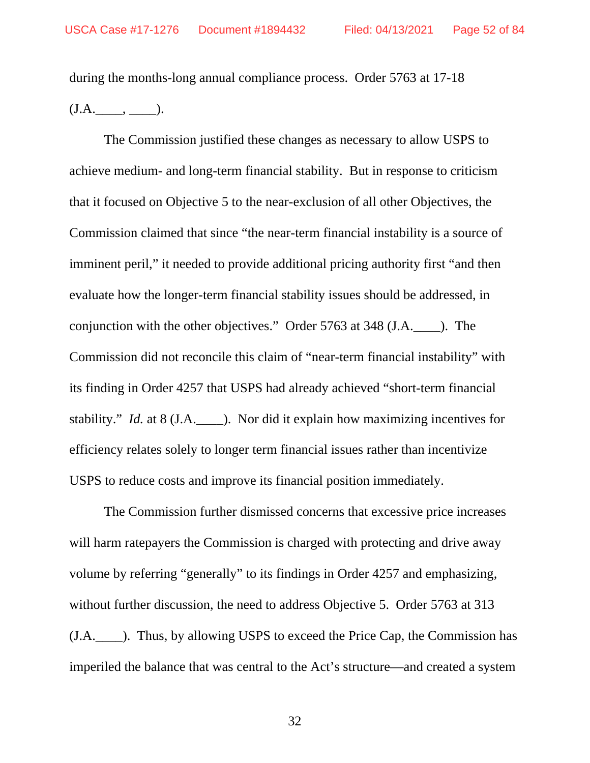during the months-long annual compliance process. Order 5763 at 17-18 (J.A.____, ____).

The Commission justified these changes as necessary to allow USPS to achieve medium- and long-term financial stability. But in response to criticism that it focused on Objective 5 to the near-exclusion of all other Objectives, the Commission claimed that since "the near-term financial instability is a source of imminent peril," it needed to provide additional pricing authority first "and then evaluate how the longer-term financial stability issues should be addressed, in conjunction with the other objectives." Order 5763 at 348 (J.A.____). The Commission did not reconcile this claim of "near-term financial instability" with its finding in Order 4257 that USPS had already achieved "short-term financial stability." *Id.* at 8 (J.A.____). Nor did it explain how maximizing incentives for efficiency relates solely to longer term financial issues rather than incentivize USPS to reduce costs and improve its financial position immediately.

The Commission further dismissed concerns that excessive price increases will harm ratepayers the Commission is charged with protecting and drive away volume by referring "generally" to its findings in Order 4257 and emphasizing, without further discussion, the need to address Objective 5. Order 5763 at 313 (J.A.____). Thus, by allowing USPS to exceed the Price Cap, the Commission has imperiled the balance that was central to the Act's structure—and created a system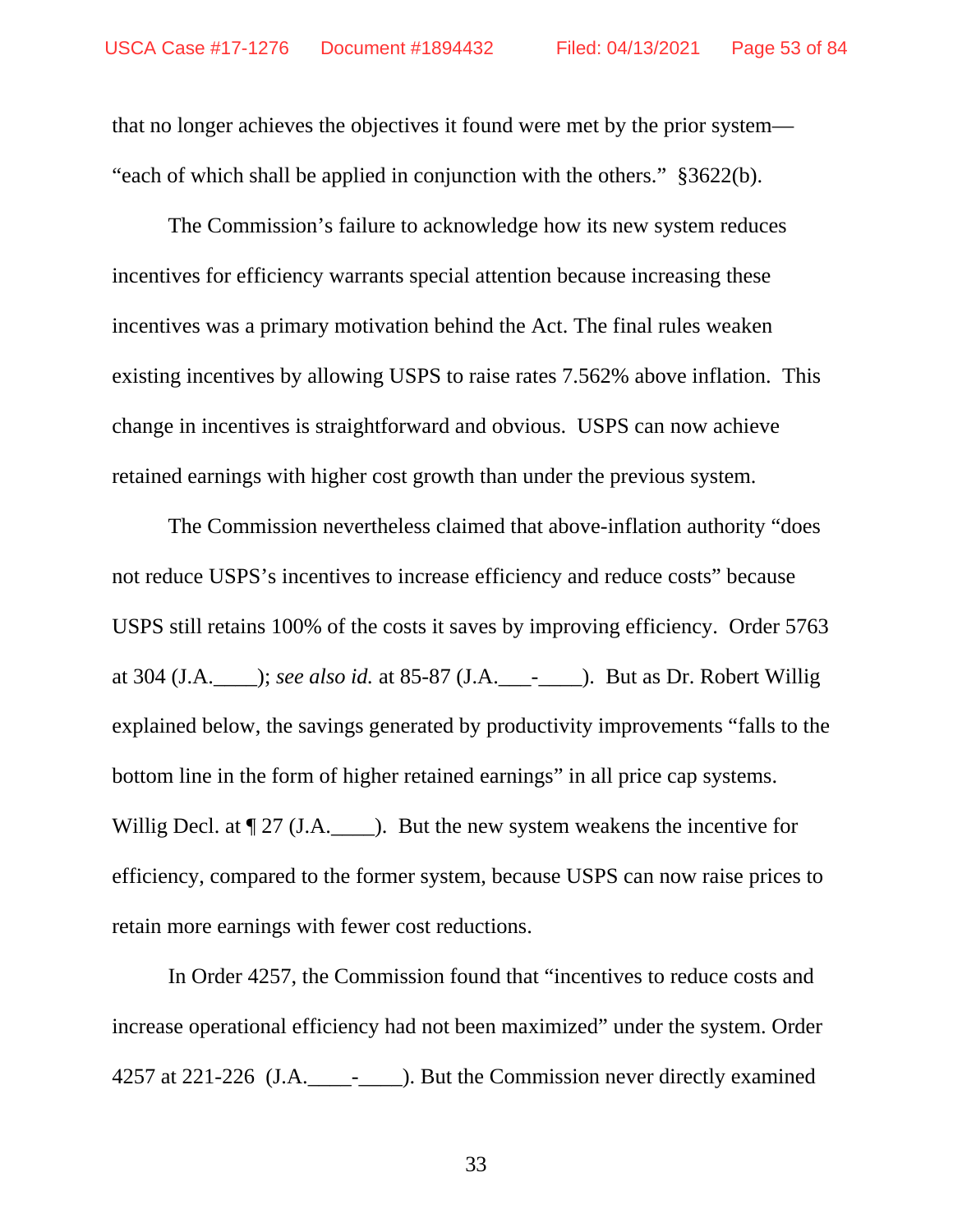that no longer achieves the objectives it found were met by the prior system—"each of which shall be applied in conjunction with the others." §3622(b).

The Commission's failure to acknowledge how its new system reduces incentives for efficiency warrants special attention because increasing these incentives was a primary motivation behind the Act. The final rules weaken existing incentives by allowing USPS to raise rates 7.562% above inflation. This change in incentives is straightforward and obvious. USPS can now achieve retained earnings with higher cost growth than under the previous system.

The Commission nevertheless claimed that above-inflation authority "does not reduce USPS's incentives to increase efficiency and reduce costs" because USPS still retains 100% of the costs it saves by improving efficiency. Order 5763 at 304 (J.A.____); *see also id.* at 85-87 (J.A.___-____). But as Dr. Robert Willig explained below, the savings generated by productivity improvements "falls to the bottom line in the form of higher retained earnings" in all price cap systems. Willig Decl. at ¶ 27 (J.A.____). But the new system weakens the incentive for efficiency, compared to the former system, because USPS can now raise prices to retain more earnings with fewer cost reductions.

In Order 4257, the Commission found that "incentives to reduce costs and increase operational efficiency had not been maximized" under the system. Order 4257 at 221-226 (J.A.____-____). But the Commission never directly examined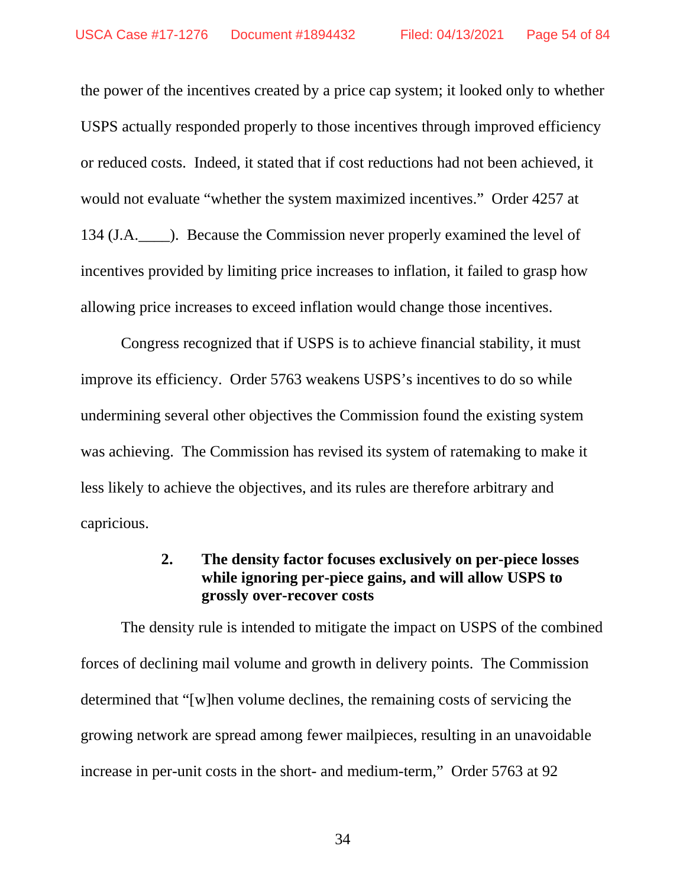the power of the incentives created by a price cap system; it looked only to whether USPS actually responded properly to those incentives through improved efficiency or reduced costs. Indeed, it stated that if cost reductions had not been achieved, it would not evaluate "whether the system maximized incentives." Order 4257 at 134 (J.A.____). Because the Commission never properly examined the level of incentives provided by limiting price increases to inflation, it failed to grasp how allowing price increases to exceed inflation would change those incentives.

Congress recognized that if USPS is to achieve financial stability, it must improve its efficiency. Order 5763 weakens USPS's incentives to do so while undermining several other objectives the Commission found the existing system was achieving. The Commission has revised its system of ratemaking to make it less likely to achieve the objectives, and its rules are therefore arbitrary and capricious.

#### 2. The density factor focuses exclusively on per-piece losses while ignoring per-piece gains, and will allow USPS to grossly over-recover costs

The density rule is intended to mitigate the impact on USPS of the combined forces of declining mail volume and growth in delivery points. The Commission determined that "[w]hen volume declines, the remaining costs of servicing the growing network are spread among fewer mailpieces, resulting in an unavoidable increase in per-unit costs in the short- and medium-term," Order 5763 at 92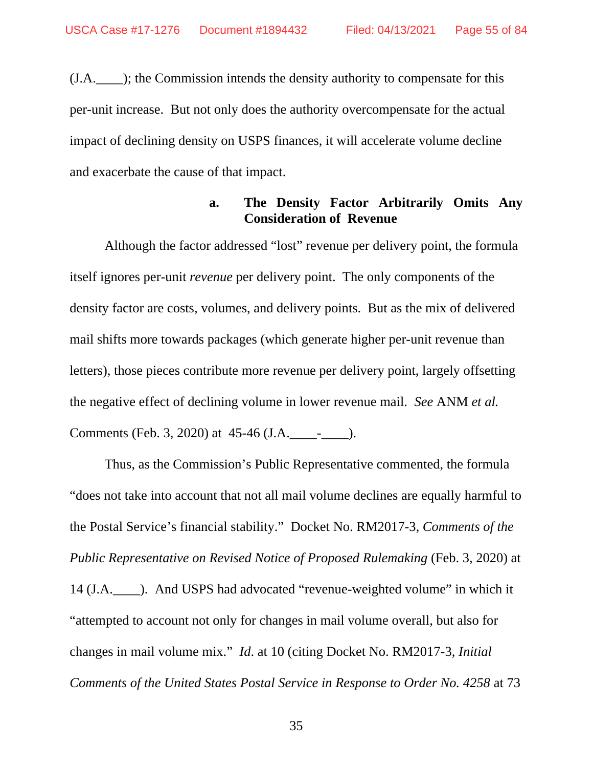(J.A.____); the Commission intends the density authority to compensate for this per-unit increase. But not only does the authority overcompensate for the actual impact of declining density on USPS finances, it will accelerate volume decline and exacerbate the cause of that impact.

#### a. The Density Factor Arbitrarily Omits Any Consideration of Revenue

Although the factor addressed "lost" revenue per delivery point, the formula itself ignores per-unit *revenue* per delivery point. The only components of the density factor are costs, volumes, and delivery points. But as the mix of delivered mail shifts more towards packages (which generate higher per-unit revenue than letters), those pieces contribute more revenue per delivery point, largely offsetting the negative effect of declining volume in lower revenue mail. *See* ANM *et al.* Comments (Feb. 3, 2020) at 45-46 (J.A.____-____).

Thus, as the Commission's Public Representative commented, the formula "does not take into account that not all mail volume declines are equally harmful to the Postal Service's financial stability." Docket No. RM2017-3, *Comments of the Public Representative on Revised Notice of Proposed Rulemaking* (Feb. 3, 2020) at 14 (J.A.____). And USPS had advocated "revenue-weighted volume" in which it "attempted to account not only for changes in mail volume overall, but also for changes in mail volume mix." *Id*. at 10 (citing Docket No. RM2017-3, *Initial Comments of the United States Postal Service in Response to Order No. 4258* at 73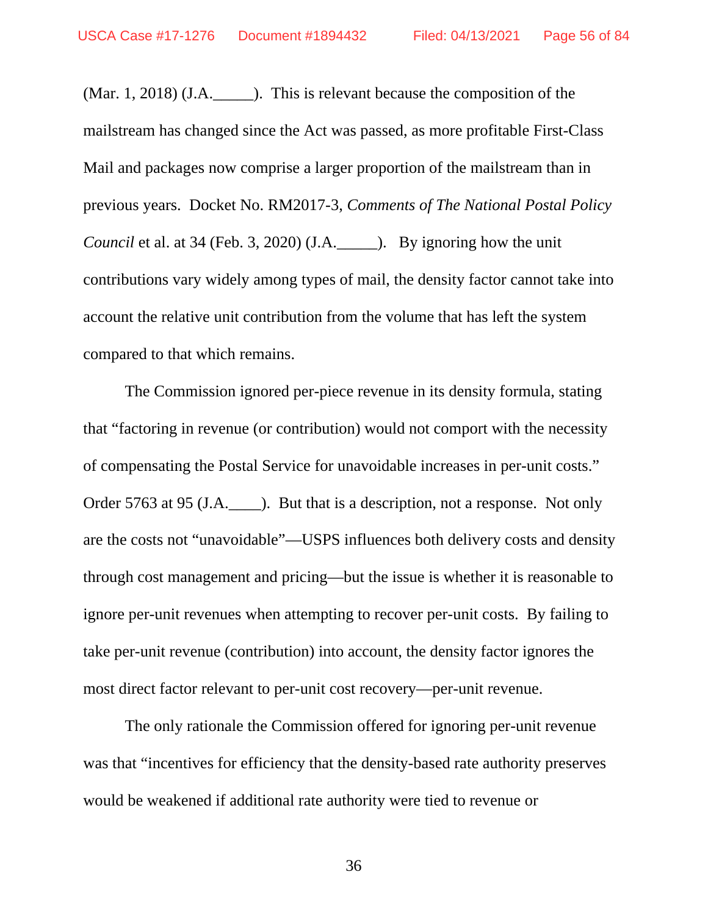(Mar. 1, 2018) (J.A.\_\_\_\_\_). This is relevant because the composition of the mailstream has changed since the Act was passed, as more profitable First-Class Mail and packages now comprise a larger proportion of the mailstream than in previous years. Docket No. RM2017-3, *Comments of The National Postal Policy Council* et al. at 34 (Feb. 3, 2020) (J.A.\_\_\_\_\_). By ignoring how the unit contributions vary widely among types of mail, the density factor cannot take into account the relative unit contribution from the volume that has left the system compared to that which remains.

The Commission ignored per-piece revenue in its density formula, stating that "factoring in revenue (or contribution) would not comport with the necessity of compensating the Postal Service for unavoidable increases in per-unit costs." Order 5763 at 95 (J.A.\_\_\_\_). But that is a description, not a response. Not only are the costs not "unavoidable"—USPS influences both delivery costs and density through cost management and pricing—but the issue is whether it is reasonable to ignore per-unit revenues when attempting to recover per-unit costs. By failing to take per-unit revenue (contribution) into account, the density factor ignores the most direct factor relevant to per-unit cost recovery—per-unit revenue.

The only rationale the Commission offered for ignoring per-unit revenue was that "incentives for efficiency that the density-based rate authority preserves would be weakened if additional rate authority were tied to revenue or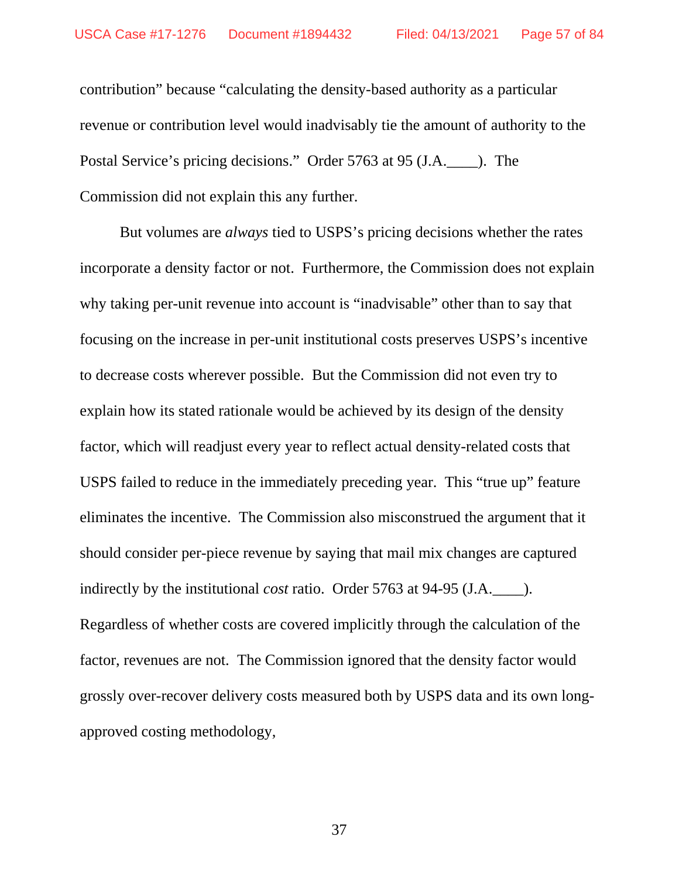contribution" because "calculating the density-based authority as a particular revenue or contribution level would inadvisably tie the amount of authority to the Postal Service's pricing decisions." Order 5763 at 95 (J.A.____). The Commission did not explain this any further.

But volumes are *always* tied to USPS's pricing decisions whether the rates incorporate a density factor or not. Furthermore, the Commission does not explain why taking per-unit revenue into account is "inadvisable" other than to say that focusing on the increase in per-unit institutional costs preserves USPS's incentive to decrease costs wherever possible. But the Commission did not even try to explain how its stated rationale would be achieved by its design of the density factor, which will readjust every year to reflect actual density-related costs that USPS failed to reduce in the immediately preceding year. This "true up" feature eliminates the incentive. The Commission also misconstrued the argument that it should consider per-piece revenue by saying that mail mix changes are captured indirectly by the institutional *cost* ratio. Order 5763 at 94-95 (J.A.____). Regardless of whether costs are covered implicitly through the calculation of the factor, revenues are not. The Commission ignored that the density factor would grossly over-recover delivery costs measured both by USPS data and its own long-approved costing methodology,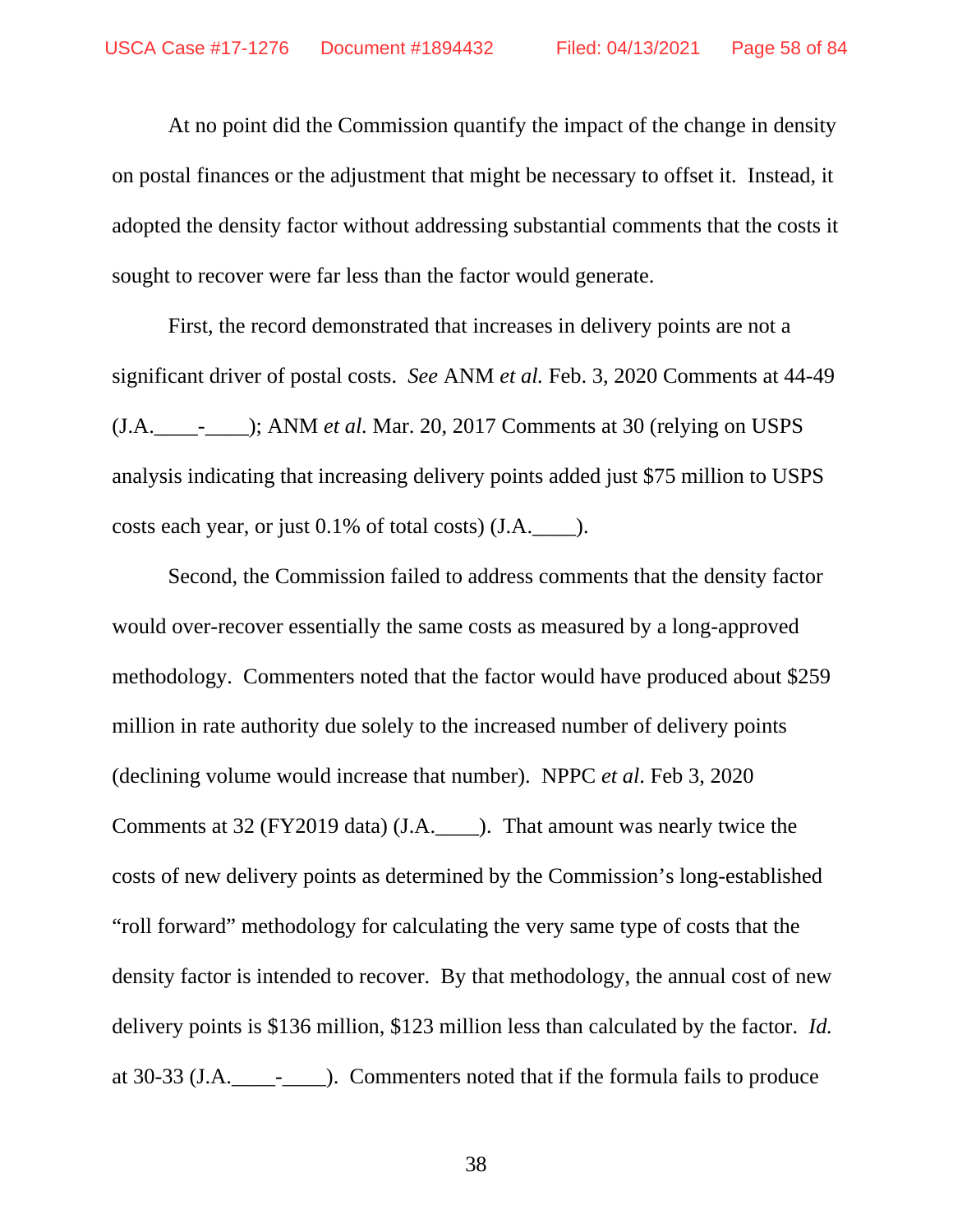At no point did the Commission quantify the impact of the change in density on postal finances or the adjustment that might be necessary to offset it. Instead, it adopted the density factor without addressing substantial comments that the costs it sought to recover were far less than the factor would generate.

First, the record demonstrated that increases in delivery points are not a significant driver of postal costs. *See* ANM *et al.* Feb. 3, 2020 Comments at 44-49 (J.A.____-____); ANM *et al.* Mar. 20, 2017 Comments at 30 (relying on USPS analysis indicating that increasing delivery points added just $75 million to USPS costs each year, or just 0.1% of total costs) (J.A.____).

Second, the Commission failed to address comments that the density factor would over-recover essentially the same costs as measured by a long-approved methodology. Commenters noted that the factor would have produced about $259 million in rate authority due solely to the increased number of delivery points (declining volume would increase that number). NPPC *et al*. Feb 3, 2020 Comments at 32 (FY2019 data) (J.A.____). That amount was nearly twice the costs of new delivery points as determined by the Commission's long-established "roll forward" methodology for calculating the very same type of costs that the density factor is intended to recover. By that methodology, the annual cost of new delivery points is $136 million, $123 million less than calculated by the factor. *Id.* at 30-33 (J.A.____-____). Commenters noted that if the formula fails to produce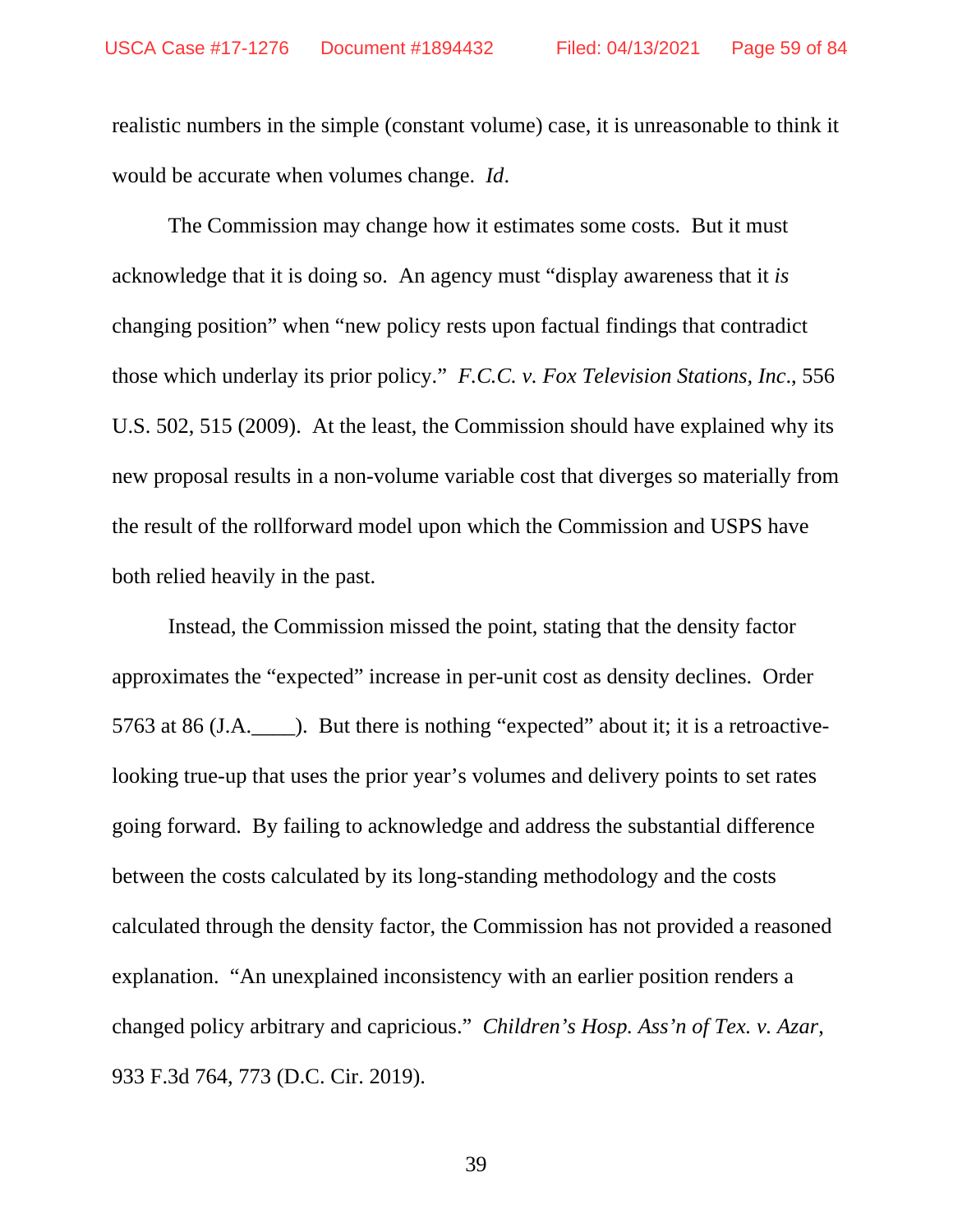realistic numbers in the simple (constant volume) case, it is unreasonable to think it would be accurate when volumes change. *Id*.

The Commission may change how it estimates some costs. But it must acknowledge that it is doing so. An agency must "display awareness that it *is* changing position" when "new policy rests upon factual findings that contradict those which underlay its prior policy." *F.C.C. v. Fox Television Stations, Inc*., 556 U.S. 502, 515 (2009). At the least, the Commission should have explained why its new proposal results in a non-volume variable cost that diverges so materially from the result of the rollforward model upon which the Commission and USPS have both relied heavily in the past.

Instead, the Commission missed the point, stating that the density factor approximates the "expected" increase in per-unit cost as density declines. Order 5763 at 86 (J.A.____). But there is nothing "expected" about it; it is a retroactive-looking true-up that uses the prior year's volumes and delivery points to set rates going forward. By failing to acknowledge and address the substantial difference between the costs calculated by its long-standing methodology and the costs calculated through the density factor, the Commission has not provided a reasoned explanation. "An unexplained inconsistency with an earlier position renders a changed policy arbitrary and capricious." *Children's Hosp. Ass'n of Tex. v. Azar*, 933 F.3d 764, 773 (D.C. Cir. 2019).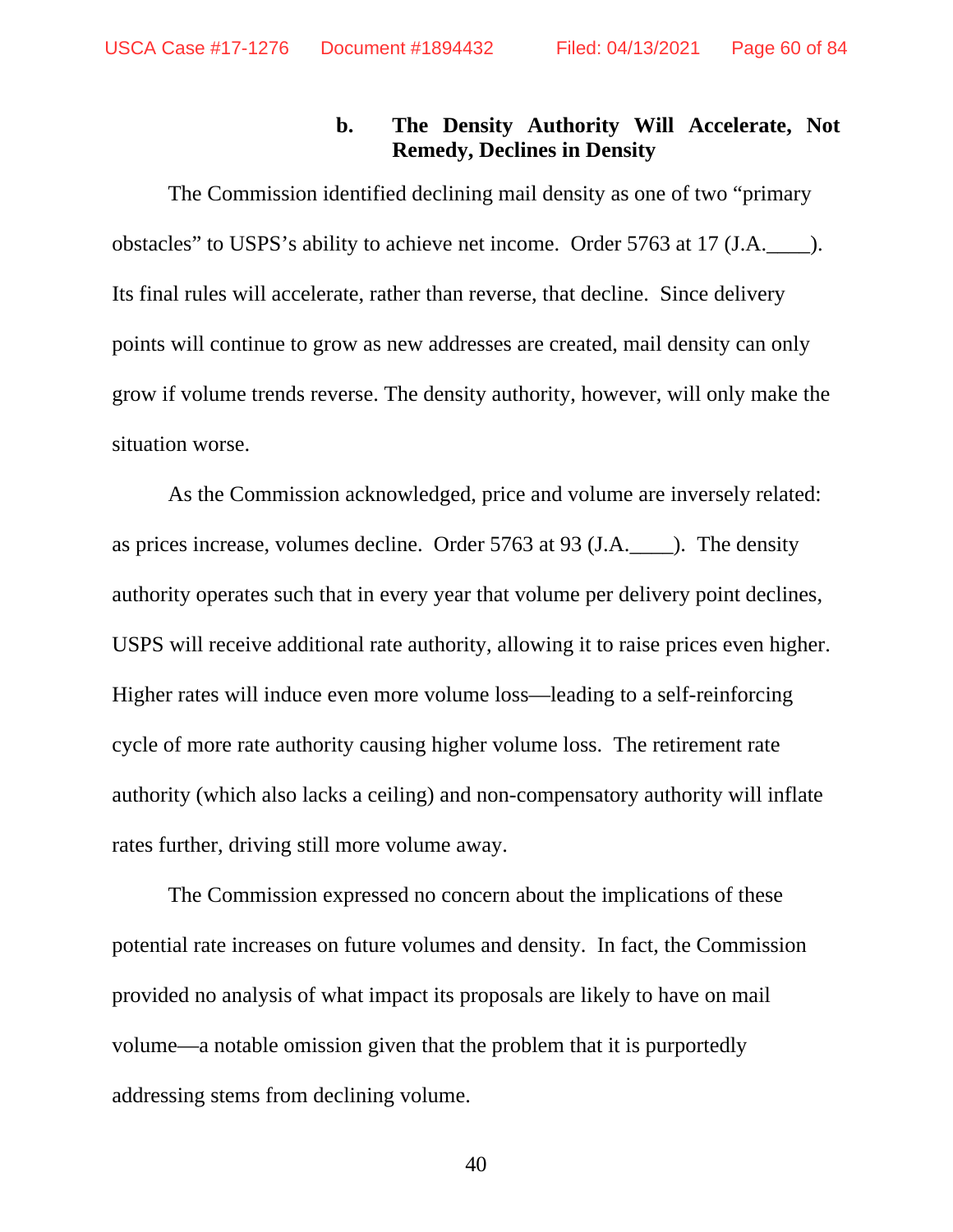#### b. The Density Authority Will Accelerate, Not Remedy, Declines in Density

The Commission identified declining mail density as one of two "primary obstacles" to USPS's ability to achieve net income. Order 5763 at 17 (J.A.____). Its final rules will accelerate, rather than reverse, that decline. Since delivery points will continue to grow as new addresses are created, mail density can only grow if volume trends reverse. The density authority, however, will only make the situation worse.

As the Commission acknowledged, price and volume are inversely related: as prices increase, volumes decline. Order 5763 at 93 (J.A.____). The density authority operates such that in every year that volume per delivery point declines, USPS will receive additional rate authority, allowing it to raise prices even higher. Higher rates will induce even more volume loss—leading to a self-reinforcing cycle of more rate authority causing higher volume loss. The retirement rate authority (which also lacks a ceiling) and non-compensatory authority will inflate rates further, driving still more volume away.

The Commission expressed no concern about the implications of these potential rate increases on future volumes and density. In fact, the Commission provided no analysis of what impact its proposals are likely to have on mail volume—a notable omission given that the problem that it is purportedly addressing stems from declining volume.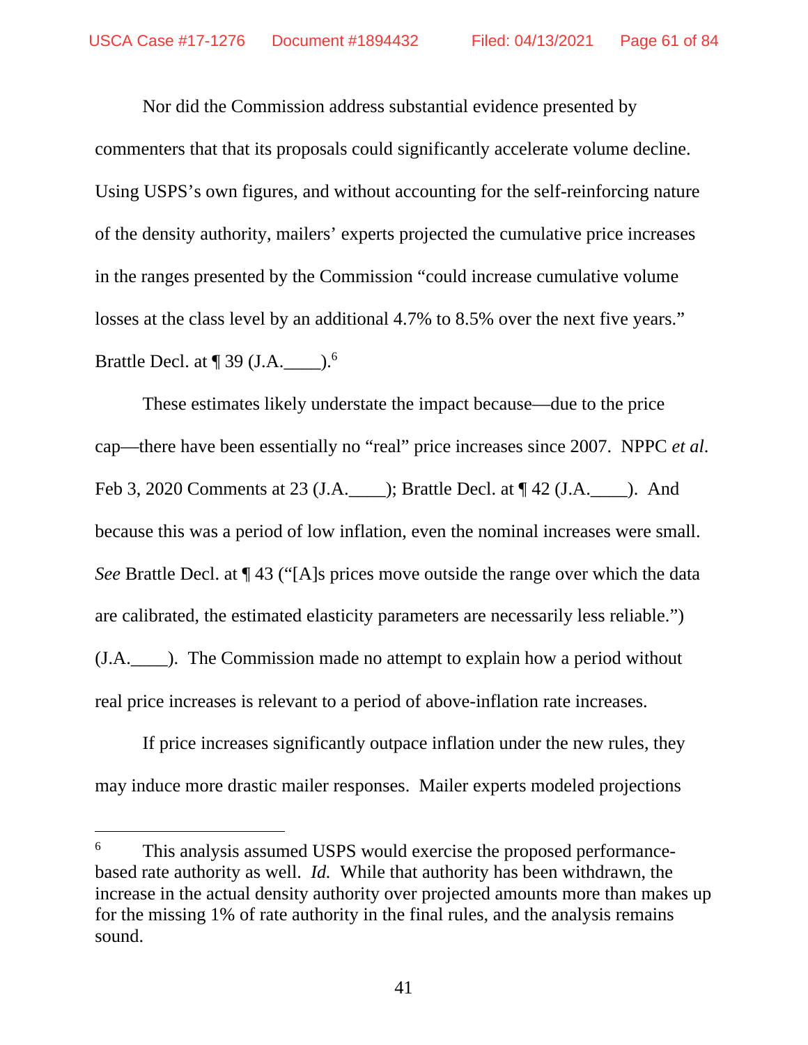Nor did the Commission address substantial evidence presented by commenters that that its proposals could significantly accelerate volume decline. Using USPS's own figures, and without accounting for the self-reinforcing nature of the density authority, mailers' experts projected the cumulative price increases in the ranges presented by the Commission "could increase cumulative volume losses at the class level by an additional 4.7% to 8.5% over the next five years." Brattle Decl. at ¶ 39 (J.A.____).[6]

These estimates likely understate the impact because—due to the price cap—there have been essentially no "real" price increases since 2007. NPPC *et al.* Feb 3, 2020 Comments at 23 (J.A.____); Brattle Decl. at ¶ 42 (J.A.____). And because this was a period of low inflation, even the nominal increases were small. *See* Brattle Decl. at ¶ 43 ("[A]s prices move outside the range over which the data are calibrated, the estimated elasticity parameters are necessarily less reliable.") (J.A.____). The Commission made no attempt to explain how a period without real price increases is relevant to a period of above-inflation rate increases.

If price increases significantly outpace inflation under the new rules, they may induce more drastic mailer responses. Mailer experts modeled projections

---

[6] This analysis assumed USPS would exercise the proposed performance-based rate authority as well. *Id.* While that authority has been withdrawn, the increase in the actual density authority over projected amounts more than makes up for the missing 1% of rate authority in the final rules, and the analysis remains sound.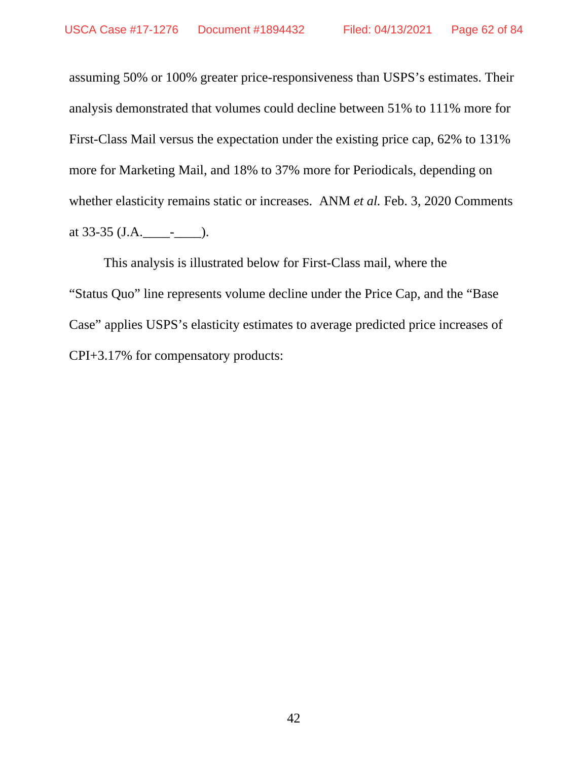assuming 50% or 100% greater price-responsiveness than USPS's estimates. Their analysis demonstrated that volumes could decline between 51% to 111% more for First-Class Mail versus the expectation under the existing price cap, 62% to 131% more for Marketing Mail, and 18% to 37% more for Periodicals, depending on whether elasticity remains static or increases. ANM *et al.* Feb. 3, 2020 Comments at 33-35 (J.A.____-____).

This analysis is illustrated below for First-Class mail, where the "Status Quo" line represents volume decline under the Price Cap, and the "Base Case" applies USPS's elasticity estimates to average predicted price increases of CPI+3.17% for compensatory products: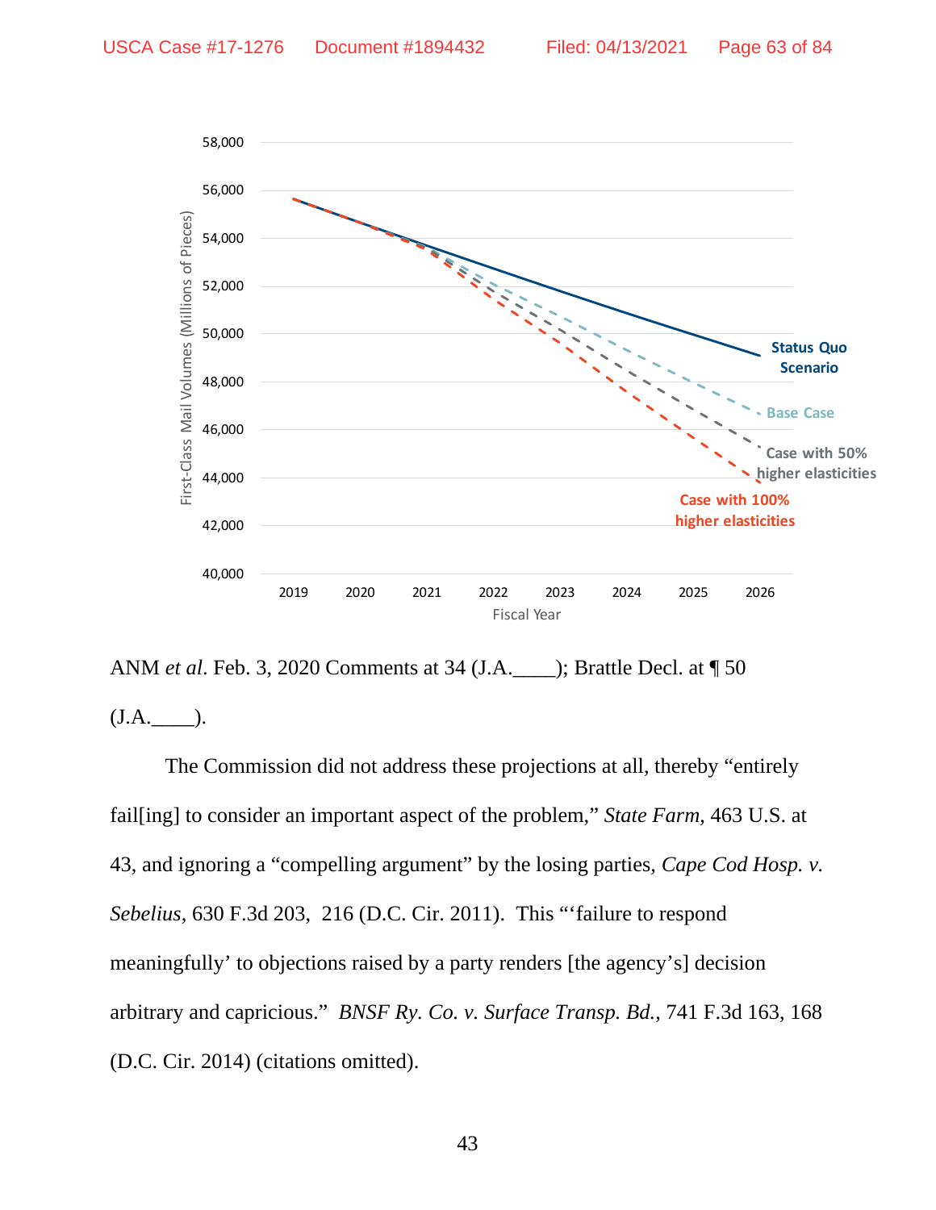ANM *et al*. Feb. 3, 2020 Comments at 34 (J.A.____); Brattle Decl. at ¶ 50 (J.A.____).

The Commission did not address these projections at all, thereby "entirely fail[ing] to consider an important aspect of the problem," *State Farm*, 463 U.S. at 43, and ignoring a "compelling argument" by the losing parties, *Cape Cod Hosp. v. Sebelius*, 630 F.3d 203, 216 (D.C. Cir. 2011). This "'failure to respond meaningfully' to objections raised by a party renders [the agency's] decision arbitrary and capricious." *BNSF Ry. Co. v. Surface Transp. Bd.*, 741 F.3d 163, 168 (D.C. Cir. 2014) (citations omitted).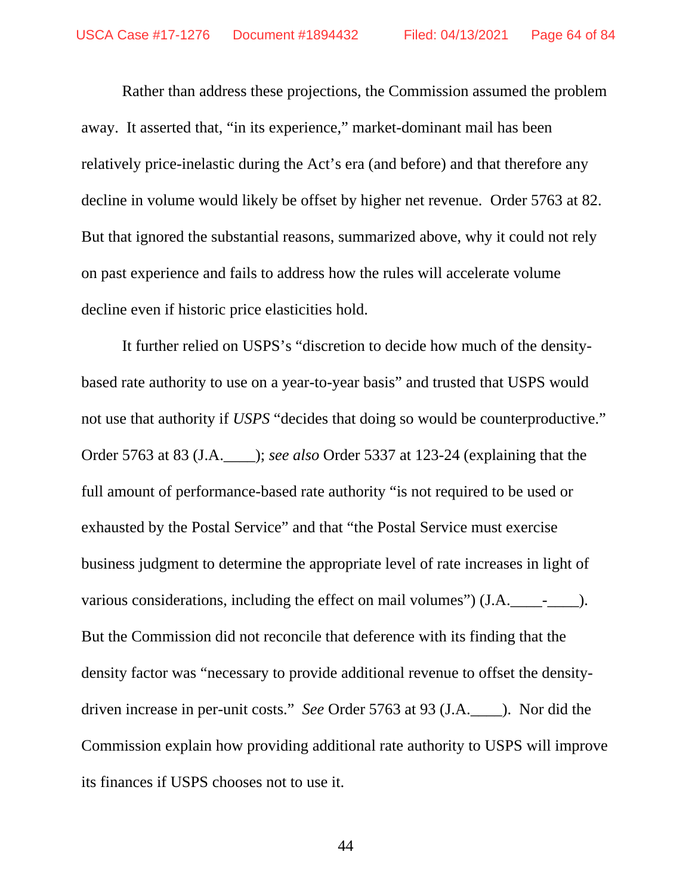Rather than address these projections, the Commission assumed the problem away. It asserted that, "in its experience," market-dominant mail has been relatively price-inelastic during the Act's era (and before) and that therefore any decline in volume would likely be offset by higher net revenue. Order 5763 at 82. But that ignored the substantial reasons, summarized above, why it could not rely on past experience and fails to address how the rules will accelerate volume decline even if historic price elasticities hold.

It further relied on USPS's "discretion to decide how much of the density-based rate authority to use on a year-to-year basis" and trusted that USPS would not use that authority if *USPS* "decides that doing so would be counterproductive." Order 5763 at 83 (J.A.____); *see also* Order 5337 at 123-24 (explaining that the full amount of performance-based rate authority "is not required to be used or exhausted by the Postal Service" and that "the Postal Service must exercise business judgment to determine the appropriate level of rate increases in light of various considerations, including the effect on mail volumes") (J.A.____-____). But the Commission did not reconcile that deference with its finding that the density factor was "necessary to provide additional revenue to offset the density-driven increase in per-unit costs." *See* Order 5763 at 93 (J.A.____). Nor did the Commission explain how providing additional rate authority to USPS will improve its finances if USPS chooses not to use it.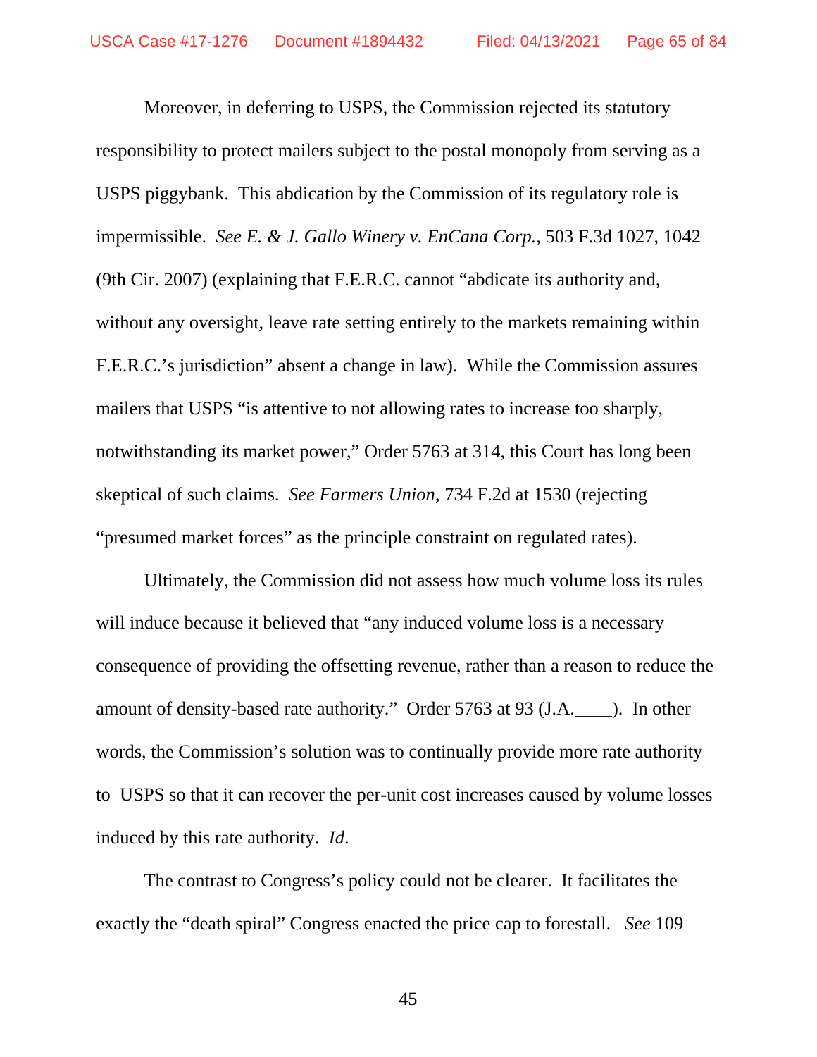Moreover, in deferring to USPS, the Commission rejected its statutory responsibility to protect mailers subject to the postal monopoly from serving as a USPS piggybank. This abdication by the Commission of its regulatory role is impermissible. *See E. & J. Gallo Winery v. EnCana Corp.*, 503 F.3d 1027, 1042 (9th Cir. 2007) (explaining that F.E.R.C. cannot "abdicate its authority and, without any oversight, leave rate setting entirely to the markets remaining within F.E.R.C.'s jurisdiction" absent a change in law). While the Commission assures mailers that USPS "is attentive to not allowing rates to increase too sharply, notwithstanding its market power," Order 5763 at 314, this Court has long been skeptical of such claims. *See Farmers Union*, 734 F.2d at 1530 (rejecting "presumed market forces" as the principle constraint on regulated rates).

Ultimately, the Commission did not assess how much volume loss its rules will induce because it believed that "any induced volume loss is a necessary consequence of providing the offsetting revenue, rather than a reason to reduce the amount of density-based rate authority." Order 5763 at 93 (J.A.____). In other words, the Commission's solution was to continually provide more rate authority to USPS so that it can recover the per-unit cost increases caused by volume losses induced by this rate authority. *Id*.

The contrast to Congress's policy could not be clearer. It facilitates the exactly the "death spiral" Congress enacted the price cap to forestall. *See* 109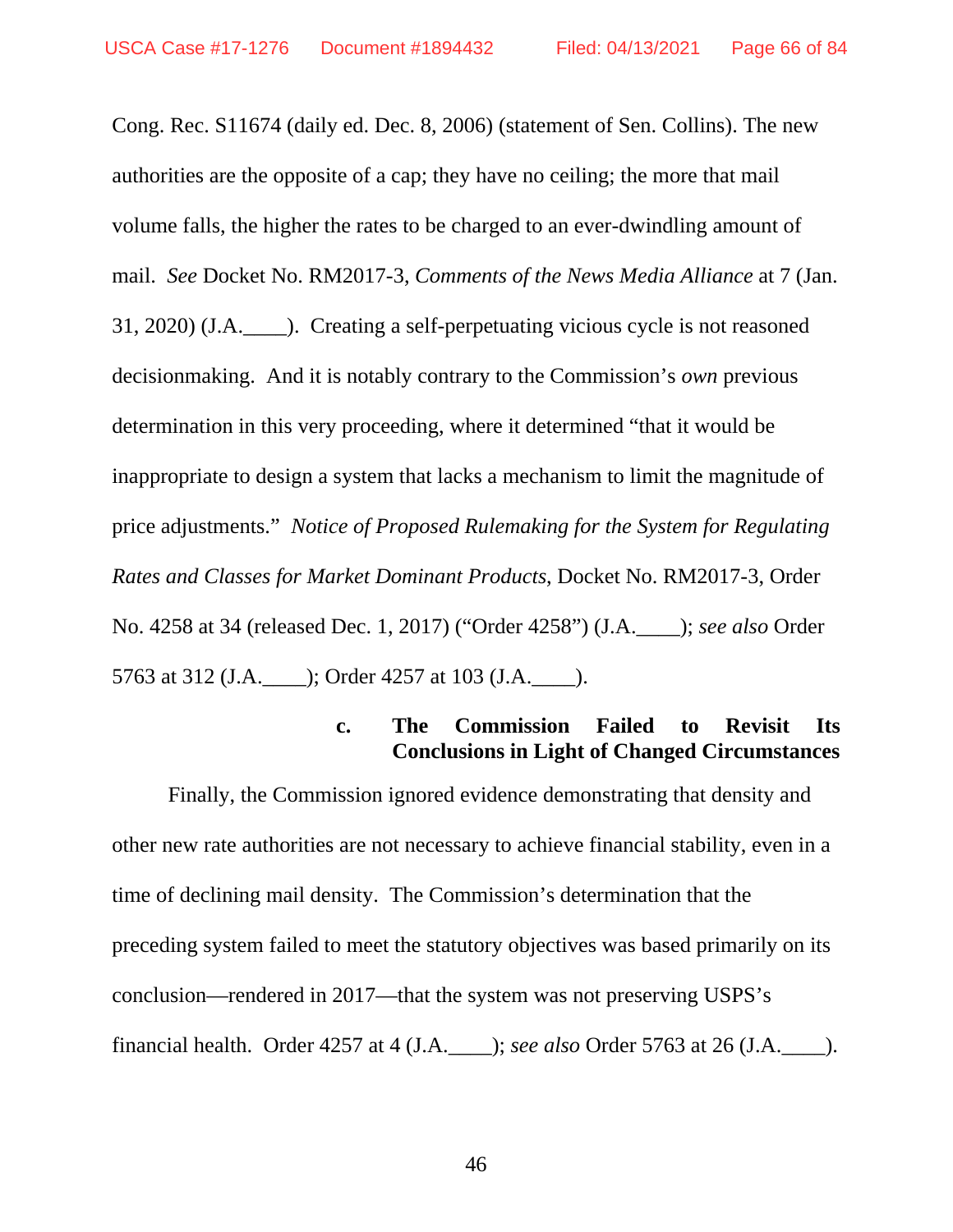Cong. Rec. S11674 (daily ed. Dec. 8, 2006) (statement of Sen. Collins). The new authorities are the opposite of a cap; they have no ceiling; the more that mail volume falls, the higher the rates to be charged to an ever-dwindling amount of mail. *See* Docket No. RM2017-3, *Comments of the News Media Alliance* at 7 (Jan. 31, 2020) (J.A.____). Creating a self-perpetuating vicious cycle is not reasoned decisionmaking. And it is notably contrary to the Commission's *own* previous determination in this very proceeding, where it determined "that it would be inappropriate to design a system that lacks a mechanism to limit the magnitude of price adjustments." *Notice of Proposed Rulemaking for the System for Regulating Rates and Classes for Market Dominant Products*, Docket No. RM2017-3, Order No. 4258 at 34 (released Dec. 1, 2017) ("Order 4258") (J.A.____); *see also* Order 5763 at 312 (J.A.____); Order 4257 at 103 (J.A.____).

#### c. The Commission Failed to Revisit Its Conclusions in Light of Changed Circumstances

Finally, the Commission ignored evidence demonstrating that density and other new rate authorities are not necessary to achieve financial stability, even in a time of declining mail density. The Commission's determination that the preceding system failed to meet the statutory objectives was based primarily on its conclusion—rendered in 2017—that the system was not preserving USPS's financial health. Order 4257 at 4 (J.A.____); *see also* Order 5763 at 26 (J.A.____).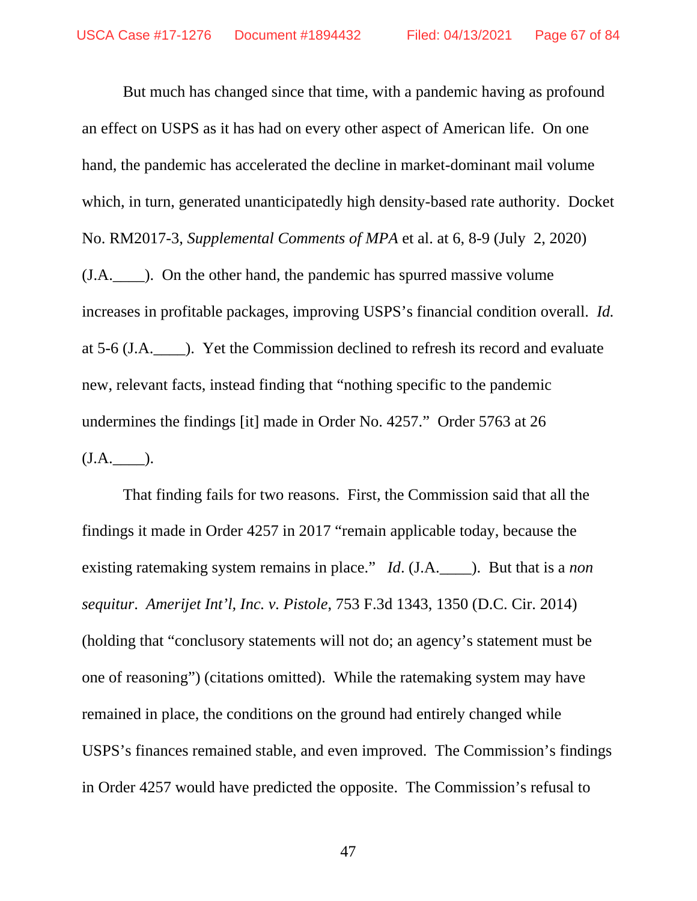But much has changed since that time, with a pandemic having as profound an effect on USPS as it has had on every other aspect of American life. On one hand, the pandemic has accelerated the decline in market-dominant mail volume which, in turn, generated unanticipatedly high density-based rate authority. Docket No. RM2017-3, *Supplemental Comments of MPA* et al. at 6, 8-9 (July 2, 2020) (J.A.____). On the other hand, the pandemic has spurred massive volume increases in profitable packages, improving USPS's financial condition overall. *Id.* at 5-6 (J.A.____). Yet the Commission declined to refresh its record and evaluate new, relevant facts, instead finding that "nothing specific to the pandemic undermines the findings [it] made in Order No. 4257." Order 5763 at 26 (J.A.____).

That finding fails for two reasons. First, the Commission said that all the findings it made in Order 4257 in 2017 "remain applicable today, because the existing ratemaking system remains in place." *Id*. (J.A.____). But that is a *non sequitur*. *Amerijet Int'l, Inc. v. Pistole*, 753 F.3d 1343, 1350 (D.C. Cir. 2014) (holding that "conclusory statements will not do; an agency's statement must be one of reasoning") (citations omitted). While the ratemaking system may have remained in place, the conditions on the ground had entirely changed while USPS's finances remained stable, and even improved. The Commission's findings in Order 4257 would have predicted the opposite. The Commission's refusal to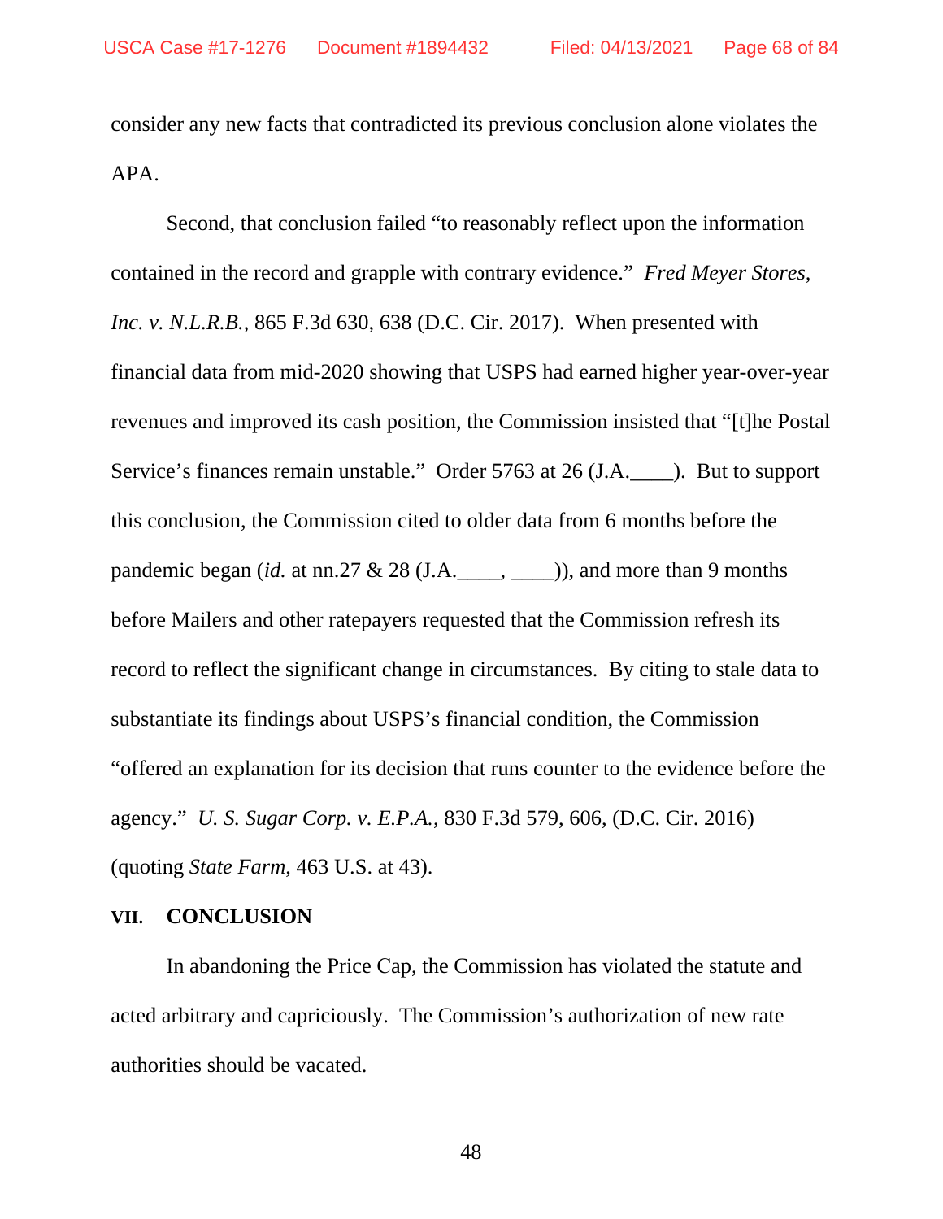consider any new facts that contradicted its previous conclusion alone violates the APA.

Second, that conclusion failed "to reasonably reflect upon the information contained in the record and grapple with contrary evidence." *Fred Meyer Stores, Inc. v. N.L.R.B.*, 865 F.3d 630, 638 (D.C. Cir. 2017). When presented with financial data from mid-2020 showing that USPS had earned higher year-over-year revenues and improved its cash position, the Commission insisted that "[t]he Postal Service's finances remain unstable." Order 5763 at 26 (J.A.____). But to support this conclusion, the Commission cited to older data from 6 months before the pandemic began (*id.* at nn.27 & 28 (J.A.____, ____)), and more than 9 months before Mailers and other ratepayers requested that the Commission refresh its record to reflect the significant change in circumstances. By citing to stale data to substantiate its findings about USPS's financial condition, the Commission "offered an explanation for its decision that runs counter to the evidence before the agency." *U. S. Sugar Corp. v. E.P.A.*, 830 F.3d 579, 606, (D.C. Cir. 2016) (quoting *State Farm*, 463 U.S. at 43).

## VII. CONCLUSION

In abandoning the Price Cap, the Commission has violated the statute and acted arbitrary and capriciously. The Commission's authorization of new rate authorities should be vacated.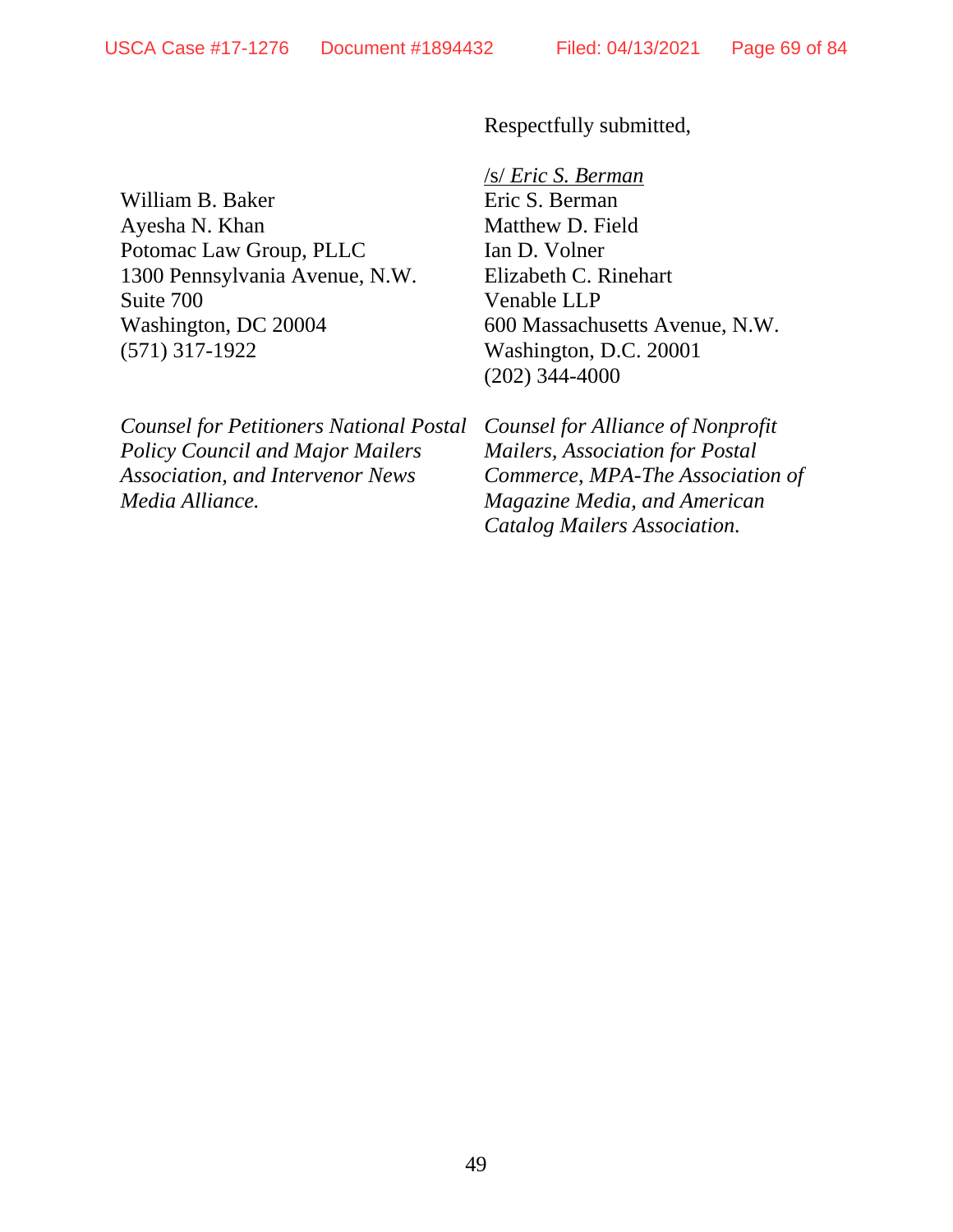Respectfully submitted,

/s/ *Eric S. Berman*
Eric S. Berman
Matthew D. Field
Ian D. Volner
Elizabeth C. Rinehart
Venable LLP
600 Massachusetts Avenue, N.W.
Washington, D.C. 20001
(202) 344-4000

*Counsel for Alliance of Nonprofit Mailers, Association for Postal Commerce, MPA-The Association of Magazine Media, and American Catalog Mailers Association.*

William B. Baker
Ayesha N. Khan
Potomac Law Group, PLLC
1300 Pennsylvania Avenue, N.W.
Suite 700
Washington, DC 20004
(571) 317-1922

*Counsel for Petitioners National Postal Policy Council and Major Mailers Association, and Intervenor News Media Alliance.*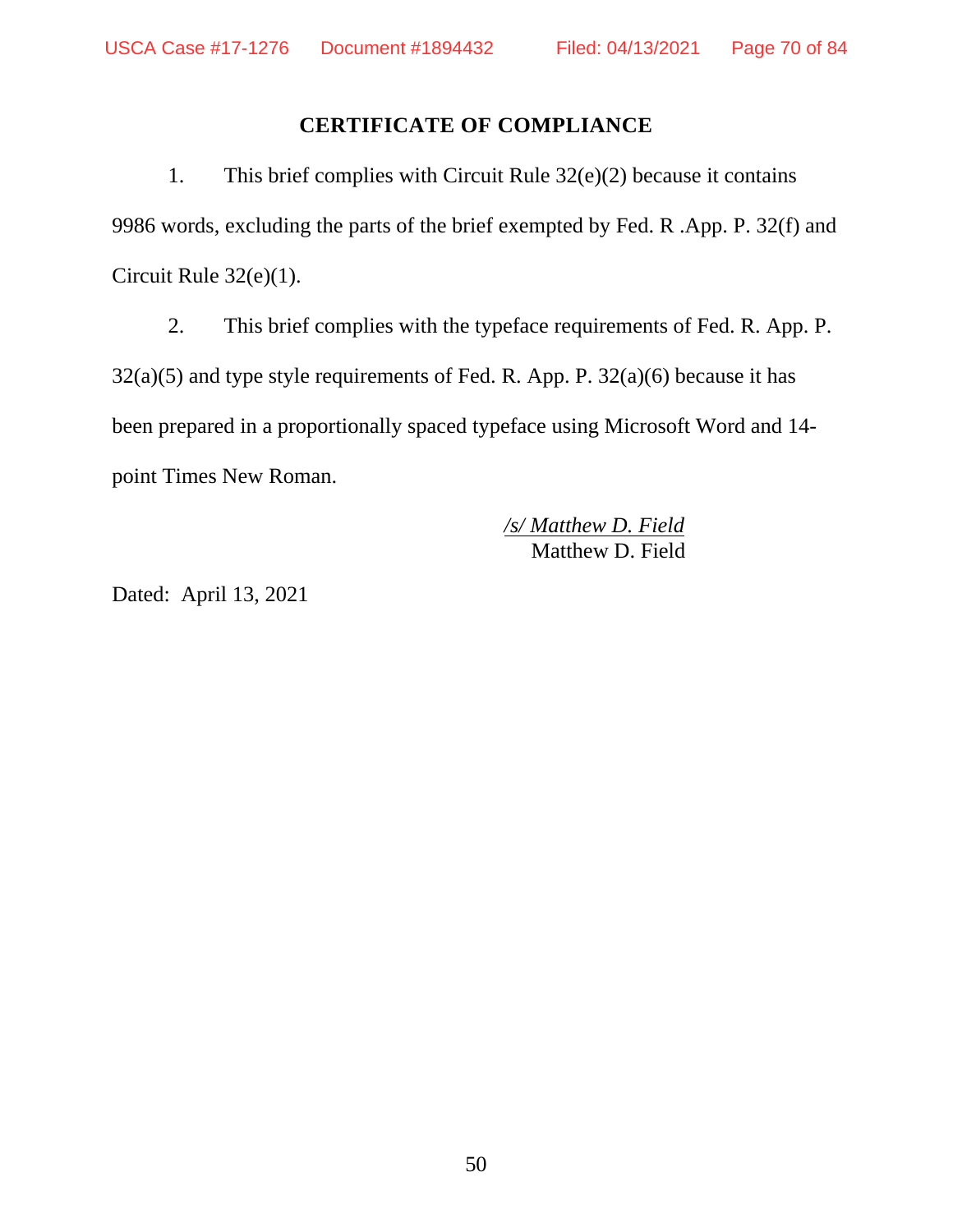## CERTIFICATE OF COMPLIANCE

1. This brief complies with Circuit Rule 32(e)(2) because it contains 9986 words, excluding the parts of the brief exempted by Fed. R .App. P. 32(f) and Circuit Rule 32(e)(1).

2. This brief complies with the typeface requirements of Fed. R. App. P. 32(a)(5) and type style requirements of Fed. R. App. P. 32(a)(6) because it has been prepared in a proportionally spaced typeface using Microsoft Word and 14-point Times New Roman.

*/s/ Matthew D. Field*
Matthew D. Field

Dated: April 13, 2021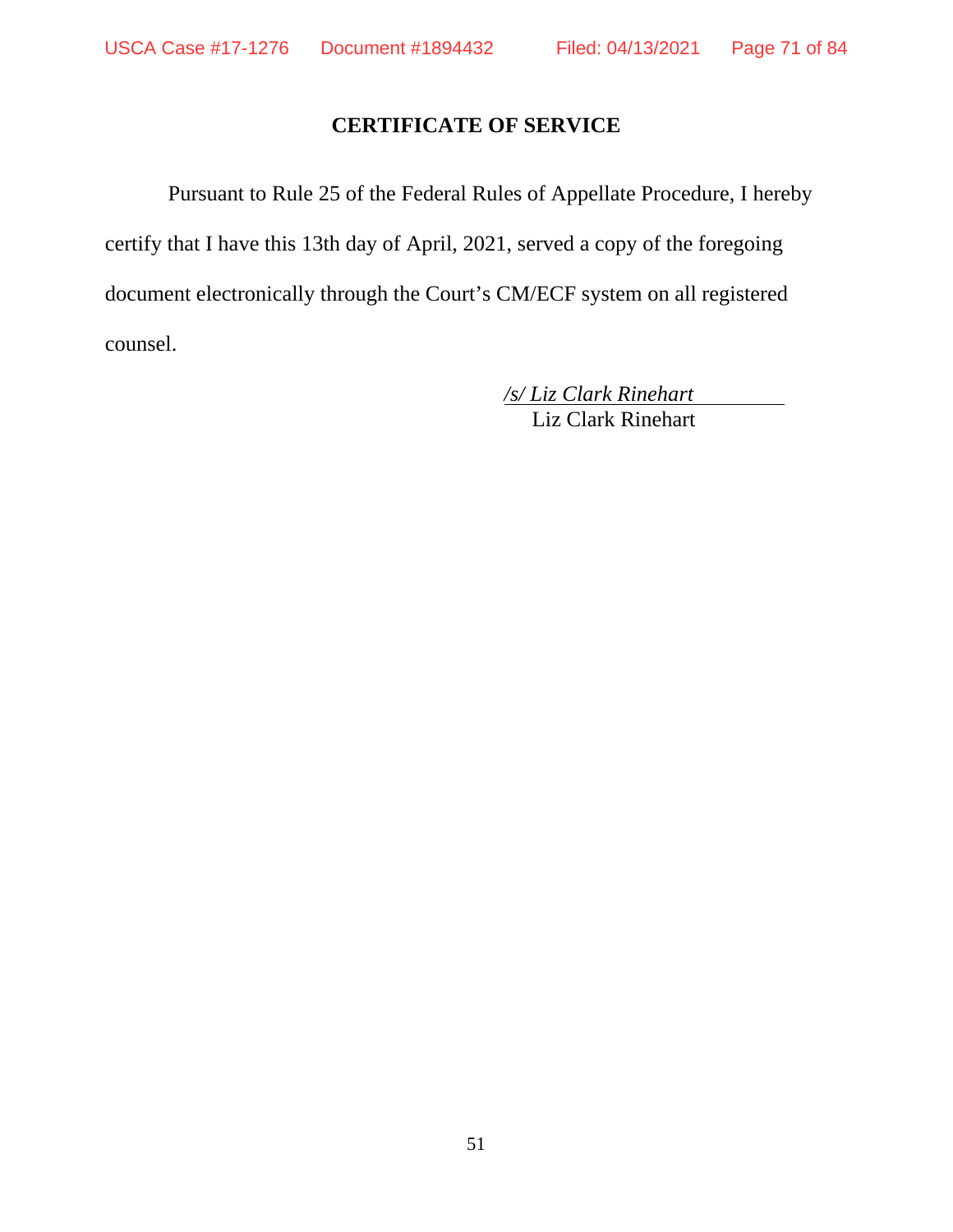## CERTIFICATE OF SERVICE

Pursuant to Rule 25 of the Federal Rules of Appellate Procedure, I hereby certify that I have this 13th day of April, 2021, served a copy of the foregoing document electronically through the Court's CM/ECF system on all registered counsel.

*/s/ Liz Clark Rinehart*
Liz Clark Rinehart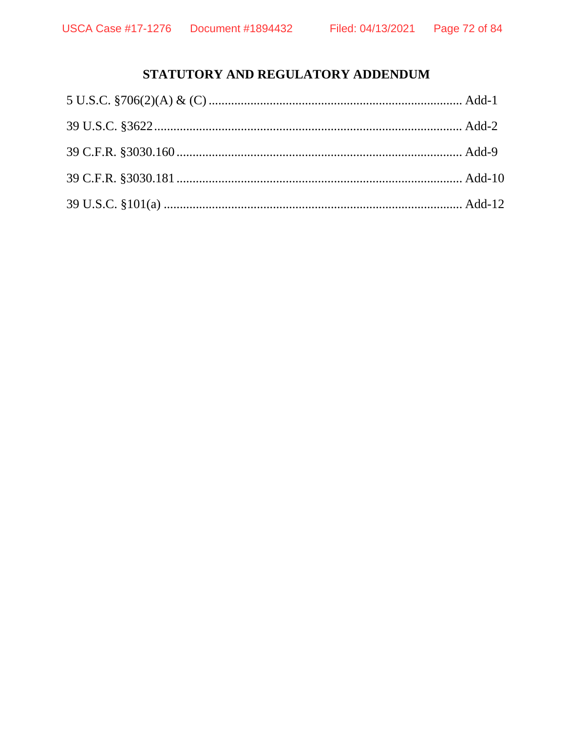## STATUTORY AND REGULATORY ADDENDUM

5 U.S.C. §706(2)(A) & (C) .............................................................................. Add-1

39 U.S.C. §3622 ................................................................................................ Add-2

39 C.F.R. §3030.160 ......................................................................................... Add-9

39 C.F.R. §3030.181 ......................................................................................... Add-10

39 U.S.C. §101(a) .............................................................................................. Add-12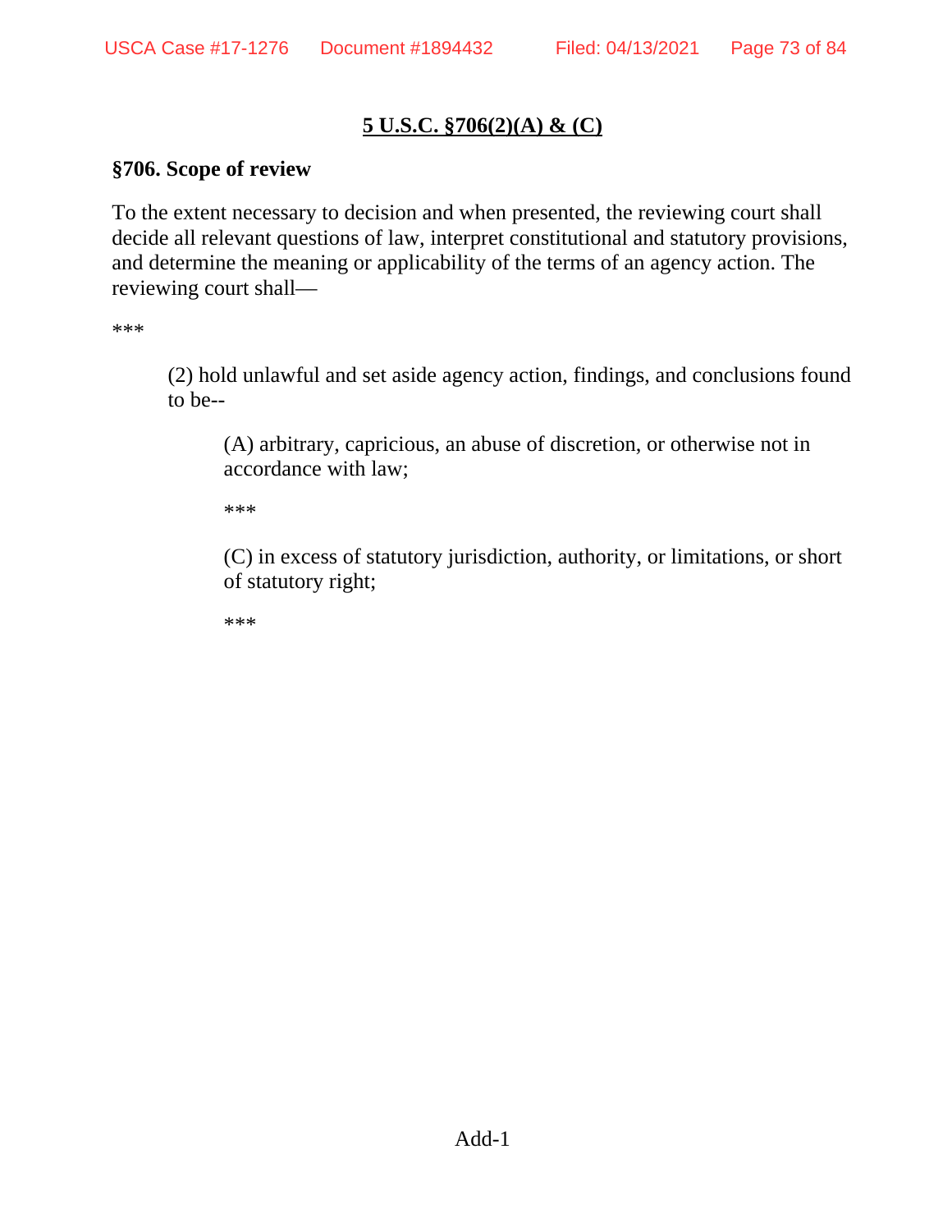## 5 U.S.C. §706(2)(A) & (C)

**§706. Scope of review**

To the extent necessary to decision and when presented, the reviewing court shall decide all relevant questions of law, interpret constitutional and statutory provisions, and determine the meaning or applicability of the terms of an agency action. The reviewing court shall—

***

> (2) hold unlawful and set aside agency action, findings, and conclusions found to be--
>
> > (A) arbitrary, capricious, an abuse of discretion, or otherwise not in accordance with law;
> >
> > ***
> >
> > (C) in excess of statutory jurisdiction, authority, or limitations, or short of statutory right;
> >
> > ***

Add-1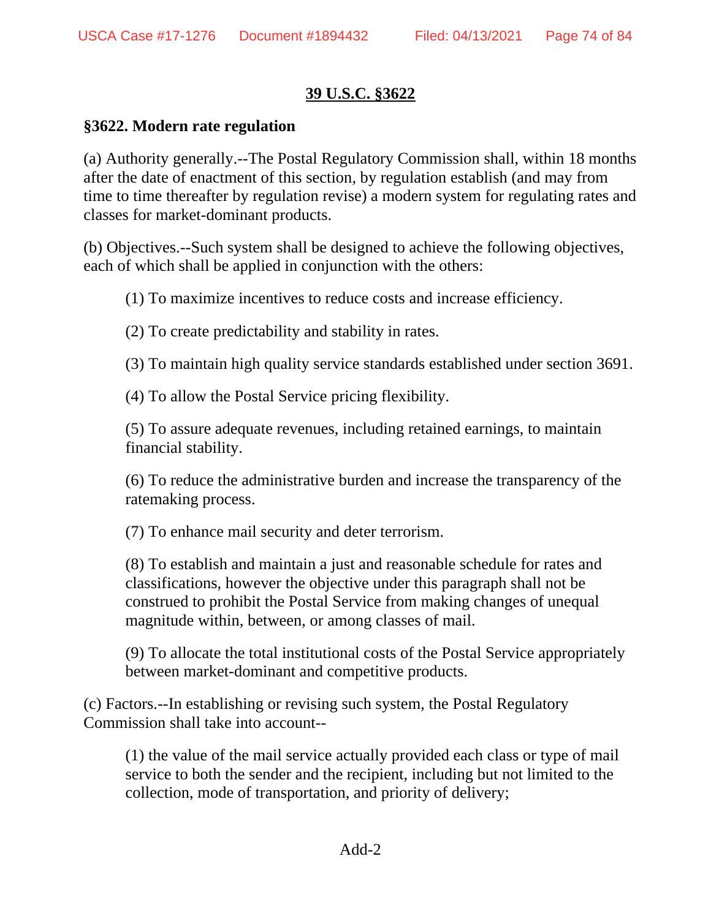**39 U.S.C. §3622**

**§3622. Modern rate regulation**

(a) Authority generally.--The Postal Regulatory Commission shall, within 18 months after the date of enactment of this section, by regulation establish (and may from time to time thereafter by regulation revise) a modern system for regulating rates and classes for market-dominant products.

(b) Objectives.--Such system shall be designed to achieve the following objectives, each of which shall be applied in conjunction with the others:

> (1) To maximize incentives to reduce costs and increase efficiency.
>
> (2) To create predictability and stability in rates.
>
> (3) To maintain high quality service standards established under section 3691.
>
> (4) To allow the Postal Service pricing flexibility.
>
> (5) To assure adequate revenues, including retained earnings, to maintain financial stability.
>
> (6) To reduce the administrative burden and increase the transparency of the ratemaking process.
>
> (7) To enhance mail security and deter terrorism.
>
> (8) To establish and maintain a just and reasonable schedule for rates and classifications, however the objective under this paragraph shall not be construed to prohibit the Postal Service from making changes of unequal magnitude within, between, or among classes of mail.
>
> (9) To allocate the total institutional costs of the Postal Service appropriately between market-dominant and competitive products.

(c) Factors.--In establishing or revising such system, the Postal Regulatory Commission shall take into account--

> (1) the value of the mail service actually provided each class or type of mail service to both the sender and the recipient, including but not limited to the collection, mode of transportation, and priority of delivery;

Add-2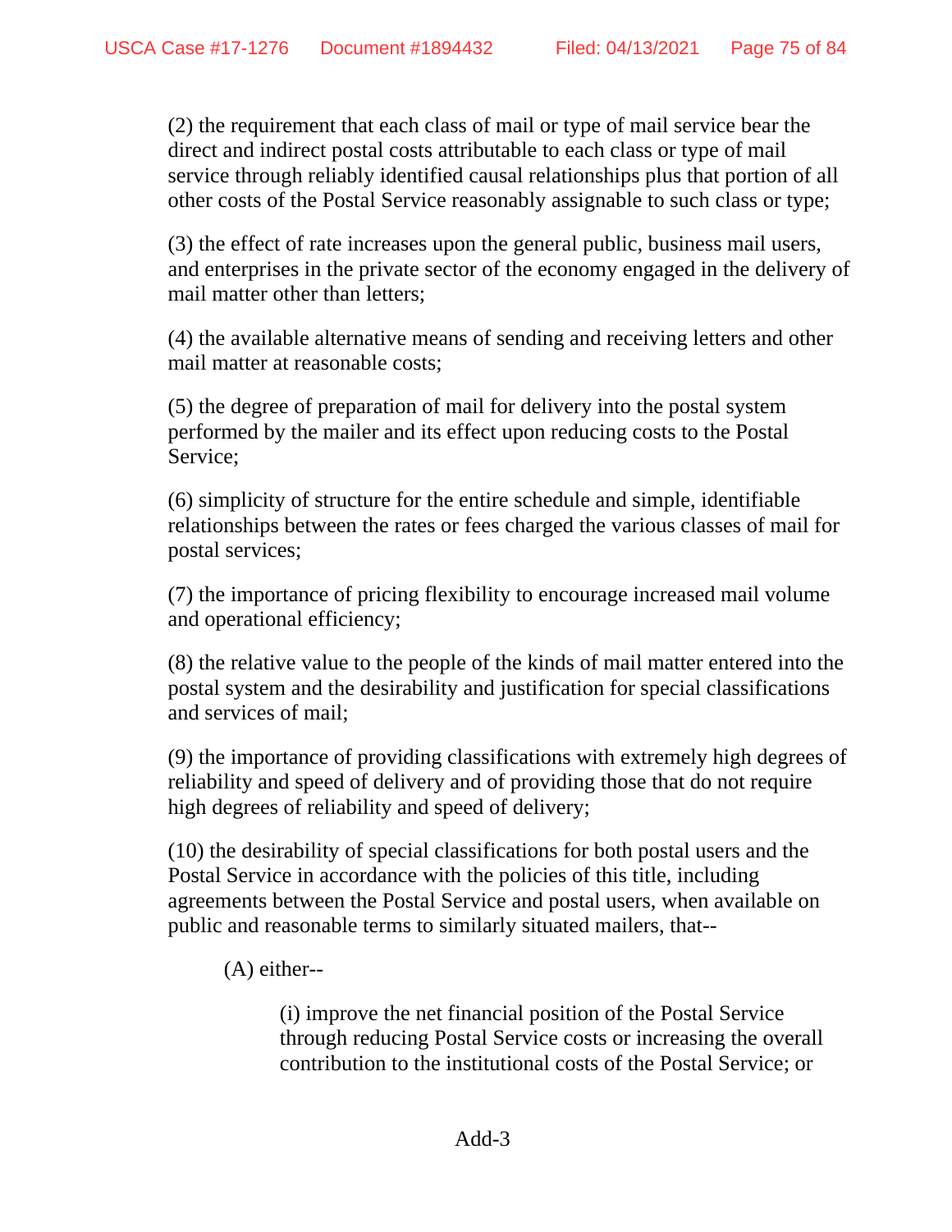(2) the requirement that each class of mail or type of mail service bear the direct and indirect postal costs attributable to each class or type of mail service through reliably identified causal relationships plus that portion of all other costs of the Postal Service reasonably assignable to such class or type;

(3) the effect of rate increases upon the general public, business mail users, and enterprises in the private sector of the economy engaged in the delivery of mail matter other than letters;

(4) the available alternative means of sending and receiving letters and other mail matter at reasonable costs;

(5) the degree of preparation of mail for delivery into the postal system performed by the mailer and its effect upon reducing costs to the Postal Service;

(6) simplicity of structure for the entire schedule and simple, identifiable relationships between the rates or fees charged the various classes of mail for postal services;

(7) the importance of pricing flexibility to encourage increased mail volume and operational efficiency;

(8) the relative value to the people of the kinds of mail matter entered into the postal system and the desirability and justification for special classifications and services of mail;

(9) the importance of providing classifications with extremely high degrees of reliability and speed of delivery and of providing those that do not require high degrees of reliability and speed of delivery;

(10) the desirability of special classifications for both postal users and the Postal Service in accordance with the policies of this title, including agreements between the Postal Service and postal users, when available on public and reasonable terms to similarly situated mailers, that--

> (A) either--
>
> > (i) improve the net financial position of the Postal Service through reducing Postal Service costs or increasing the overall contribution to the institutional costs of the Postal Service; or

Add-3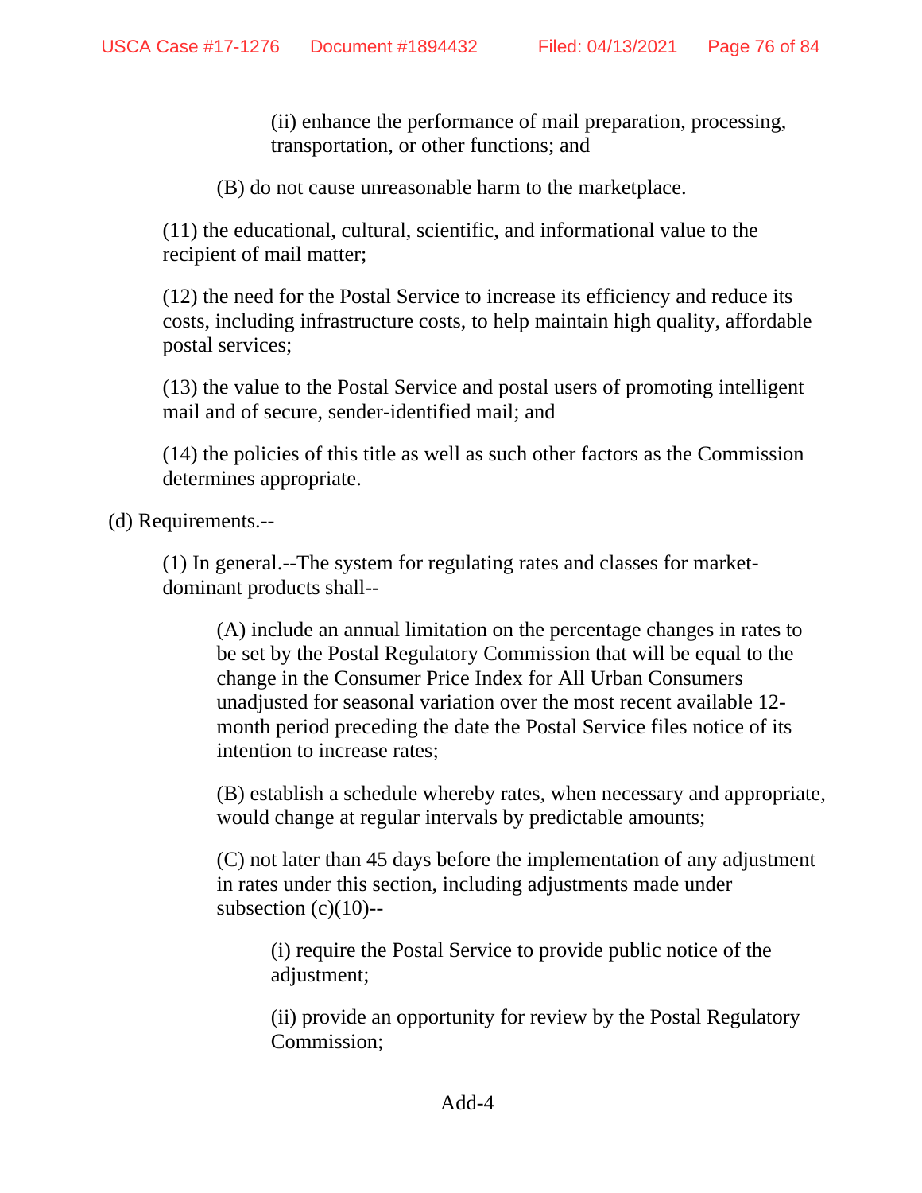(ii) enhance the performance of mail preparation, processing, transportation, or other functions; and

(B) do not cause unreasonable harm to the marketplace.

(11) the educational, cultural, scientific, and informational value to the recipient of mail matter;

(12) the need for the Postal Service to increase its efficiency and reduce its costs, including infrastructure costs, to help maintain high quality, affordable postal services;

(13) the value to the Postal Service and postal users of promoting intelligent mail and of secure, sender-identified mail; and

(14) the policies of this title as well as such other factors as the Commission determines appropriate.

(d) Requirements.--

(1) In general.--The system for regulating rates and classes for market-dominant products shall--

(A) include an annual limitation on the percentage changes in rates to be set by the Postal Regulatory Commission that will be equal to the change in the Consumer Price Index for All Urban Consumers unadjusted for seasonal variation over the most recent available 12-month period preceding the date the Postal Service files notice of its intention to increase rates;

(B) establish a schedule whereby rates, when necessary and appropriate, would change at regular intervals by predictable amounts;

(C) not later than 45 days before the implementation of any adjustment in rates under this section, including adjustments made under subsection (c)(10)--

(i) require the Postal Service to provide public notice of the adjustment;

(ii) provide an opportunity for review by the Postal Regulatory Commission;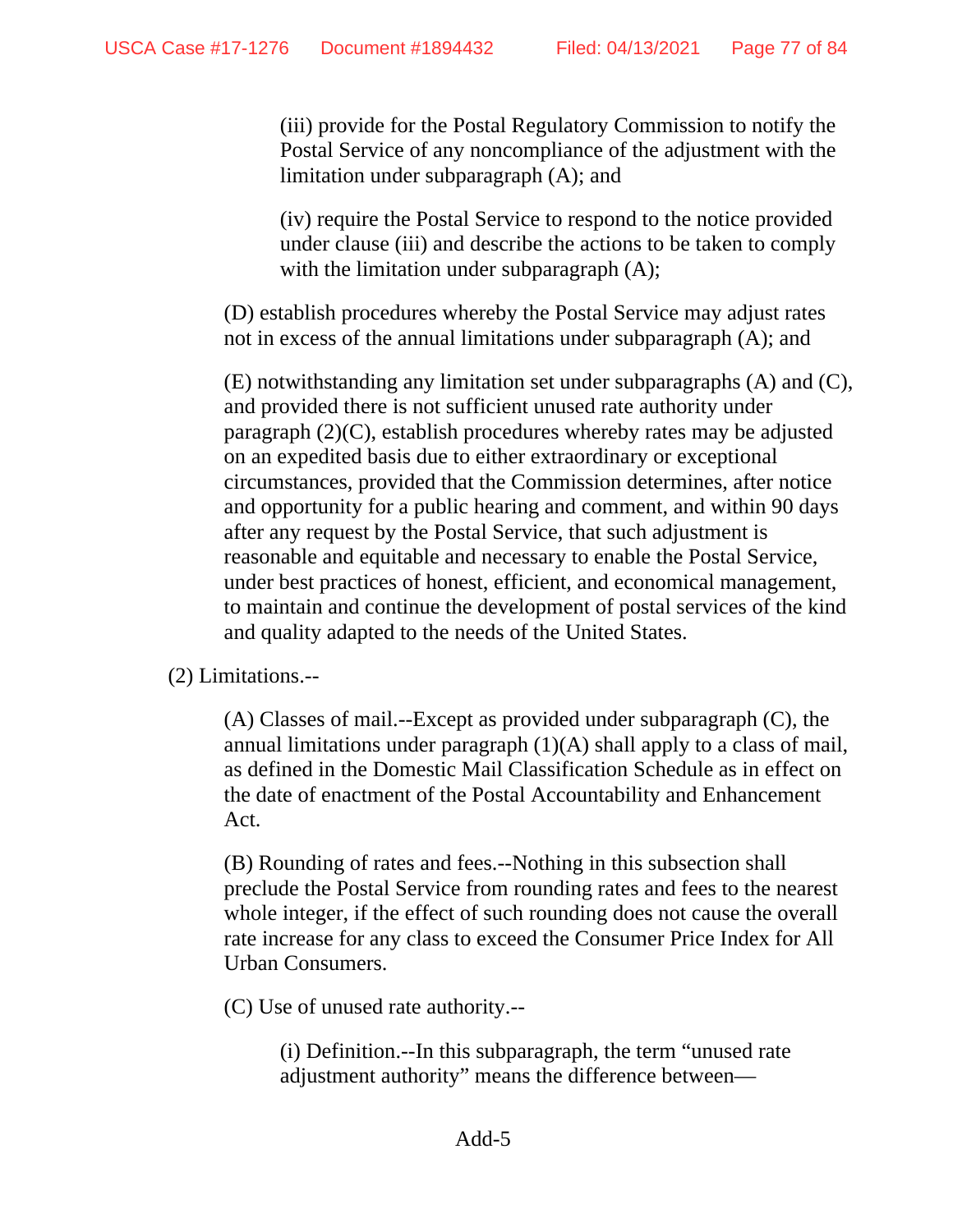(iii) provide for the Postal Regulatory Commission to notify the Postal Service of any noncompliance of the adjustment with the limitation under subparagraph (A); and

(iv) require the Postal Service to respond to the notice provided under clause (iii) and describe the actions to be taken to comply with the limitation under subparagraph (A);

(D) establish procedures whereby the Postal Service may adjust rates not in excess of the annual limitations under subparagraph (A); and

(E) notwithstanding any limitation set under subparagraphs (A) and (C), and provided there is not sufficient unused rate authority under paragraph (2)(C), establish procedures whereby rates may be adjusted on an expedited basis due to either extraordinary or exceptional circumstances, provided that the Commission determines, after notice and opportunity for a public hearing and comment, and within 90 days after any request by the Postal Service, that such adjustment is reasonable and equitable and necessary to enable the Postal Service, under best practices of honest, efficient, and economical management, to maintain and continue the development of postal services of the kind and quality adapted to the needs of the United States.

(2) Limitations.--

(A) Classes of mail.--Except as provided under subparagraph (C), the annual limitations under paragraph (1)(A) shall apply to a class of mail, as defined in the Domestic Mail Classification Schedule as in effect on the date of enactment of the Postal Accountability and Enhancement Act.

(B) Rounding of rates and fees.--Nothing in this subsection shall preclude the Postal Service from rounding rates and fees to the nearest whole integer, if the effect of such rounding does not cause the overall rate increase for any class to exceed the Consumer Price Index for All Urban Consumers.

(C) Use of unused rate authority.--

(i) Definition.--In this subparagraph, the term "unused rate adjustment authority" means the difference between—

Add-5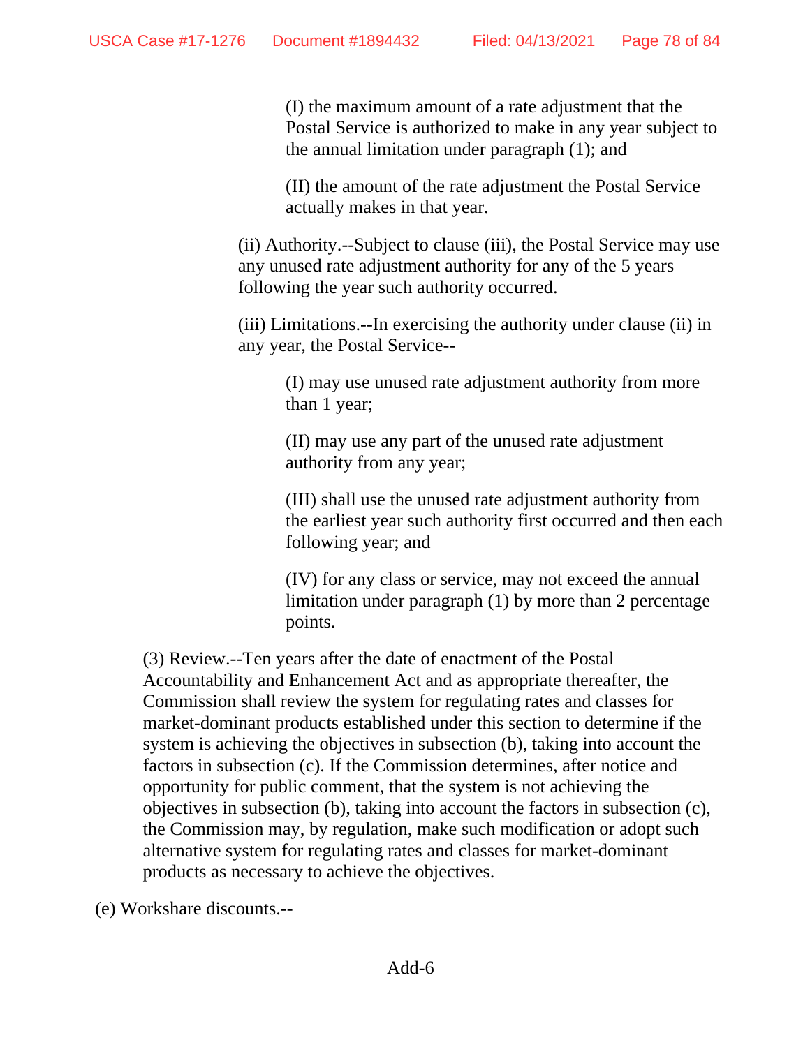(I) the maximum amount of a rate adjustment that the Postal Service is authorized to make in any year subject to the annual limitation under paragraph (1); and

(II) the amount of the rate adjustment the Postal Service actually makes in that year.

(ii) Authority.--Subject to clause (iii), the Postal Service may use any unused rate adjustment authority for any of the 5 years following the year such authority occurred.

(iii) Limitations.--In exercising the authority under clause (ii) in any year, the Postal Service--

(I) may use unused rate adjustment authority from more than 1 year;

(II) may use any part of the unused rate adjustment authority from any year;

(III) shall use the unused rate adjustment authority from the earliest year such authority first occurred and then each following year; and

(IV) for any class or service, may not exceed the annual limitation under paragraph (1) by more than 2 percentage points.

(3) Review.--Ten years after the date of enactment of the Postal Accountability and Enhancement Act and as appropriate thereafter, the Commission shall review the system for regulating rates and classes for market-dominant products established under this section to determine if the system is achieving the objectives in subsection (b), taking into account the factors in subsection (c). If the Commission determines, after notice and opportunity for public comment, that the system is not achieving the objectives in subsection (b), taking into account the factors in subsection (c), the Commission may, by regulation, make such modification or adopt such alternative system for regulating rates and classes for market-dominant products as necessary to achieve the objectives.

(e) Workshare discounts.--

Add-6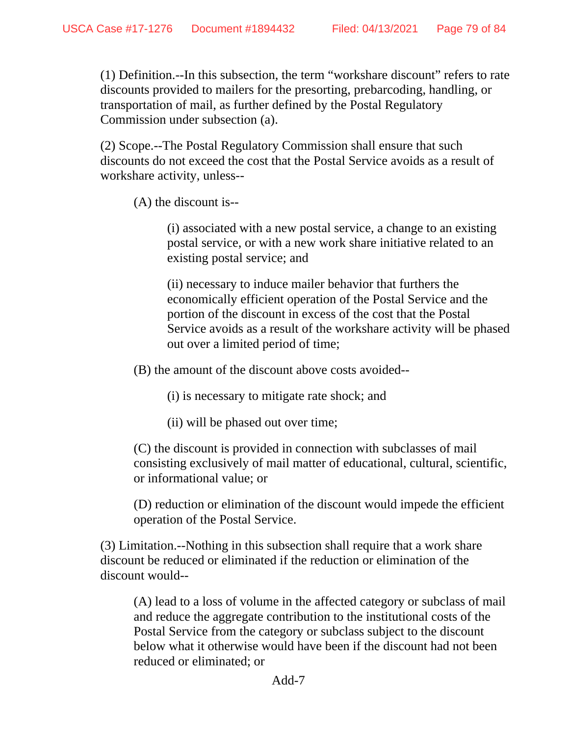(1) Definition.--In this subsection, the term “workshare discount” refers to rate discounts provided to mailers for the presorting, prebarcoding, handling, or transportation of mail, as further defined by the Postal Regulatory Commission under subsection (a).

(2) Scope.--The Postal Regulatory Commission shall ensure that such discounts do not exceed the cost that the Postal Service avoids as a result of workshare activity, unless--

> (A) the discount is--
>
> > (i) associated with a new postal service, a change to an existing postal service, or with a new work share initiative related to an existing postal service; and
> >
> > (ii) necessary to induce mailer behavior that furthers the economically efficient operation of the Postal Service and the portion of the discount in excess of the cost that the Postal Service avoids as a result of the workshare activity will be phased out over a limited period of time;
>
> (B) the amount of the discount above costs avoided--
>
> > (i) is necessary to mitigate rate shock; and
> >
> > (ii) will be phased out over time;
>
> (C) the discount is provided in connection with subclasses of mail consisting exclusively of mail matter of educational, cultural, scientific, or informational value; or
>
> (D) reduction or elimination of the discount would impede the efficient operation of the Postal Service.

(3) Limitation.--Nothing in this subsection shall require that a work share discount be reduced or eliminated if the reduction or elimination of the discount would--

> (A) lead to a loss of volume in the affected category or subclass of mail and reduce the aggregate contribution to the institutional costs of the Postal Service from the category or subclass subject to the discount below what it otherwise would have been if the discount had not been reduced or eliminated; or

Add-7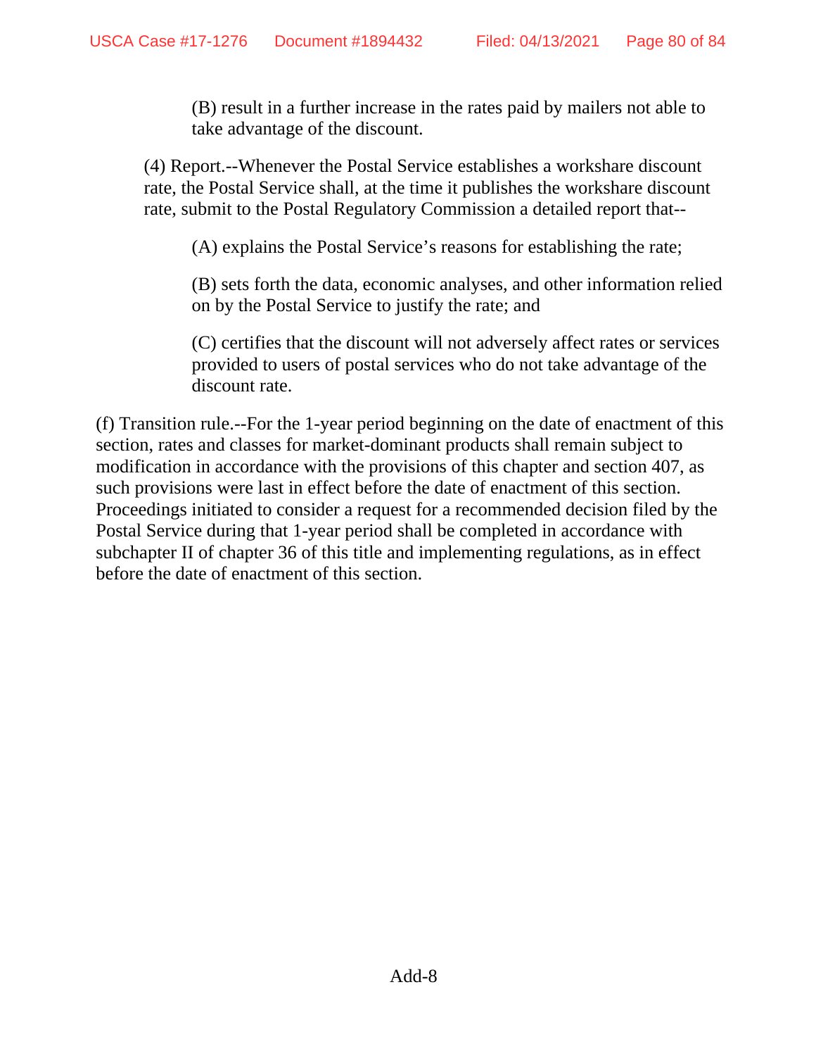(B) result in a further increase in the rates paid by mailers not able to take advantage of the discount.

(4) Report.--Whenever the Postal Service establishes a workshare discount rate, the Postal Service shall, at the time it publishes the workshare discount rate, submit to the Postal Regulatory Commission a detailed report that--

(A) explains the Postal Service's reasons for establishing the rate;

(B) sets forth the data, economic analyses, and other information relied on by the Postal Service to justify the rate; and

(C) certifies that the discount will not adversely affect rates or services provided to users of postal services who do not take advantage of the discount rate.

(f) Transition rule.--For the 1-year period beginning on the date of enactment of this section, rates and classes for market-dominant products shall remain subject to modification in accordance with the provisions of this chapter and section 407, as such provisions were last in effect before the date of enactment of this section. Proceedings initiated to consider a request for a recommended decision filed by the Postal Service during that 1-year period shall be completed in accordance with subchapter II of chapter 36 of this title and implementing regulations, as in effect before the date of enactment of this section.

Add-8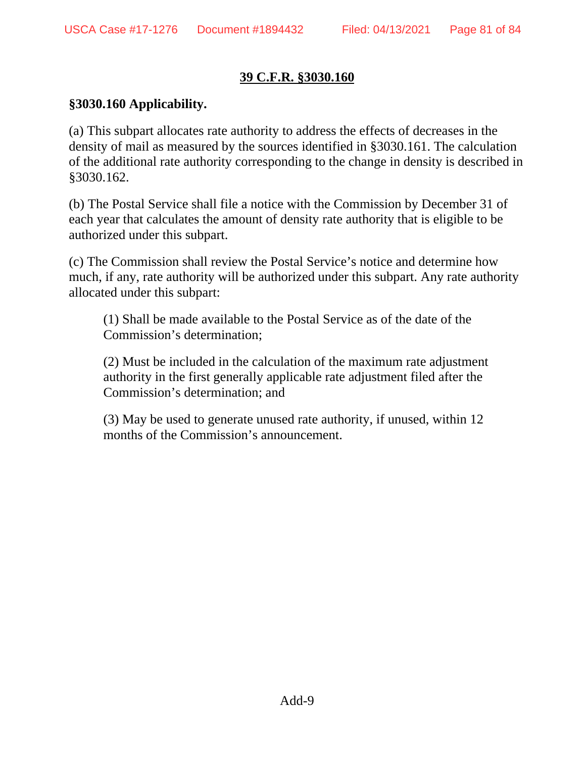# 39 C.F.R. §3030.160

**§3030.160 Applicability.**

(a) This subpart allocates rate authority to address the effects of decreases in the density of mail as measured by the sources identified in §3030.161. The calculation of the additional rate authority corresponding to the change in density is described in §3030.162.

(b) The Postal Service shall file a notice with the Commission by December 31 of each year that calculates the amount of density rate authority that is eligible to be authorized under this subpart.

(c) The Commission shall review the Postal Service's notice and determine how much, if any, rate authority will be authorized under this subpart. Any rate authority allocated under this subpart:

> (1) Shall be made available to the Postal Service as of the date of the Commission's determination;
>
> (2) Must be included in the calculation of the maximum rate adjustment authority in the first generally applicable rate adjustment filed after the Commission's determination; and
>
> (3) May be used to generate unused rate authority, if unused, within 12 months of the Commission's announcement.

Add-9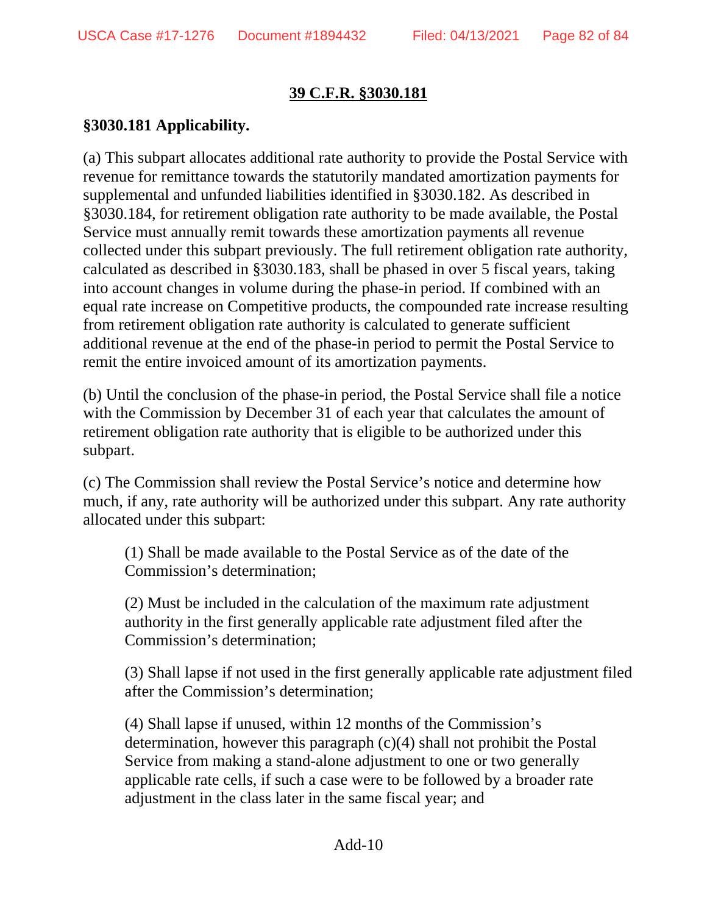## 39 C.F.R. §3030.181

**§3030.181 Applicability.**

(a) This subpart allocates additional rate authority to provide the Postal Service with revenue for remittance towards the statutorily mandated amortization payments for supplemental and unfunded liabilities identified in §3030.182. As described in §3030.184, for retirement obligation rate authority to be made available, the Postal Service must annually remit towards these amortization payments all revenue collected under this subpart previously. The full retirement obligation rate authority, calculated as described in §3030.183, shall be phased in over 5 fiscal years, taking into account changes in volume during the phase-in period. If combined with an equal rate increase on Competitive products, the compounded rate increase resulting from retirement obligation rate authority is calculated to generate sufficient additional revenue at the end of the phase-in period to permit the Postal Service to remit the entire invoiced amount of its amortization payments.

(b) Until the conclusion of the phase-in period, the Postal Service shall file a notice with the Commission by December 31 of each year that calculates the amount of retirement obligation rate authority that is eligible to be authorized under this subpart.

(c) The Commission shall review the Postal Service's notice and determine how much, if any, rate authority will be authorized under this subpart. Any rate authority allocated under this subpart:

> (1) Shall be made available to the Postal Service as of the date of the Commission's determination;
>
> (2) Must be included in the calculation of the maximum rate adjustment authority in the first generally applicable rate adjustment filed after the Commission's determination;
>
> (3) Shall lapse if not used in the first generally applicable rate adjustment filed after the Commission's determination;
>
> (4) Shall lapse if unused, within 12 months of the Commission's determination, however this paragraph (c)(4) shall not prohibit the Postal Service from making a stand-alone adjustment to one or two generally applicable rate cells, if such a case were to be followed by a broader rate adjustment in the class later in the same fiscal year; and

Add-10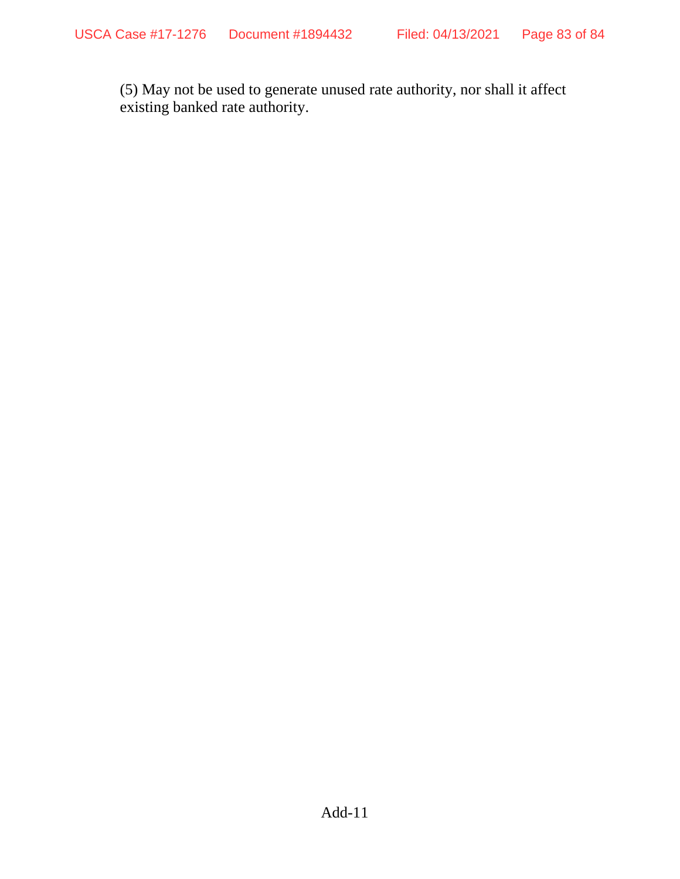(5) May not be used to generate unused rate authority, nor shall it affect existing banked rate authority.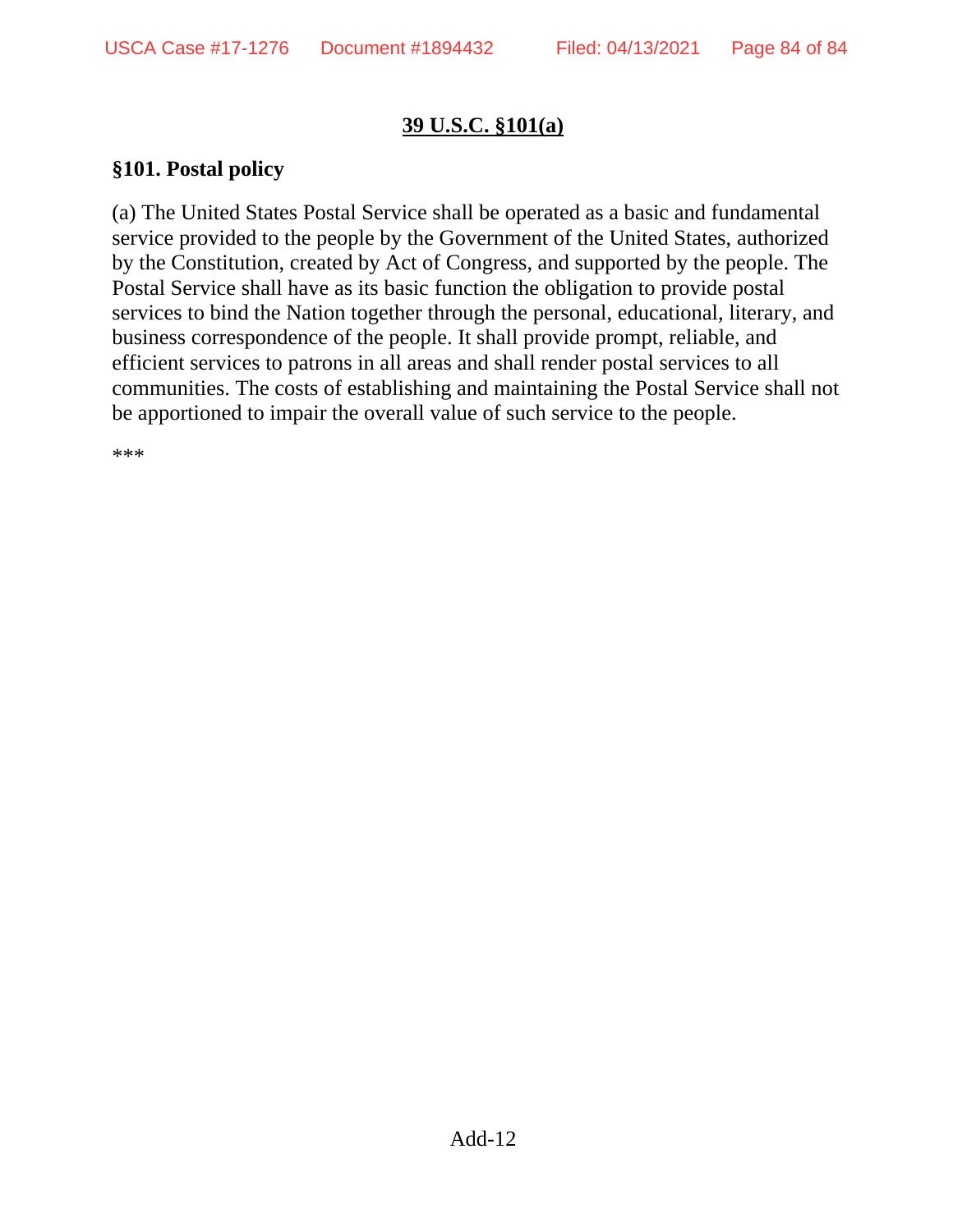## 39 U.S.C. §101(a)

**§101. Postal policy**

(a) The United States Postal Service shall be operated as a basic and fundamental service provided to the people by the Government of the United States, authorized by the Constitution, created by Act of Congress, and supported by the people. The Postal Service shall have as its basic function the obligation to provide postal services to bind the Nation together through the personal, educational, literary, and business correspondence of the people. It shall provide prompt, reliable, and efficient services to patrons in all areas and shall render postal services to all communities. The costs of establishing and maintaining the Postal Service shall not be apportioned to impair the overall value of such service to the people.

***